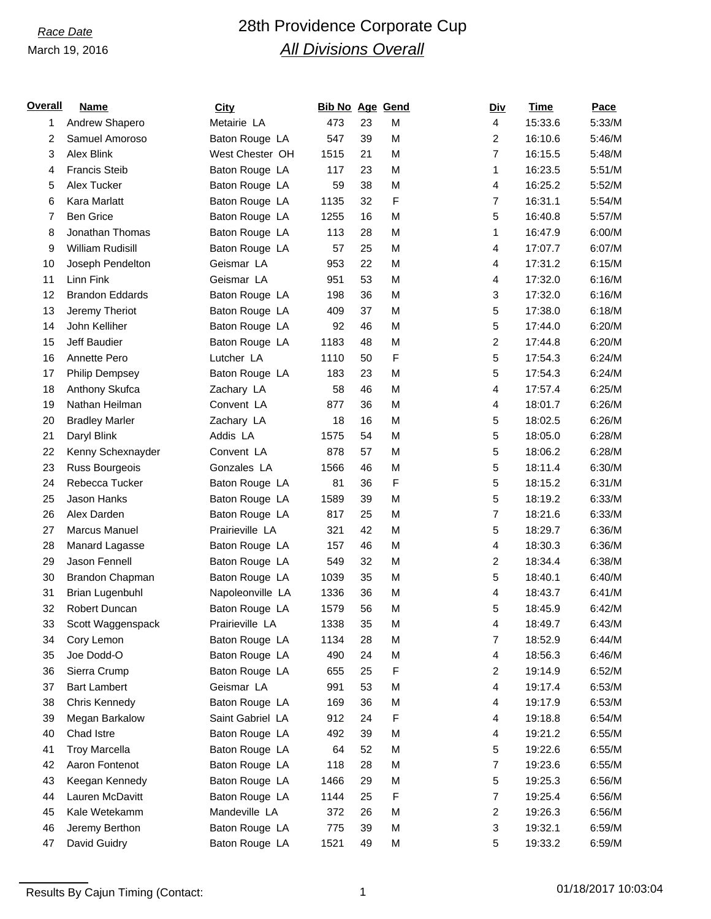*Race Date*

March 19, 2016

# 28th Providence Corporate Cup

## *All Divisions Overall*

| Overall | Name | City | Bib No | Age | Gend | Div | Time | Pace |
|---|---|---|---|---|---|---|---|---|
| 1 | Andrew Shapero | Metairie LA | 473 | 23 | M | 4 | 15:33.6 | 5:33/M |
| 2 | Samuel Amoroso | Baton Rouge LA | 547 | 39 | M | 2 | 16:10.6 | 5:46/M |
| 3 | Alex Blink | West Chester OH | 1515 | 21 | M | 7 | 16:15.5 | 5:48/M |
| 4 | Francis Steib | Baton Rouge LA | 117 | 23 | M | 1 | 16:23.5 | 5:51/M |
| 5 | Alex Tucker | Baton Rouge LA | 59 | 38 | M | 4 | 16:25.2 | 5:52/M |
| 6 | Kara Marlatt | Baton Rouge LA | 1135 | 32 | F | 7 | 16:31.1 | 5:54/M |
| 7 | Ben Grice | Baton Rouge LA | 1255 | 16 | M | 5 | 16:40.8 | 5:57/M |
| 8 | Jonathan Thomas | Baton Rouge LA | 113 | 28 | M | 1 | 16:47.9 | 6:00/M |
| 9 | William Rudisill | Baton Rouge LA | 57 | 25 | M | 4 | 17:07.7 | 6:07/M |
| 10 | Joseph Pendelton | Geismar LA | 953 | 22 | M | 4 | 17:31.2 | 6:15/M |
| 11 | Linn Fink | Geismar LA | 951 | 53 | M | 4 | 17:32.0 | 6:16/M |
| 12 | Brandon Eddards | Baton Rouge LA | 198 | 36 | M | 3 | 17:32.0 | 6:16/M |
| 13 | Jeremy Theriot | Baton Rouge LA | 409 | 37 | M | 5 | 17:38.0 | 6:18/M |
| 14 | John Kelliher | Baton Rouge LA | 92 | 46 | M | 5 | 17:44.0 | 6:20/M |
| 15 | Jeff Baudier | Baton Rouge LA | 1183 | 48 | M | 2 | 17:44.8 | 6:20/M |
| 16 | Annette Pero | Lutcher LA | 1110 | 50 | F | 5 | 17:54.3 | 6:24/M |
| 17 | Philip Dempsey | Baton Rouge LA | 183 | 23 | M | 5 | 17:54.3 | 6:24/M |
| 18 | Anthony Skufca | Zachary LA | 58 | 46 | M | 4 | 17:57.4 | 6:25/M |
| 19 | Nathan Heilman | Convent LA | 877 | 36 | M | 4 | 18:01.7 | 6:26/M |
| 20 | Bradley Marler | Zachary LA | 18 | 16 | M | 5 | 18:02.5 | 6:26/M |
| 21 | Daryl Blink | Addis LA | 1575 | 54 | M | 5 | 18:05.0 | 6:28/M |
| 22 | Kenny Schexnayder | Convent LA | 878 | 57 | M | 5 | 18:06.2 | 6:28/M |
| 23 | Russ Bourgeois | Gonzales LA | 1566 | 46 | M | 5 | 18:11.4 | 6:30/M |
| 24 | Rebecca Tucker | Baton Rouge LA | 81 | 36 | F | 5 | 18:15.2 | 6:31/M |
| 25 | Jason Hanks | Baton Rouge LA | 1589 | 39 | M | 5 | 18:19.2 | 6:33/M |
| 26 | Alex Darden | Baton Rouge LA | 817 | 25 | M | 7 | 18:21.6 | 6:33/M |
| 27 | Marcus Manuel | Prairieville LA | 321 | 42 | M | 5 | 18:29.7 | 6:36/M |
| 28 | Manard Lagasse | Baton Rouge LA | 157 | 46 | M | 4 | 18:30.3 | 6:36/M |
| 29 | Jason Fennell | Baton Rouge LA | 549 | 32 | M | 2 | 18:34.4 | 6:38/M |
| 30 | Brandon Chapman | Baton Rouge LA | 1039 | 35 | M | 5 | 18:40.1 | 6:40/M |
| 31 | Brian Lugenbuhl | Napoleonville LA | 1336 | 36 | M | 4 | 18:43.7 | 6:41/M |
| 32 | Robert Duncan | Baton Rouge LA | 1579 | 56 | M | 5 | 18:45.9 | 6:42/M |
| 33 | Scott Waggenspack | Prairieville LA | 1338 | 35 | M | 4 | 18:49.7 | 6:43/M |
| 34 | Cory Lemon | Baton Rouge LA | 1134 | 28 | M | 7 | 18:52.9 | 6:44/M |
| 35 | Joe Dodd-O | Baton Rouge LA | 490 | 24 | M | 4 | 18:56.3 | 6:46/M |
| 36 | Sierra Crump | Baton Rouge LA | 655 | 25 | F | 2 | 19:14.9 | 6:52/M |
| 37 | Bart Lambert | Geismar LA | 991 | 53 | M | 4 | 19:17.4 | 6:53/M |
| 38 | Chris Kennedy | Baton Rouge LA | 169 | 36 | M | 4 | 19:17.9 | 6:53/M |
| 39 | Megan Barkalow | Saint Gabriel LA | 912 | 24 | F | 4 | 19:18.8 | 6:54/M |
| 40 | Chad Istre | Baton Rouge LA | 492 | 39 | M | 4 | 19:21.2 | 6:55/M |
| 41 | Troy Marcella | Baton Rouge LA | 64 | 52 | M | 5 | 19:22.6 | 6:55/M |
| 42 | Aaron Fontenot | Baton Rouge LA | 118 | 28 | M | 7 | 19:23.6 | 6:55/M |
| 43 | Keegan Kennedy | Baton Rouge LA | 1466 | 29 | M | 5 | 19:25.3 | 6:56/M |
| 44 | Lauren McDavitt | Baton Rouge LA | 1144 | 25 | F | 7 | 19:25.4 | 6:56/M |
| 45 | Kale Wetekamm | Mandeville LA | 372 | 26 | M | 2 | 19:26.3 | 6:56/M |
| 46 | Jeremy Berthon | Baton Rouge LA | 775 | 39 | M | 3 | 19:32.1 | 6:59/M |
| 47 | David Guidry | Baton Rouge LA | 1521 | 49 | M | 5 | 19:33.2 | 6:59/M |

Results By Cajun Timing (Contact:

01/18/2017 10:03:04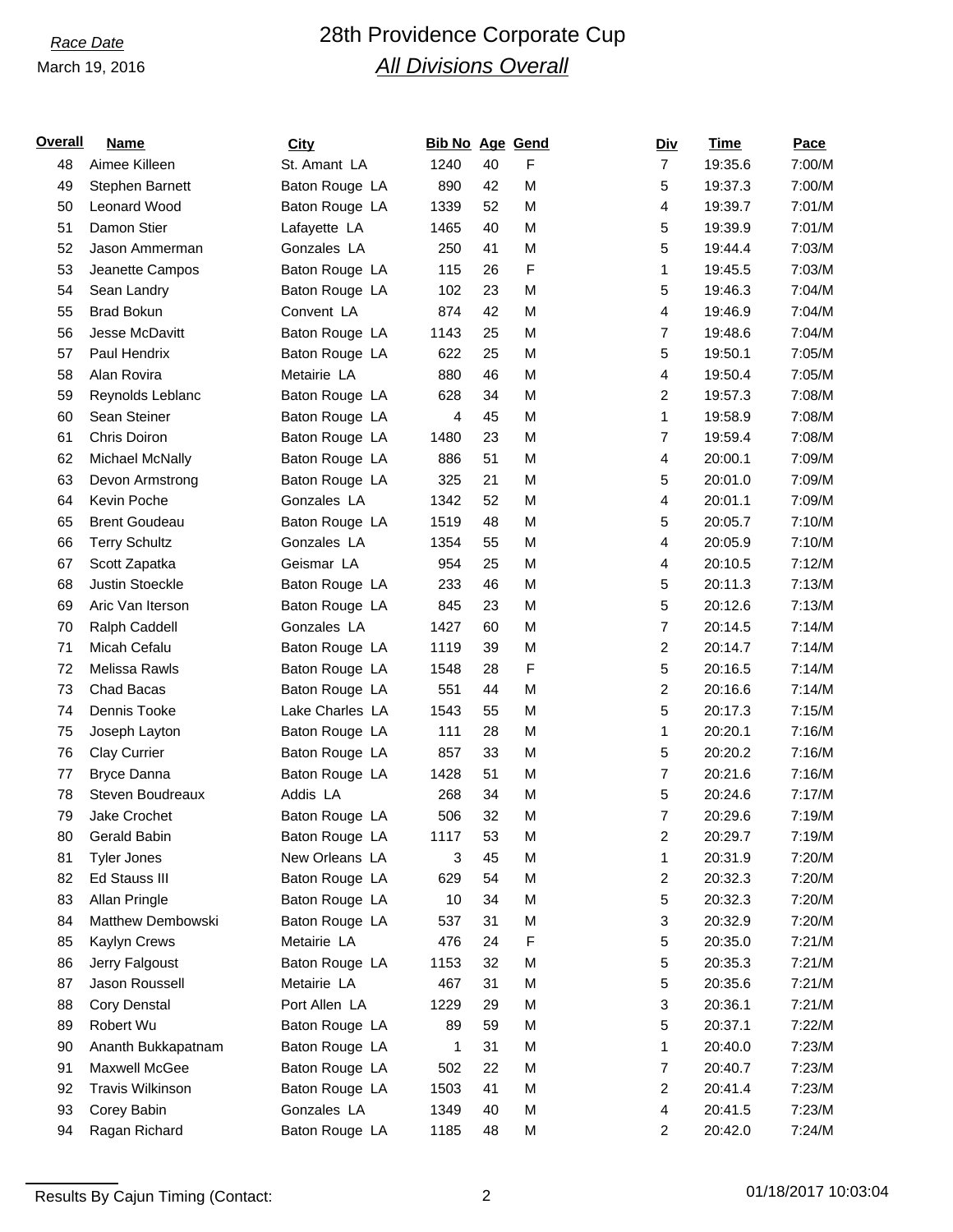*Race Date*
March 19, 2016

# 28th Providence Corporate Cup

## *All Divisions Overall*

| Overall | Name | City | Bib No | Age | Gend | Div | Time | Pace |
|---|---|---|---|---|---|---|---|---|
| 48 | Aimee Killeen | St. Amant LA | 1240 | 40 | F | 7 | 19:35.6 | 7:00/M |
| 49 | Stephen Barnett | Baton Rouge LA | 890 | 42 | M | 5 | 19:37.3 | 7:00/M |
| 50 | Leonard Wood | Baton Rouge LA | 1339 | 52 | M | 4 | 19:39.7 | 7:01/M |
| 51 | Damon Stier | Lafayette LA | 1465 | 40 | M | 5 | 19:39.9 | 7:01/M |
| 52 | Jason Ammerman | Gonzales LA | 250 | 41 | M | 5 | 19:44.4 | 7:03/M |
| 53 | Jeanette Campos | Baton Rouge LA | 115 | 26 | F | 1 | 19:45.5 | 7:03/M |
| 54 | Sean Landry | Baton Rouge LA | 102 | 23 | M | 5 | 19:46.3 | 7:04/M |
| 55 | Brad Bokun | Convent LA | 874 | 42 | M | 4 | 19:46.9 | 7:04/M |
| 56 | Jesse McDavitt | Baton Rouge LA | 1143 | 25 | M | 7 | 19:48.6 | 7:04/M |
| 57 | Paul Hendrix | Baton Rouge LA | 622 | 25 | M | 5 | 19:50.1 | 7:05/M |
| 58 | Alan Rovira | Metairie LA | 880 | 46 | M | 4 | 19:50.4 | 7:05/M |
| 59 | Reynolds Leblanc | Baton Rouge LA | 628 | 34 | M | 2 | 19:57.3 | 7:08/M |
| 60 | Sean Steiner | Baton Rouge LA | 4 | 45 | M | 1 | 19:58.9 | 7:08/M |
| 61 | Chris Doiron | Baton Rouge LA | 1480 | 23 | M | 7 | 19:59.4 | 7:08/M |
| 62 | Michael McNally | Baton Rouge LA | 886 | 51 | M | 4 | 20:00.1 | 7:09/M |
| 63 | Devon Armstrong | Baton Rouge LA | 325 | 21 | M | 5 | 20:01.0 | 7:09/M |
| 64 | Kevin Poche | Gonzales LA | 1342 | 52 | M | 4 | 20:01.1 | 7:09/M |
| 65 | Brent Goudeau | Baton Rouge LA | 1519 | 48 | M | 5 | 20:05.7 | 7:10/M |
| 66 | Terry Schultz | Gonzales LA | 1354 | 55 | M | 4 | 20:05.9 | 7:10/M |
| 67 | Scott Zapatka | Geismar LA | 954 | 25 | M | 4 | 20:10.5 | 7:12/M |
| 68 | Justin Stoeckle | Baton Rouge LA | 233 | 46 | M | 5 | 20:11.3 | 7:13/M |
| 69 | Aric Van Iterson | Baton Rouge LA | 845 | 23 | M | 5 | 20:12.6 | 7:13/M |
| 70 | Ralph Caddell | Gonzales LA | 1427 | 60 | M | 7 | 20:14.5 | 7:14/M |
| 71 | Micah Cefalu | Baton Rouge LA | 1119 | 39 | M | 2 | 20:14.7 | 7:14/M |
| 72 | Melissa Rawls | Baton Rouge LA | 1548 | 28 | F | 5 | 20:16.5 | 7:14/M |
| 73 | Chad Bacas | Baton Rouge LA | 551 | 44 | M | 2 | 20:16.6 | 7:14/M |
| 74 | Dennis Tooke | Lake Charles LA | 1543 | 55 | M | 5 | 20:17.3 | 7:15/M |
| 75 | Joseph Layton | Baton Rouge LA | 111 | 28 | M | 1 | 20:20.1 | 7:16/M |
| 76 | Clay Currier | Baton Rouge LA | 857 | 33 | M | 5 | 20:20.2 | 7:16/M |
| 77 | Bryce Danna | Baton Rouge LA | 1428 | 51 | M | 7 | 20:21.6 | 7:16/M |
| 78 | Steven Boudreaux | Addis LA | 268 | 34 | M | 5 | 20:24.6 | 7:17/M |
| 79 | Jake Crochet | Baton Rouge LA | 506 | 32 | M | 7 | 20:29.6 | 7:19/M |
| 80 | Gerald Babin | Baton Rouge LA | 1117 | 53 | M | 2 | 20:29.7 | 7:19/M |
| 81 | Tyler Jones | New Orleans LA | 3 | 45 | M | 1 | 20:31.9 | 7:20/M |
| 82 | Ed Stauss III | Baton Rouge LA | 629 | 54 | M | 2 | 20:32.3 | 7:20/M |
| 83 | Allan Pringle | Baton Rouge LA | 10 | 34 | M | 5 | 20:32.3 | 7:20/M |
| 84 | Matthew Dembowski | Baton Rouge LA | 537 | 31 | M | 3 | 20:32.9 | 7:20/M |
| 85 | Kaylyn Crews | Metairie LA | 476 | 24 | F | 5 | 20:35.0 | 7:21/M |
| 86 | Jerry Falgoust | Baton Rouge LA | 1153 | 32 | M | 5 | 20:35.3 | 7:21/M |
| 87 | Jason Roussell | Metairie LA | 467 | 31 | M | 5 | 20:35.6 | 7:21/M |
| 88 | Cory Denstal | Port Allen LA | 1229 | 29 | M | 3 | 20:36.1 | 7:21/M |
| 89 | Robert Wu | Baton Rouge LA | 89 | 59 | M | 5 | 20:37.1 | 7:22/M |
| 90 | Ananth Bukkapatnam | Baton Rouge LA | 1 | 31 | M | 1 | 20:40.0 | 7:23/M |
| 91 | Maxwell McGee | Baton Rouge LA | 502 | 22 | M | 7 | 20:40.7 | 7:23/M |
| 92 | Travis Wilkinson | Baton Rouge LA | 1503 | 41 | M | 2 | 20:41.4 | 7:23/M |
| 93 | Corey Babin | Gonzales LA | 1349 | 40 | M | 4 | 20:41.5 | 7:23/M |
| 94 | Ragan Richard | Baton Rouge LA | 1185 | 48 | M | 2 | 20:42.0 | 7:24/M |

Results By Cajun Timing (Contact:

01/18/2017 10:03:04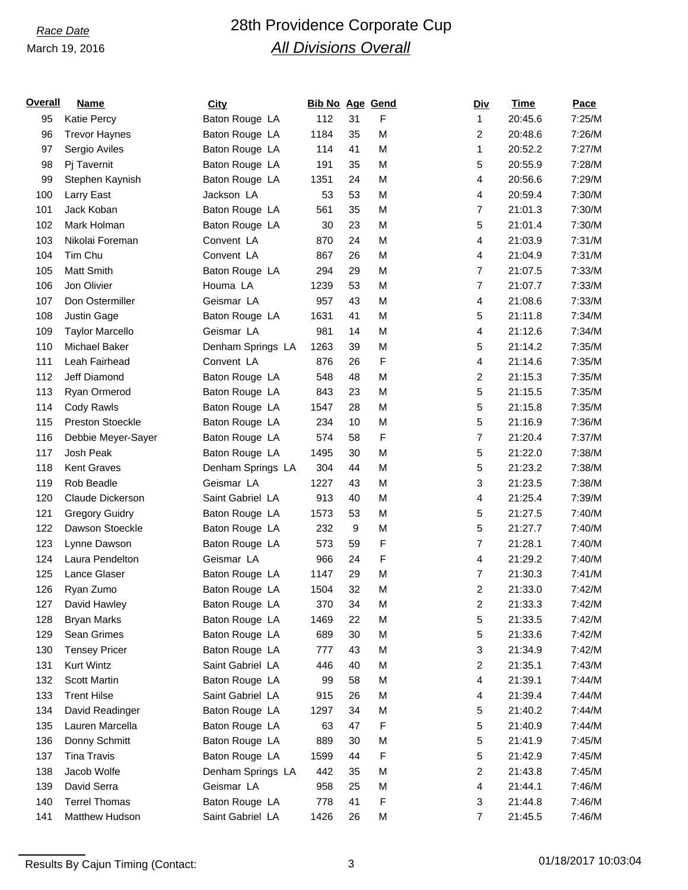*Race Date*

March 19, 2016

# 28th Providence Corporate Cup

## *All Divisions Overall*

| Overall | Name | City | Bib No | Age | Gend | Div | Time | Pace |
|---|---|---|---|---|---|---|---|---|
| 95 | Katie Percy | Baton Rouge LA | 112 | 31 | F | 1 | 20:45.6 | 7:25/M |
| 96 | Trevor Haynes | Baton Rouge LA | 1184 | 35 | M | 2 | 20:48.6 | 7:26/M |
| 97 | Sergio Aviles | Baton Rouge LA | 114 | 41 | M | 1 | 20:52.2 | 7:27/M |
| 98 | Pj Tavernit | Baton Rouge LA | 191 | 35 | M | 5 | 20:55.9 | 7:28/M |
| 99 | Stephen Kaynish | Baton Rouge LA | 1351 | 24 | M | 4 | 20:56.6 | 7:29/M |
| 100 | Larry East | Jackson LA | 53 | 53 | M | 4 | 20:59.4 | 7:30/M |
| 101 | Jack Koban | Baton Rouge LA | 561 | 35 | M | 7 | 21:01.3 | 7:30/M |
| 102 | Mark Holman | Baton Rouge LA | 30 | 23 | M | 5 | 21:01.4 | 7:30/M |
| 103 | Nikolai Foreman | Convent LA | 870 | 24 | M | 4 | 21:03.9 | 7:31/M |
| 104 | Tim Chu | Convent LA | 867 | 26 | M | 4 | 21:04.9 | 7:31/M |
| 105 | Matt Smith | Baton Rouge LA | 294 | 29 | M | 7 | 21:07.5 | 7:33/M |
| 106 | Jon Olivier | Houma LA | 1239 | 53 | M | 7 | 21:07.7 | 7:33/M |
| 107 | Don Ostermiller | Geismar LA | 957 | 43 | M | 4 | 21:08.6 | 7:33/M |
| 108 | Justin Gage | Baton Rouge LA | 1631 | 41 | M | 5 | 21:11.8 | 7:34/M |
| 109 | Taylor Marcello | Geismar LA | 981 | 14 | M | 4 | 21:12.6 | 7:34/M |
| 110 | Michael Baker | Denham Springs LA | 1263 | 39 | M | 5 | 21:14.2 | 7:35/M |
| 111 | Leah Fairhead | Convent LA | 876 | 26 | F | 4 | 21:14.6 | 7:35/M |
| 112 | Jeff Diamond | Baton Rouge LA | 548 | 48 | M | 2 | 21:15.3 | 7:35/M |
| 113 | Ryan Ormerod | Baton Rouge LA | 843 | 23 | M | 5 | 21:15.5 | 7:35/M |
| 114 | Cody Rawls | Baton Rouge LA | 1547 | 28 | M | 5 | 21:15.8 | 7:35/M |
| 115 | Preston Stoeckle | Baton Rouge LA | 234 | 10 | M | 5 | 21:16.9 | 7:36/M |
| 116 | Debbie Meyer-Sayer | Baton Rouge LA | 574 | 58 | F | 7 | 21:20.4 | 7:37/M |
| 117 | Josh Peak | Baton Rouge LA | 1495 | 30 | M | 5 | 21:22.0 | 7:38/M |
| 118 | Kent Graves | Denham Springs LA | 304 | 44 | M | 5 | 21:23.2 | 7:38/M |
| 119 | Rob Beadle | Geismar LA | 1227 | 43 | M | 3 | 21:23.5 | 7:38/M |
| 120 | Claude Dickerson | Saint Gabriel LA | 913 | 40 | M | 4 | 21:25.4 | 7:39/M |
| 121 | Gregory Guidry | Baton Rouge LA | 1573 | 53 | M | 5 | 21:27.5 | 7:40/M |
| 122 | Dawson Stoeckle | Baton Rouge LA | 232 | 9 | M | 5 | 21:27.7 | 7:40/M |
| 123 | Lynne Dawson | Baton Rouge LA | 573 | 59 | F | 7 | 21:28.1 | 7:40/M |
| 124 | Laura Pendelton | Geismar LA | 966 | 24 | F | 4 | 21:29.2 | 7:40/M |
| 125 | Lance Glaser | Baton Rouge LA | 1147 | 29 | M | 7 | 21:30.3 | 7:41/M |
| 126 | Ryan Zumo | Baton Rouge LA | 1504 | 32 | M | 2 | 21:33.0 | 7:42/M |
| 127 | David Hawley | Baton Rouge LA | 370 | 34 | M | 2 | 21:33.3 | 7:42/M |
| 128 | Bryan Marks | Baton Rouge LA | 1469 | 22 | M | 5 | 21:33.5 | 7:42/M |
| 129 | Sean Grimes | Baton Rouge LA | 689 | 30 | M | 5 | 21:33.6 | 7:42/M |
| 130 | Tensey Pricer | Baton Rouge LA | 777 | 43 | M | 3 | 21:34.9 | 7:42/M |
| 131 | Kurt Wintz | Saint Gabriel LA | 446 | 40 | M | 2 | 21:35.1 | 7:43/M |
| 132 | Scott Martin | Baton Rouge LA | 99 | 58 | M | 4 | 21:39.1 | 7:44/M |
| 133 | Trent Hilse | Saint Gabriel LA | 915 | 26 | M | 4 | 21:39.4 | 7:44/M |
| 134 | David Readinger | Baton Rouge LA | 1297 | 34 | M | 5 | 21:40.2 | 7:44/M |
| 135 | Lauren Marcella | Baton Rouge LA | 63 | 47 | F | 5 | 21:40.9 | 7:44/M |
| 136 | Donny Schmitt | Baton Rouge LA | 889 | 30 | M | 5 | 21:41.9 | 7:45/M |
| 137 | Tina Travis | Baton Rouge LA | 1599 | 44 | F | 5 | 21:42.9 | 7:45/M |
| 138 | Jacob Wolfe | Denham Springs LA | 442 | 35 | M | 2 | 21:43.8 | 7:45/M |
| 139 | David Serra | Geismar LA | 958 | 25 | M | 4 | 21:44.1 | 7:46/M |
| 140 | Terrel Thomas | Baton Rouge LA | 778 | 41 | F | 3 | 21:44.8 | 7:46/M |
| 141 | Matthew Hudson | Saint Gabriel LA | 1426 | 26 | M | 7 | 21:45.5 | 7:46/M |

Results By Cajun Timing (Contact:

01/18/2017 10:03:04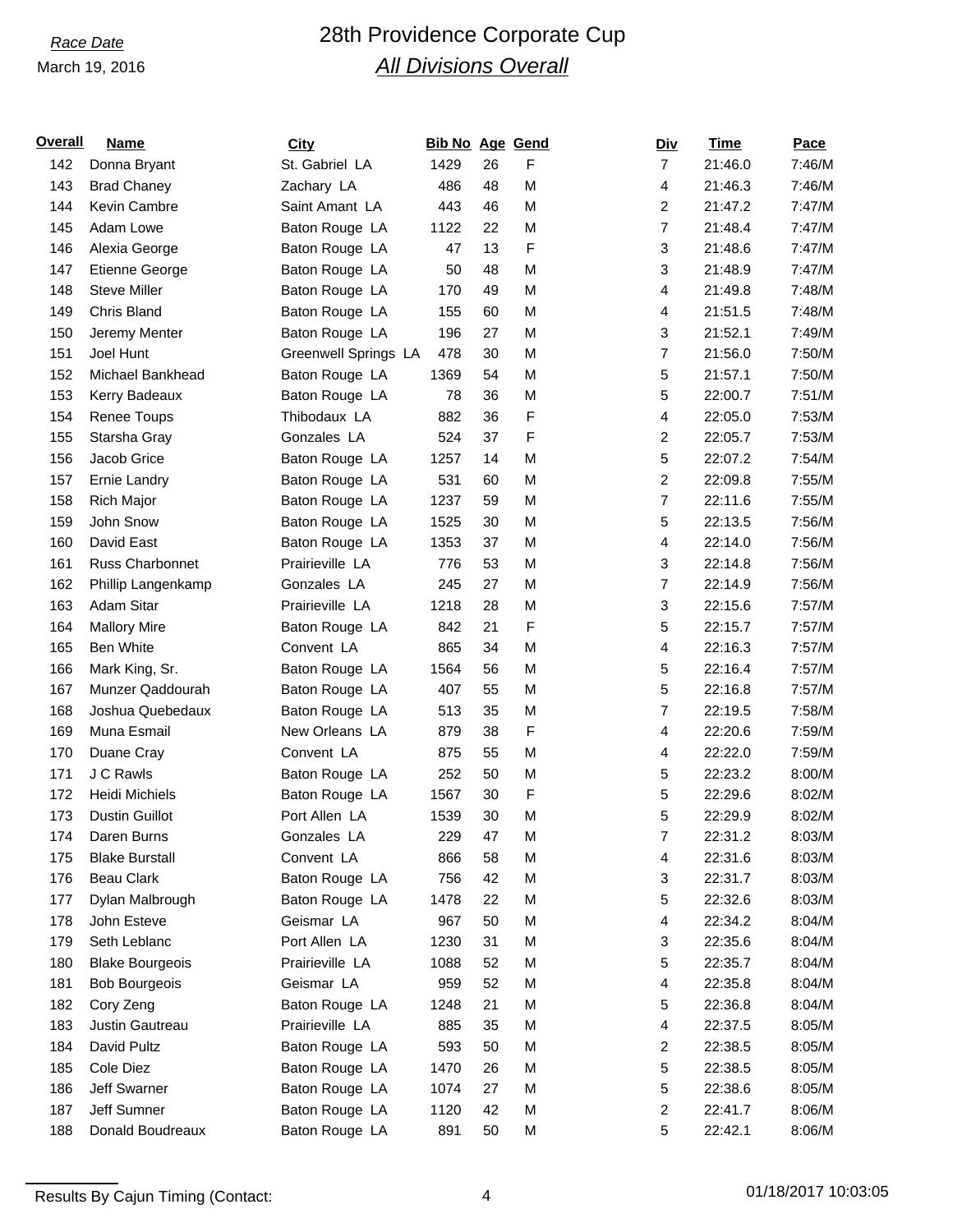*Race Date*

March 19, 2016

# 28th Providence Corporate Cup

## *All Divisions Overall*

| Overall | Name | City | Bib No | Age | Gend | Div | Time | Pace |
|---|---|---|---|---|---|---|---|---|
| 142 | Donna Bryant | St. Gabriel LA | 1429 | 26 | F | 7 | 21:46.0 | 7:46/M |
| 143 | Brad Chaney | Zachary LA | 486 | 48 | M | 4 | 21:46.3 | 7:46/M |
| 144 | Kevin Cambre | Saint Amant LA | 443 | 46 | M | 2 | 21:47.2 | 7:47/M |
| 145 | Adam Lowe | Baton Rouge LA | 1122 | 22 | M | 7 | 21:48.4 | 7:47/M |
| 146 | Alexia George | Baton Rouge LA | 47 | 13 | F | 3 | 21:48.6 | 7:47/M |
| 147 | Etienne George | Baton Rouge LA | 50 | 48 | M | 3 | 21:48.9 | 7:47/M |
| 148 | Steve Miller | Baton Rouge LA | 170 | 49 | M | 4 | 21:49.8 | 7:48/M |
| 149 | Chris Bland | Baton Rouge LA | 155 | 60 | M | 4 | 21:51.5 | 7:48/M |
| 150 | Jeremy Menter | Baton Rouge LA | 196 | 27 | M | 3 | 21:52.1 | 7:49/M |
| 151 | Joel Hunt | Greenwell Springs LA | 478 | 30 | M | 7 | 21:56.0 | 7:50/M |
| 152 | Michael Bankhead | Baton Rouge LA | 1369 | 54 | M | 5 | 21:57.1 | 7:50/M |
| 153 | Kerry Badeaux | Baton Rouge LA | 78 | 36 | M | 5 | 22:00.7 | 7:51/M |
| 154 | Renee Toups | Thibodaux LA | 882 | 36 | F | 4 | 22:05.0 | 7:53/M |
| 155 | Starsha Gray | Gonzales LA | 524 | 37 | F | 2 | 22:05.7 | 7:53/M |
| 156 | Jacob Grice | Baton Rouge LA | 1257 | 14 | M | 5 | 22:07.2 | 7:54/M |
| 157 | Ernie Landry | Baton Rouge LA | 531 | 60 | M | 2 | 22:09.8 | 7:55/M |
| 158 | Rich Major | Baton Rouge LA | 1237 | 59 | M | 7 | 22:11.6 | 7:55/M |
| 159 | John Snow | Baton Rouge LA | 1525 | 30 | M | 5 | 22:13.5 | 7:56/M |
| 160 | David East | Baton Rouge LA | 1353 | 37 | M | 4 | 22:14.0 | 7:56/M |
| 161 | Russ Charbonnet | Prairieville LA | 776 | 53 | M | 3 | 22:14.8 | 7:56/M |
| 162 | Phillip Langenkamp | Gonzales LA | 245 | 27 | M | 7 | 22:14.9 | 7:56/M |
| 163 | Adam Sitar | Prairieville LA | 1218 | 28 | M | 3 | 22:15.6 | 7:57/M |
| 164 | Mallory Mire | Baton Rouge LA | 842 | 21 | F | 5 | 22:15.7 | 7:57/M |
| 165 | Ben White | Convent LA | 865 | 34 | M | 4 | 22:16.3 | 7:57/M |
| 166 | Mark King, Sr. | Baton Rouge LA | 1564 | 56 | M | 5 | 22:16.4 | 7:57/M |
| 167 | Munzer Qaddourah | Baton Rouge LA | 407 | 55 | M | 5 | 22:16.8 | 7:57/M |
| 168 | Joshua Quebedaux | Baton Rouge LA | 513 | 35 | M | 7 | 22:19.5 | 7:58/M |
| 169 | Muna Esmail | New Orleans LA | 879 | 38 | F | 4 | 22:20.6 | 7:59/M |
| 170 | Duane Cray | Convent LA | 875 | 55 | M | 4 | 22:22.0 | 7:59/M |
| 171 | J C Rawls | Baton Rouge LA | 252 | 50 | M | 5 | 22:23.2 | 8:00/M |
| 172 | Heidi Michiels | Baton Rouge LA | 1567 | 30 | F | 5 | 22:29.6 | 8:02/M |
| 173 | Dustin Guillot | Port Allen LA | 1539 | 30 | M | 5 | 22:29.9 | 8:02/M |
| 174 | Daren Burns | Gonzales LA | 229 | 47 | M | 7 | 22:31.2 | 8:03/M |
| 175 | Blake Burstall | Convent LA | 866 | 58 | M | 4 | 22:31.6 | 8:03/M |
| 176 | Beau Clark | Baton Rouge LA | 756 | 42 | M | 3 | 22:31.7 | 8:03/M |
| 177 | Dylan Malbrough | Baton Rouge LA | 1478 | 22 | M | 5 | 22:32.6 | 8:03/M |
| 178 | John Esteve | Geismar LA | 967 | 50 | M | 4 | 22:34.2 | 8:04/M |
| 179 | Seth Leblanc | Port Allen LA | 1230 | 31 | M | 3 | 22:35.6 | 8:04/M |
| 180 | Blake Bourgeois | Prairieville LA | 1088 | 52 | M | 5 | 22:35.7 | 8:04/M |
| 181 | Bob Bourgeois | Geismar LA | 959 | 52 | M | 4 | 22:35.8 | 8:04/M |
| 182 | Cory Zeng | Baton Rouge LA | 1248 | 21 | M | 5 | 22:36.8 | 8:04/M |
| 183 | Justin Gautreau | Prairieville LA | 885 | 35 | M | 4 | 22:37.5 | 8:05/M |
| 184 | David Pultz | Baton Rouge LA | 593 | 50 | M | 2 | 22:38.5 | 8:05/M |
| 185 | Cole Diez | Baton Rouge LA | 1470 | 26 | M | 5 | 22:38.5 | 8:05/M |
| 186 | Jeff Swarner | Baton Rouge LA | 1074 | 27 | M | 5 | 22:38.6 | 8:05/M |
| 187 | Jeff Sumner | Baton Rouge LA | 1120 | 42 | M | 2 | 22:41.7 | 8:06/M |
| 188 | Donald Boudreaux | Baton Rouge LA | 891 | 50 | M | 5 | 22:42.1 | 8:06/M |

Results By Cajun Timing (Contact:

01/18/2017 10:03:05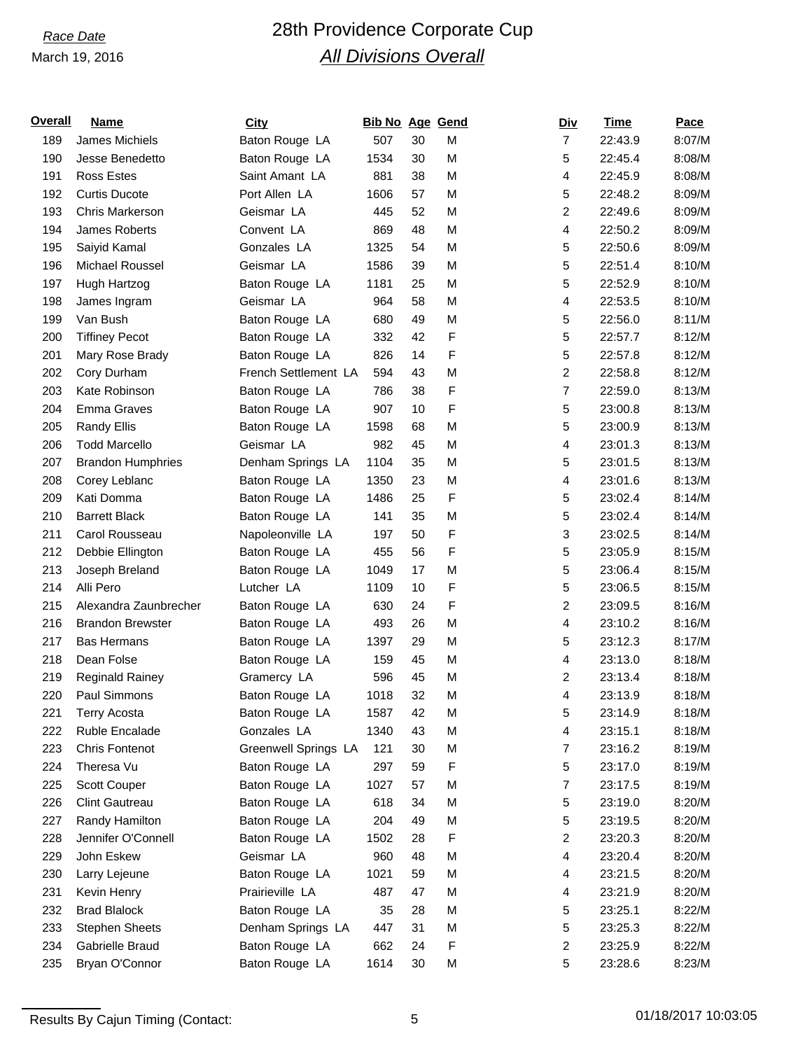*Race Date*

March 19, 2016

# 28th Providence Corporate Cup

## *All Divisions Overall*

| Overall | Name | City | Bib No | Age | Gend | Div | Time | Pace |
|---|---|---|---|---|---|---|---|---|
| 189 | James Michiels | Baton Rouge LA | 507 | 30 | M | 7 | 22:43.9 | 8:07/M |
| 190 | Jesse Benedetto | Baton Rouge LA | 1534 | 30 | M | 5 | 22:45.4 | 8:08/M |
| 191 | Ross Estes | Saint Amant LA | 881 | 38 | M | 4 | 22:45.9 | 8:08/M |
| 192 | Curtis Ducote | Port Allen LA | 1606 | 57 | M | 5 | 22:48.2 | 8:09/M |
| 193 | Chris Markerson | Geismar LA | 445 | 52 | M | 2 | 22:49.6 | 8:09/M |
| 194 | James Roberts | Convent LA | 869 | 48 | M | 4 | 22:50.2 | 8:09/M |
| 195 | Saiyid Kamal | Gonzales LA | 1325 | 54 | M | 5 | 22:50.6 | 8:09/M |
| 196 | Michael Roussel | Geismar LA | 1586 | 39 | M | 5 | 22:51.4 | 8:10/M |
| 197 | Hugh Hartzog | Baton Rouge LA | 1181 | 25 | M | 5 | 22:52.9 | 8:10/M |
| 198 | James Ingram | Geismar LA | 964 | 58 | M | 4 | 22:53.5 | 8:10/M |
| 199 | Van Bush | Baton Rouge LA | 680 | 49 | M | 5 | 22:56.0 | 8:11/M |
| 200 | Tiffiney Pecot | Baton Rouge LA | 332 | 42 | F | 5 | 22:57.7 | 8:12/M |
| 201 | Mary Rose Brady | Baton Rouge LA | 826 | 14 | F | 5 | 22:57.8 | 8:12/M |
| 202 | Cory Durham | French Settlement LA | 594 | 43 | M | 2 | 22:58.8 | 8:12/M |
| 203 | Kate Robinson | Baton Rouge LA | 786 | 38 | F | 7 | 22:59.0 | 8:13/M |
| 204 | Emma Graves | Baton Rouge LA | 907 | 10 | F | 5 | 23:00.8 | 8:13/M |
| 205 | Randy Ellis | Baton Rouge LA | 1598 | 68 | M | 5 | 23:00.9 | 8:13/M |
| 206 | Todd Marcello | Geismar LA | 982 | 45 | M | 4 | 23:01.3 | 8:13/M |
| 207 | Brandon Humphries | Denham Springs LA | 1104 | 35 | M | 5 | 23:01.5 | 8:13/M |
| 208 | Corey Leblanc | Baton Rouge LA | 1350 | 23 | M | 4 | 23:01.6 | 8:13/M |
| 209 | Kati Domma | Baton Rouge LA | 1486 | 25 | F | 5 | 23:02.4 | 8:14/M |
| 210 | Barrett Black | Baton Rouge LA | 141 | 35 | M | 5 | 23:02.4 | 8:14/M |
| 211 | Carol Rousseau | Napoleonville LA | 197 | 50 | F | 3 | 23:02.5 | 8:14/M |
| 212 | Debbie Ellington | Baton Rouge LA | 455 | 56 | F | 5 | 23:05.9 | 8:15/M |
| 213 | Joseph Breland | Baton Rouge LA | 1049 | 17 | M | 5 | 23:06.4 | 8:15/M |
| 214 | Alli Pero | Lutcher LA | 1109 | 10 | F | 5 | 23:06.5 | 8:15/M |
| 215 | Alexandra Zaunbrecher | Baton Rouge LA | 630 | 24 | F | 2 | 23:09.5 | 8:16/M |
| 216 | Brandon Brewster | Baton Rouge LA | 493 | 26 | M | 4 | 23:10.2 | 8:16/M |
| 217 | Bas Hermans | Baton Rouge LA | 1397 | 29 | M | 5 | 23:12.3 | 8:17/M |
| 218 | Dean Folse | Baton Rouge LA | 159 | 45 | M | 4 | 23:13.0 | 8:18/M |
| 219 | Reginald Rainey | Gramercy LA | 596 | 45 | M | 2 | 23:13.4 | 8:18/M |
| 220 | Paul Simmons | Baton Rouge LA | 1018 | 32 | M | 4 | 23:13.9 | 8:18/M |
| 221 | Terry Acosta | Baton Rouge LA | 1587 | 42 | M | 5 | 23:14.9 | 8:18/M |
| 222 | Ruble Encalade | Gonzales LA | 1340 | 43 | M | 4 | 23:15.1 | 8:18/M |
| 223 | Chris Fontenot | Greenwell Springs LA | 121 | 30 | M | 7 | 23:16.2 | 8:19/M |
| 224 | Theresa Vu | Baton Rouge LA | 297 | 59 | F | 5 | 23:17.0 | 8:19/M |
| 225 | Scott Couper | Baton Rouge LA | 1027 | 57 | M | 7 | 23:17.5 | 8:19/M |
| 226 | Clint Gautreau | Baton Rouge LA | 618 | 34 | M | 5 | 23:19.0 | 8:20/M |
| 227 | Randy Hamilton | Baton Rouge LA | 204 | 49 | M | 5 | 23:19.5 | 8:20/M |
| 228 | Jennifer O'Connell | Baton Rouge LA | 1502 | 28 | F | 2 | 23:20.3 | 8:20/M |
| 229 | John Eskew | Geismar LA | 960 | 48 | M | 4 | 23:20.4 | 8:20/M |
| 230 | Larry Lejeune | Baton Rouge LA | 1021 | 59 | M | 4 | 23:21.5 | 8:20/M |
| 231 | Kevin Henry | Prairieville LA | 487 | 47 | M | 4 | 23:21.9 | 8:20/M |
| 232 | Brad Blalock | Baton Rouge LA | 35 | 28 | M | 5 | 23:25.1 | 8:22/M |
| 233 | Stephen Sheets | Denham Springs LA | 447 | 31 | M | 5 | 23:25.3 | 8:22/M |
| 234 | Gabrielle Braud | Baton Rouge LA | 662 | 24 | F | 2 | 23:25.9 | 8:22/M |
| 235 | Bryan O'Connor | Baton Rouge LA | 1614 | 30 | M | 5 | 23:28.6 | 8:23/M |

Results By Cajun Timing (Contact: 01/18/2017 10:03:05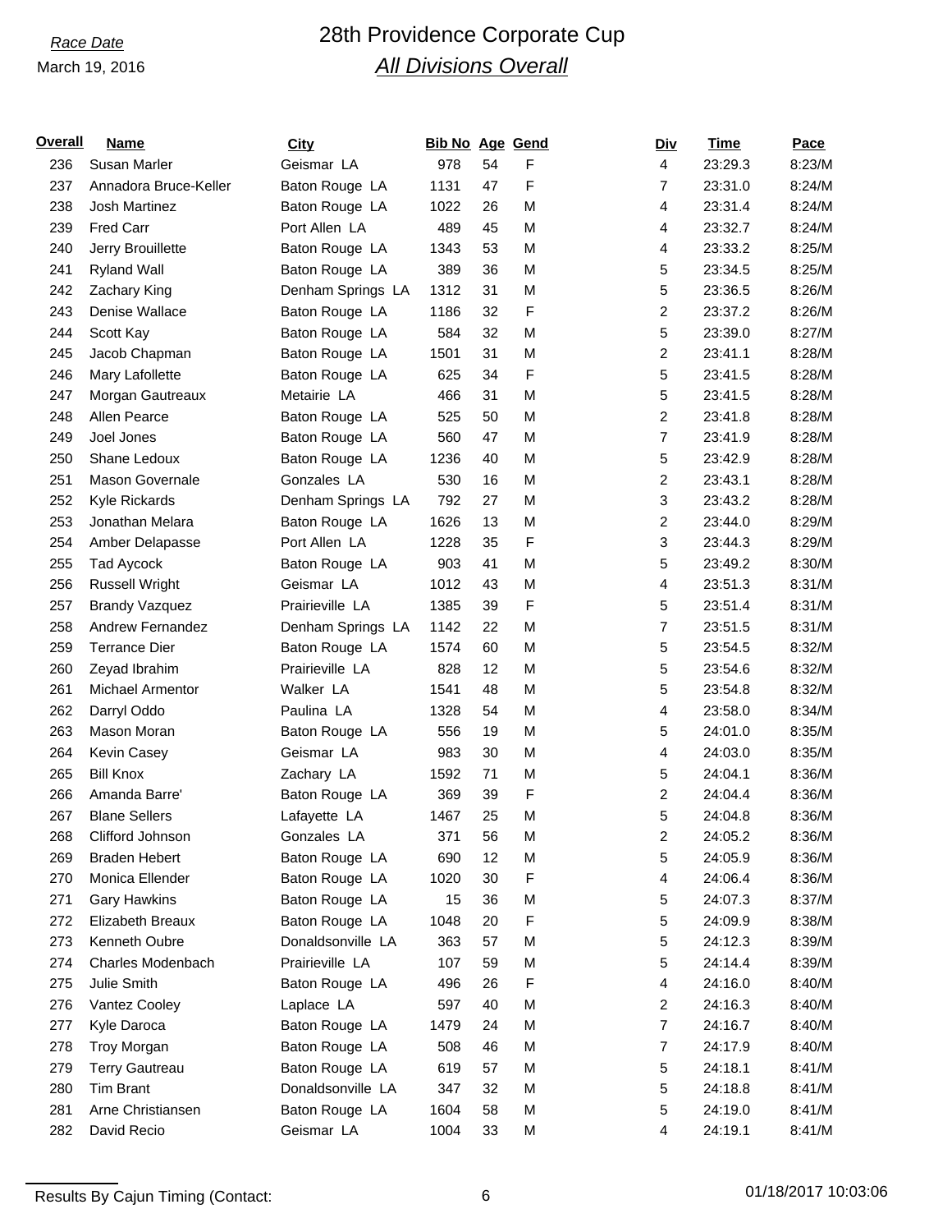Race Date

March 19, 2016

# 28th Providence Corporate Cup

## All Divisions Overall

| Overall | Name | City | Bib No | Age | Gend | Div | Time | Pace |
|---|---|---|---|---|---|---|---|---|
| 236 | Susan Marler | Geismar LA | 978 | 54 | F | 4 | 23:29.3 | 8:23/M |
| 237 | Annadora Bruce-Keller | Baton Rouge LA | 1131 | 47 | F | 7 | 23:31.0 | 8:24/M |
| 238 | Josh Martinez | Baton Rouge LA | 1022 | 26 | M | 4 | 23:31.4 | 8:24/M |
| 239 | Fred Carr | Port Allen LA | 489 | 45 | M | 4 | 23:32.7 | 8:24/M |
| 240 | Jerry Brouillette | Baton Rouge LA | 1343 | 53 | M | 4 | 23:33.2 | 8:25/M |
| 241 | Ryland Wall | Baton Rouge LA | 389 | 36 | M | 5 | 23:34.5 | 8:25/M |
| 242 | Zachary King | Denham Springs LA | 1312 | 31 | M | 5 | 23:36.5 | 8:26/M |
| 243 | Denise Wallace | Baton Rouge LA | 1186 | 32 | F | 2 | 23:37.2 | 8:26/M |
| 244 | Scott Kay | Baton Rouge LA | 584 | 32 | M | 5 | 23:39.0 | 8:27/M |
| 245 | Jacob Chapman | Baton Rouge LA | 1501 | 31 | M | 2 | 23:41.1 | 8:28/M |
| 246 | Mary Lafollette | Baton Rouge LA | 625 | 34 | F | 5 | 23:41.5 | 8:28/M |
| 247 | Morgan Gautreaux | Metairie LA | 466 | 31 | M | 5 | 23:41.5 | 8:28/M |
| 248 | Allen Pearce | Baton Rouge LA | 525 | 50 | M | 2 | 23:41.8 | 8:28/M |
| 249 | Joel Jones | Baton Rouge LA | 560 | 47 | M | 7 | 23:41.9 | 8:28/M |
| 250 | Shane Ledoux | Baton Rouge LA | 1236 | 40 | M | 5 | 23:42.9 | 8:28/M |
| 251 | Mason Governale | Gonzales LA | 530 | 16 | M | 2 | 23:43.1 | 8:28/M |
| 252 | Kyle Rickards | Denham Springs LA | 792 | 27 | M | 3 | 23:43.2 | 8:28/M |
| 253 | Jonathan Melara | Baton Rouge LA | 1626 | 13 | M | 2 | 23:44.0 | 8:29/M |
| 254 | Amber Delapasse | Port Allen LA | 1228 | 35 | F | 3 | 23:44.3 | 8:29/M |
| 255 | Tad Aycock | Baton Rouge LA | 903 | 41 | M | 5 | 23:49.2 | 8:30/M |
| 256 | Russell Wright | Geismar LA | 1012 | 43 | M | 4 | 23:51.3 | 8:31/M |
| 257 | Brandy Vazquez | Prairieville LA | 1385 | 39 | F | 5 | 23:51.4 | 8:31/M |
| 258 | Andrew Fernandez | Denham Springs LA | 1142 | 22 | M | 7 | 23:51.5 | 8:31/M |
| 259 | Terrance Dier | Baton Rouge LA | 1574 | 60 | M | 5 | 23:54.5 | 8:32/M |
| 260 | Zeyad Ibrahim | Prairieville LA | 828 | 12 | M | 5 | 23:54.6 | 8:32/M |
| 261 | Michael Armentor | Walker LA | 1541 | 48 | M | 5 | 23:54.8 | 8:32/M |
| 262 | Darryl Oddo | Paulina LA | 1328 | 54 | M | 4 | 23:58.0 | 8:34/M |
| 263 | Mason Moran | Baton Rouge LA | 556 | 19 | M | 5 | 24:01.0 | 8:35/M |
| 264 | Kevin Casey | Geismar LA | 983 | 30 | M | 4 | 24:03.0 | 8:35/M |
| 265 | Bill Knox | Zachary LA | 1592 | 71 | M | 5 | 24:04.1 | 8:36/M |
| 266 | Amanda Barre' | Baton Rouge LA | 369 | 39 | F | 2 | 24:04.4 | 8:36/M |
| 267 | Blane Sellers | Lafayette LA | 1467 | 25 | M | 5 | 24:04.8 | 8:36/M |
| 268 | Clifford Johnson | Gonzales LA | 371 | 56 | M | 2 | 24:05.2 | 8:36/M |
| 269 | Braden Hebert | Baton Rouge LA | 690 | 12 | M | 5 | 24:05.9 | 8:36/M |
| 270 | Monica Ellender | Baton Rouge LA | 1020 | 30 | F | 4 | 24:06.4 | 8:36/M |
| 271 | Gary Hawkins | Baton Rouge LA | 15 | 36 | M | 5 | 24:07.3 | 8:37/M |
| 272 | Elizabeth Breaux | Baton Rouge LA | 1048 | 20 | F | 5 | 24:09.9 | 8:38/M |
| 273 | Kenneth Oubre | Donaldsonville LA | 363 | 57 | M | 5 | 24:12.3 | 8:39/M |
| 274 | Charles Modenbach | Prairieville LA | 107 | 59 | M | 5 | 24:14.4 | 8:39/M |
| 275 | Julie Smith | Baton Rouge LA | 496 | 26 | F | 4 | 24:16.0 | 8:40/M |
| 276 | Vantez Cooley | Laplace LA | 597 | 40 | M | 2 | 24:16.3 | 8:40/M |
| 277 | Kyle Daroca | Baton Rouge LA | 1479 | 24 | M | 7 | 24:16.7 | 8:40/M |
| 278 | Troy Morgan | Baton Rouge LA | 508 | 46 | M | 7 | 24:17.9 | 8:40/M |
| 279 | Terry Gautreau | Baton Rouge LA | 619 | 57 | M | 5 | 24:18.1 | 8:41/M |
| 280 | Tim Brant | Donaldsonville LA | 347 | 32 | M | 5 | 24:18.8 | 8:41/M |
| 281 | Arne Christiansen | Baton Rouge LA | 1604 | 58 | M | 5 | 24:19.0 | 8:41/M |
| 282 | David Recio | Geismar LA | 1004 | 33 | M | 4 | 24:19.1 | 8:41/M |

Results By Cajun Timing (Contact:

01/18/2017 10:03:06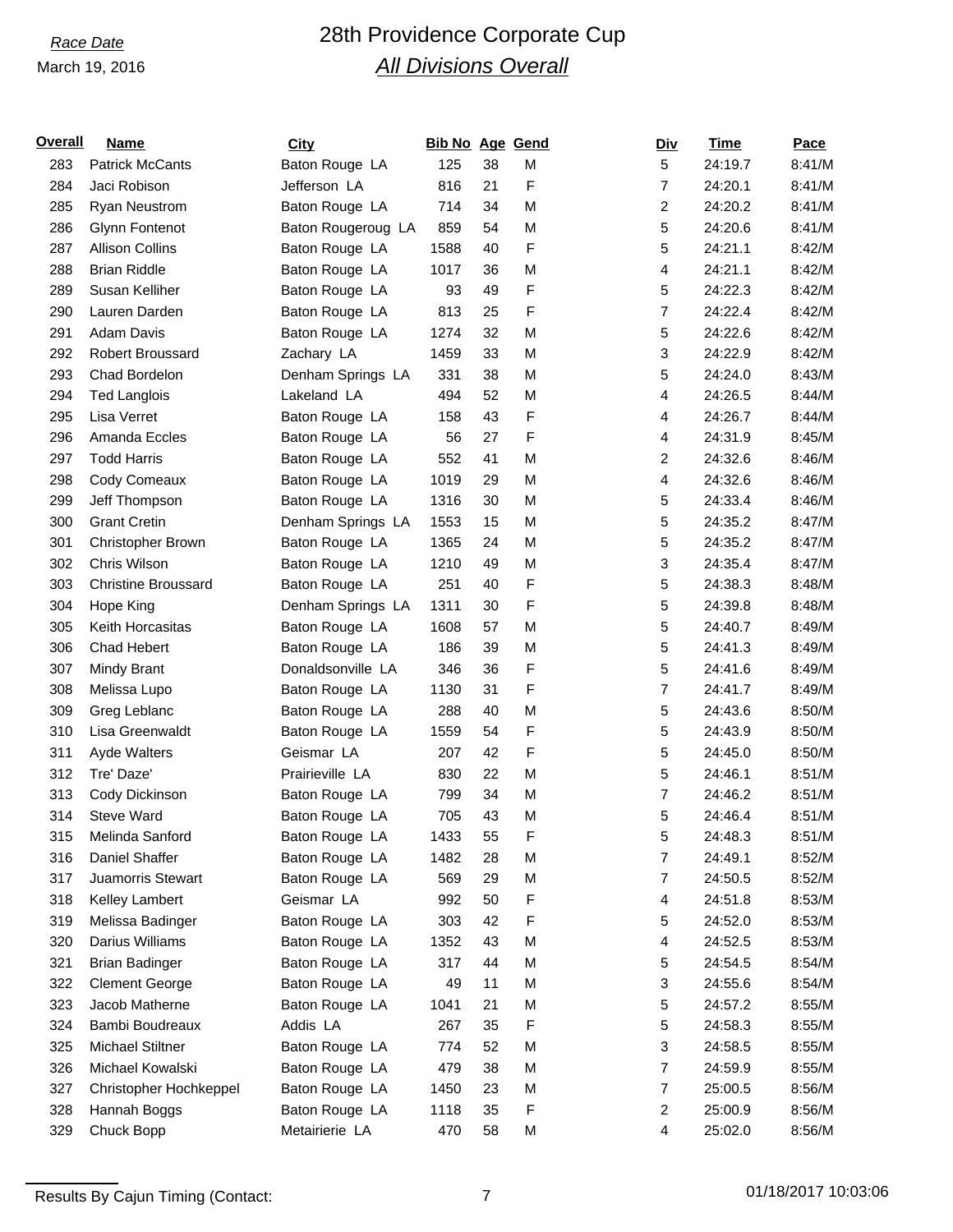*Race Date*

March 19, 2016

# 28th Providence Corporate Cup

## *All Divisions Overall*

| Overall | Name | City | Bib No | Age | Gend | Div | Time | Pace |
|---|---|---|---|---|---|---|---|---|
| 283 | Patrick McCants | Baton Rouge LA | 125 | 38 | M | 5 | 24:19.7 | 8:41/M |
| 284 | Jaci Robison | Jefferson LA | 816 | 21 | F | 7 | 24:20.1 | 8:41/M |
| 285 | Ryan Neustrom | Baton Rouge LA | 714 | 34 | M | 2 | 24:20.2 | 8:41/M |
| 286 | Glynn Fontenot | Baton Rougeroug LA | 859 | 54 | M | 5 | 24:20.6 | 8:41/M |
| 287 | Allison Collins | Baton Rouge LA | 1588 | 40 | F | 5 | 24:21.1 | 8:42/M |
| 288 | Brian Riddle | Baton Rouge LA | 1017 | 36 | M | 4 | 24:21.1 | 8:42/M |
| 289 | Susan Kelliher | Baton Rouge LA | 93 | 49 | F | 5 | 24:22.3 | 8:42/M |
| 290 | Lauren Darden | Baton Rouge LA | 813 | 25 | F | 7 | 24:22.4 | 8:42/M |
| 291 | Adam Davis | Baton Rouge LA | 1274 | 32 | M | 5 | 24:22.6 | 8:42/M |
| 292 | Robert Broussard | Zachary LA | 1459 | 33 | M | 3 | 24:22.9 | 8:42/M |
| 293 | Chad Bordelon | Denham Springs LA | 331 | 38 | M | 5 | 24:24.0 | 8:43/M |
| 294 | Ted Langlois | Lakeland LA | 494 | 52 | M | 4 | 24:26.5 | 8:44/M |
| 295 | Lisa Verret | Baton Rouge LA | 158 | 43 | F | 4 | 24:26.7 | 8:44/M |
| 296 | Amanda Eccles | Baton Rouge LA | 56 | 27 | F | 4 | 24:31.9 | 8:45/M |
| 297 | Todd Harris | Baton Rouge LA | 552 | 41 | M | 2 | 24:32.6 | 8:46/M |
| 298 | Cody Comeaux | Baton Rouge LA | 1019 | 29 | M | 4 | 24:32.6 | 8:46/M |
| 299 | Jeff Thompson | Baton Rouge LA | 1316 | 30 | M | 5 | 24:33.4 | 8:46/M |
| 300 | Grant Cretin | Denham Springs LA | 1553 | 15 | M | 5 | 24:35.2 | 8:47/M |
| 301 | Christopher Brown | Baton Rouge LA | 1365 | 24 | M | 5 | 24:35.2 | 8:47/M |
| 302 | Chris Wilson | Baton Rouge LA | 1210 | 49 | M | 3 | 24:35.4 | 8:47/M |
| 303 | Christine Broussard | Baton Rouge LA | 251 | 40 | F | 5 | 24:38.3 | 8:48/M |
| 304 | Hope King | Denham Springs LA | 1311 | 30 | F | 5 | 24:39.8 | 8:48/M |
| 305 | Keith Horcasitas | Baton Rouge LA | 1608 | 57 | M | 5 | 24:40.7 | 8:49/M |
| 306 | Chad Hebert | Baton Rouge LA | 186 | 39 | M | 5 | 24:41.3 | 8:49/M |
| 307 | Mindy Brant | Donaldsonville LA | 346 | 36 | F | 5 | 24:41.6 | 8:49/M |
| 308 | Melissa Lupo | Baton Rouge LA | 1130 | 31 | F | 7 | 24:41.7 | 8:49/M |
| 309 | Greg Leblanc | Baton Rouge LA | 288 | 40 | M | 5 | 24:43.6 | 8:50/M |
| 310 | Lisa Greenwaldt | Baton Rouge LA | 1559 | 54 | F | 5 | 24:43.9 | 8:50/M |
| 311 | Ayde Walters | Geismar LA | 207 | 42 | F | 5 | 24:45.0 | 8:50/M |
| 312 | Tre' Daze' | Prairieville LA | 830 | 22 | M | 5 | 24:46.1 | 8:51/M |
| 313 | Cody Dickinson | Baton Rouge LA | 799 | 34 | M | 7 | 24:46.2 | 8:51/M |
| 314 | Steve Ward | Baton Rouge LA | 705 | 43 | M | 5 | 24:46.4 | 8:51/M |
| 315 | Melinda Sanford | Baton Rouge LA | 1433 | 55 | F | 5 | 24:48.3 | 8:51/M |
| 316 | Daniel Shaffer | Baton Rouge LA | 1482 | 28 | M | 7 | 24:49.1 | 8:52/M |
| 317 | Juamorris Stewart | Baton Rouge LA | 569 | 29 | M | 7 | 24:50.5 | 8:52/M |
| 318 | Kelley Lambert | Geismar LA | 992 | 50 | F | 4 | 24:51.8 | 8:53/M |
| 319 | Melissa Badinger | Baton Rouge LA | 303 | 42 | F | 5 | 24:52.0 | 8:53/M |
| 320 | Darius Williams | Baton Rouge LA | 1352 | 43 | M | 4 | 24:52.5 | 8:53/M |
| 321 | Brian Badinger | Baton Rouge LA | 317 | 44 | M | 5 | 24:54.5 | 8:54/M |
| 322 | Clement George | Baton Rouge LA | 49 | 11 | M | 3 | 24:55.6 | 8:54/M |
| 323 | Jacob Matherne | Baton Rouge LA | 1041 | 21 | M | 5 | 24:57.2 | 8:55/M |
| 324 | Bambi Boudreaux | Addis LA | 267 | 35 | F | 5 | 24:58.3 | 8:55/M |
| 325 | Michael Stiltner | Baton Rouge LA | 774 | 52 | M | 3 | 24:58.5 | 8:55/M |
| 326 | Michael Kowalski | Baton Rouge LA | 479 | 38 | M | 7 | 24:59.9 | 8:55/M |
| 327 | Christopher Hochkeppel | Baton Rouge LA | 1450 | 23 | M | 7 | 25:00.5 | 8:56/M |
| 328 | Hannah Boggs | Baton Rouge LA | 1118 | 35 | F | 2 | 25:00.9 | 8:56/M |
| 329 | Chuck Bopp | Metairierie LA | 470 | 58 | M | 4 | 25:02.0 | 8:56/M |

Results By Cajun Timing (Contact:

01/18/2017 10:03:06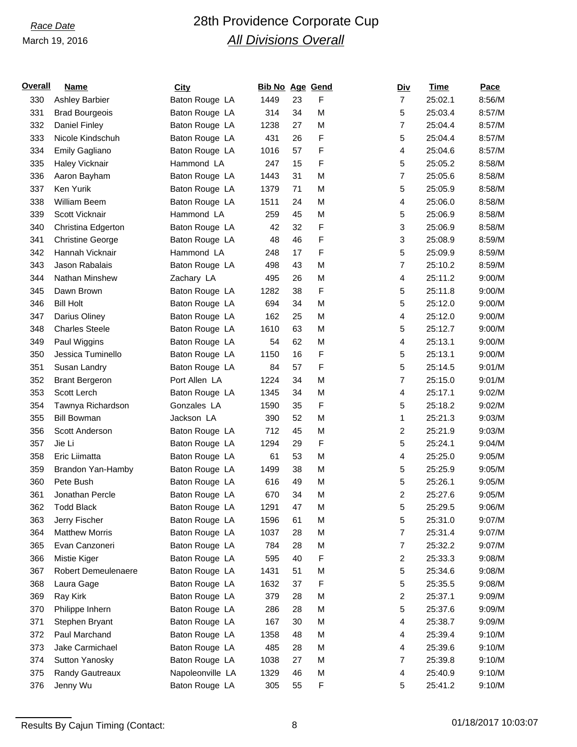*Race Date*
March 19, 2016

# 28th Providence Corporate Cup

## *All Divisions Overall*

| Overall | Name | City | Bib No | Age | Gend | Div | Time | Pace |
|---|---|---|---|---|---|---|---|---|
| 330 | Ashley Barbier | Baton Rouge LA | 1449 | 23 | F | 7 | 25:02.1 | 8:56/M |
| 331 | Brad Bourgeois | Baton Rouge LA | 314 | 34 | M | 5 | 25:03.4 | 8:57/M |
| 332 | Daniel Finley | Baton Rouge LA | 1238 | 27 | M | 7 | 25:04.4 | 8:57/M |
| 333 | Nicole Kindschuh | Baton Rouge LA | 431 | 26 | F | 5 | 25:04.4 | 8:57/M |
| 334 | Emily Gagliano | Baton Rouge LA | 1016 | 57 | F | 4 | 25:04.6 | 8:57/M |
| 335 | Haley Vicknair | Hammond LA | 247 | 15 | F | 5 | 25:05.2 | 8:58/M |
| 336 | Aaron Bayham | Baton Rouge LA | 1443 | 31 | M | 7 | 25:05.6 | 8:58/M |
| 337 | Ken Yurik | Baton Rouge LA | 1379 | 71 | M | 5 | 25:05.9 | 8:58/M |
| 338 | William Beem | Baton Rouge LA | 1511 | 24 | M | 4 | 25:06.0 | 8:58/M |
| 339 | Scott Vicknair | Hammond LA | 259 | 45 | M | 5 | 25:06.9 | 8:58/M |
| 340 | Christina Edgerton | Baton Rouge LA | 42 | 32 | F | 3 | 25:06.9 | 8:58/M |
| 341 | Christine George | Baton Rouge LA | 48 | 46 | F | 3 | 25:08.9 | 8:59/M |
| 342 | Hannah Vicknair | Hammond LA | 248 | 17 | F | 5 | 25:09.9 | 8:59/M |
| 343 | Jason Rabalais | Baton Rouge LA | 498 | 43 | M | 7 | 25:10.2 | 8:59/M |
| 344 | Nathan Minshew | Zachary LA | 495 | 26 | M | 4 | 25:11.2 | 9:00/M |
| 345 | Dawn Brown | Baton Rouge LA | 1282 | 38 | F | 5 | 25:11.8 | 9:00/M |
| 346 | Bill Holt | Baton Rouge LA | 694 | 34 | M | 5 | 25:12.0 | 9:00/M |
| 347 | Darius Oliney | Baton Rouge LA | 162 | 25 | M | 4 | 25:12.0 | 9:00/M |
| 348 | Charles Steele | Baton Rouge LA | 1610 | 63 | M | 5 | 25:12.7 | 9:00/M |
| 349 | Paul Wiggins | Baton Rouge LA | 54 | 62 | M | 4 | 25:13.1 | 9:00/M |
| 350 | Jessica Tuminello | Baton Rouge LA | 1150 | 16 | F | 5 | 25:13.1 | 9:00/M |
| 351 | Susan Landry | Baton Rouge LA | 84 | 57 | F | 5 | 25:14.5 | 9:01/M |
| 352 | Brant Bergeron | Port Allen LA | 1224 | 34 | M | 7 | 25:15.0 | 9:01/M |
| 353 | Scott Lerch | Baton Rouge LA | 1345 | 34 | M | 4 | 25:17.1 | 9:02/M |
| 354 | Tawnya Richardson | Gonzales LA | 1590 | 35 | F | 5 | 25:18.2 | 9:02/M |
| 355 | Bill Bowman | Jackson LA | 390 | 52 | M | 1 | 25:21.3 | 9:03/M |
| 356 | Scott Anderson | Baton Rouge LA | 712 | 45 | M | 2 | 25:21.9 | 9:03/M |
| 357 | Jie Li | Baton Rouge LA | 1294 | 29 | F | 5 | 25:24.1 | 9:04/M |
| 358 | Eric Liimatta | Baton Rouge LA | 61 | 53 | M | 4 | 25:25.0 | 9:05/M |
| 359 | Brandon Yan-Hamby | Baton Rouge LA | 1499 | 38 | M | 5 | 25:25.9 | 9:05/M |
| 360 | Pete Bush | Baton Rouge LA | 616 | 49 | M | 5 | 25:26.1 | 9:05/M |
| 361 | Jonathan Percle | Baton Rouge LA | 670 | 34 | M | 2 | 25:27.6 | 9:05/M |
| 362 | Todd Black | Baton Rouge LA | 1291 | 47 | M | 5 | 25:29.5 | 9:06/M |
| 363 | Jerry Fischer | Baton Rouge LA | 1596 | 61 | M | 5 | 25:31.0 | 9:07/M |
| 364 | Matthew Morris | Baton Rouge LA | 1037 | 28 | M | 7 | 25:31.4 | 9:07/M |
| 365 | Evan Canzoneri | Baton Rouge LA | 784 | 28 | M | 7 | 25:32.2 | 9:07/M |
| 366 | Mistie Kiger | Baton Rouge LA | 595 | 40 | F | 2 | 25:33.3 | 9:08/M |
| 367 | Robert Demeulenaere | Baton Rouge LA | 1431 | 51 | M | 5 | 25:34.6 | 9:08/M |
| 368 | Laura Gage | Baton Rouge LA | 1632 | 37 | F | 5 | 25:35.5 | 9:08/M |
| 369 | Ray Kirk | Baton Rouge LA | 379 | 28 | M | 2 | 25:37.1 | 9:09/M |
| 370 | Philippe Inhern | Baton Rouge LA | 286 | 28 | M | 5 | 25:37.6 | 9:09/M |
| 371 | Stephen Bryant | Baton Rouge LA | 167 | 30 | M | 4 | 25:38.7 | 9:09/M |
| 372 | Paul Marchand | Baton Rouge LA | 1358 | 48 | M | 4 | 25:39.4 | 9:10/M |
| 373 | Jake Carmichael | Baton Rouge LA | 485 | 28 | M | 4 | 25:39.6 | 9:10/M |
| 374 | Sutton Yanosky | Baton Rouge LA | 1038 | 27 | M | 7 | 25:39.8 | 9:10/M |
| 375 | Randy Gautreaux | Napoleonville LA | 1329 | 46 | M | 4 | 25:40.9 | 9:10/M |
| 376 | Jenny Wu | Baton Rouge LA | 305 | 55 | F | 5 | 25:41.2 | 9:10/M |

Results By Cajun Timing (Contact: 01/18/2017 10:03:07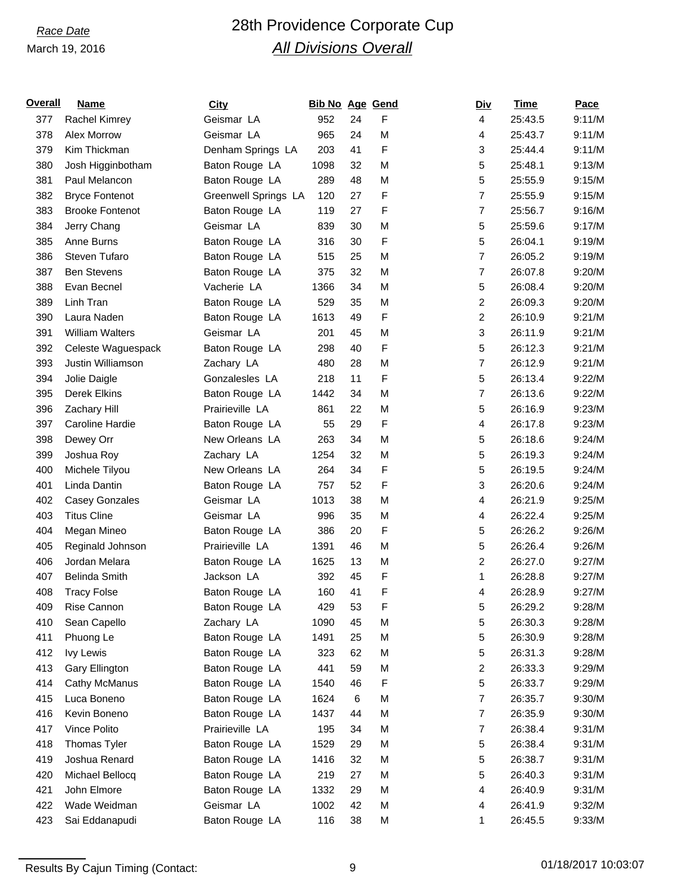*Race Date*

March 19, 2016

# 28th Providence Corporate Cup

## *All Divisions Overall*

| Overall | Name | City | Bib No | Age | Gend | Div | Time | Pace |
|---|---|---|---|---|---|---|---|---|
| 377 | Rachel Kimrey | Geismar LA | 952 | 24 | F | 4 | 25:43.5 | 9:11/M |
| 378 | Alex Morrow | Geismar LA | 965 | 24 | M | 4 | 25:43.7 | 9:11/M |
| 379 | Kim Thickman | Denham Springs LA | 203 | 41 | F | 3 | 25:44.4 | 9:11/M |
| 380 | Josh Higginbotham | Baton Rouge LA | 1098 | 32 | M | 5 | 25:48.1 | 9:13/M |
| 381 | Paul Melancon | Baton Rouge LA | 289 | 48 | M | 5 | 25:55.9 | 9:15/M |
| 382 | Bryce Fontenot | Greenwell Springs LA | 120 | 27 | F | 7 | 25:55.9 | 9:15/M |
| 383 | Brooke Fontenot | Baton Rouge LA | 119 | 27 | F | 7 | 25:56.7 | 9:16/M |
| 384 | Jerry Chang | Geismar LA | 839 | 30 | M | 5 | 25:59.6 | 9:17/M |
| 385 | Anne Burns | Baton Rouge LA | 316 | 30 | F | 5 | 26:04.1 | 9:19/M |
| 386 | Steven Tufaro | Baton Rouge LA | 515 | 25 | M | 7 | 26:05.2 | 9:19/M |
| 387 | Ben Stevens | Baton Rouge LA | 375 | 32 | M | 7 | 26:07.8 | 9:20/M |
| 388 | Evan Becnel | Vacherie LA | 1366 | 34 | M | 5 | 26:08.4 | 9:20/M |
| 389 | Linh Tran | Baton Rouge LA | 529 | 35 | M | 2 | 26:09.3 | 9:20/M |
| 390 | Laura Naden | Baton Rouge LA | 1613 | 49 | F | 2 | 26:10.9 | 9:21/M |
| 391 | William Walters | Geismar LA | 201 | 45 | M | 3 | 26:11.9 | 9:21/M |
| 392 | Celeste Waguespack | Baton Rouge LA | 298 | 40 | F | 5 | 26:12.3 | 9:21/M |
| 393 | Justin Williamson | Zachary LA | 480 | 28 | M | 7 | 26:12.9 | 9:21/M |
| 394 | Jolie Daigle | Gonzalesles LA | 218 | 11 | F | 5 | 26:13.4 | 9:22/M |
| 395 | Derek Elkins | Baton Rouge LA | 1442 | 34 | M | 7 | 26:13.6 | 9:22/M |
| 396 | Zachary Hill | Prairieville LA | 861 | 22 | M | 5 | 26:16.9 | 9:23/M |
| 397 | Caroline Hardie | Baton Rouge LA | 55 | 29 | F | 4 | 26:17.8 | 9:23/M |
| 398 | Dewey Orr | New Orleans LA | 263 | 34 | M | 5 | 26:18.6 | 9:24/M |
| 399 | Joshua Roy | Zachary LA | 1254 | 32 | M | 5 | 26:19.3 | 9:24/M |
| 400 | Michele Tilyou | New Orleans LA | 264 | 34 | F | 5 | 26:19.5 | 9:24/M |
| 401 | Linda Dantin | Baton Rouge LA | 757 | 52 | F | 3 | 26:20.6 | 9:24/M |
| 402 | Casey Gonzales | Geismar LA | 1013 | 38 | M | 4 | 26:21.9 | 9:25/M |
| 403 | Titus Cline | Geismar LA | 996 | 35 | M | 4 | 26:22.4 | 9:25/M |
| 404 | Megan Mineo | Baton Rouge LA | 386 | 20 | F | 5 | 26:26.2 | 9:26/M |
| 405 | Reginald Johnson | Prairieville LA | 1391 | 46 | M | 5 | 26:26.4 | 9:26/M |
| 406 | Jordan Melara | Baton Rouge LA | 1625 | 13 | M | 2 | 26:27.0 | 9:27/M |
| 407 | Belinda Smith | Jackson LA | 392 | 45 | F | 1 | 26:28.8 | 9:27/M |
| 408 | Tracy Folse | Baton Rouge LA | 160 | 41 | F | 4 | 26:28.9 | 9:27/M |
| 409 | Rise Cannon | Baton Rouge LA | 429 | 53 | F | 5 | 26:29.2 | 9:28/M |
| 410 | Sean Capello | Zachary LA | 1090 | 45 | M | 5 | 26:30.3 | 9:28/M |
| 411 | Phuong Le | Baton Rouge LA | 1491 | 25 | M | 5 | 26:30.9 | 9:28/M |
| 412 | Ivy Lewis | Baton Rouge LA | 323 | 62 | M | 5 | 26:31.3 | 9:28/M |
| 413 | Gary Ellington | Baton Rouge LA | 441 | 59 | M | 2 | 26:33.3 | 9:29/M |
| 414 | Cathy McManus | Baton Rouge LA | 1540 | 46 | F | 5 | 26:33.7 | 9:29/M |
| 415 | Luca Boneno | Baton Rouge LA | 1624 | 6 | M | 7 | 26:35.7 | 9:30/M |
| 416 | Kevin Boneno | Baton Rouge LA | 1437 | 44 | M | 7 | 26:35.9 | 9:30/M |
| 417 | Vince Polito | Prairieville LA | 195 | 34 | M | 7 | 26:38.4 | 9:31/M |
| 418 | Thomas Tyler | Baton Rouge LA | 1529 | 29 | M | 5 | 26:38.4 | 9:31/M |
| 419 | Joshua Renard | Baton Rouge LA | 1416 | 32 | M | 5 | 26:38.7 | 9:31/M |
| 420 | Michael Bellocq | Baton Rouge LA | 219 | 27 | M | 5 | 26:40.3 | 9:31/M |
| 421 | John Elmore | Baton Rouge LA | 1332 | 29 | M | 4 | 26:40.9 | 9:31/M |
| 422 | Wade Weidman | Geismar LA | 1002 | 42 | M | 4 | 26:41.9 | 9:32/M |
| 423 | Sai Eddanapudi | Baton Rouge LA | 116 | 38 | M | 1 | 26:45.5 | 9:33/M |

Results By Cajun Timing (Contact: 01/18/2017 10:03:07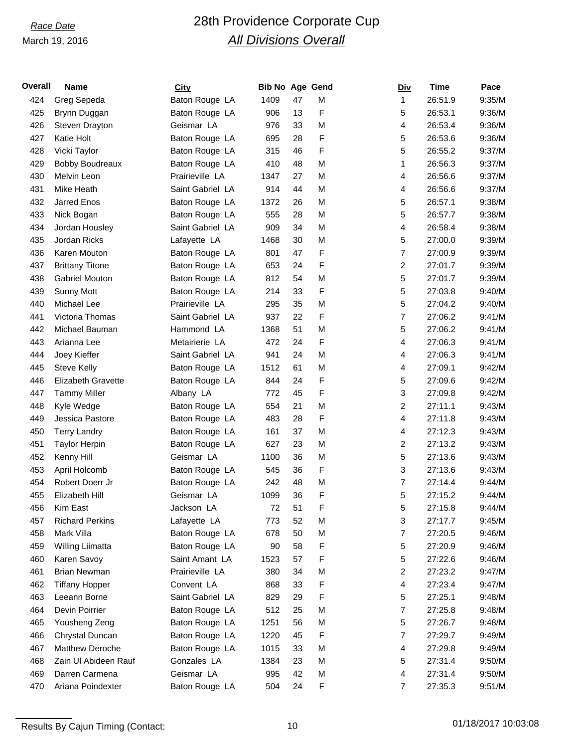*Race Date*

March 19, 2016

# 28th Providence Corporate Cup

## *All Divisions Overall*

| Overall | Name | City | Bib No | Age | Gend | Div | Time | Pace |
|---|---|---|---|---|---|---|---|---|
| 424 | Greg Sepeda | Baton Rouge LA | 1409 | 47 | M | 1 | 26:51.9 | 9:35/M |
| 425 | Brynn Duggan | Baton Rouge LA | 906 | 13 | F | 5 | 26:53.1 | 9:36/M |
| 426 | Steven Drayton | Geismar LA | 976 | 33 | M | 4 | 26:53.4 | 9:36/M |
| 427 | Katie Holt | Baton Rouge LA | 695 | 28 | F | 5 | 26:53.6 | 9:36/M |
| 428 | Vicki Taylor | Baton Rouge LA | 315 | 46 | F | 5 | 26:55.2 | 9:37/M |
| 429 | Bobby Boudreaux | Baton Rouge LA | 410 | 48 | M | 1 | 26:56.3 | 9:37/M |
| 430 | Melvin Leon | Prairieville LA | 1347 | 27 | M | 4 | 26:56.6 | 9:37/M |
| 431 | Mike Heath | Saint Gabriel LA | 914 | 44 | M | 4 | 26:56.6 | 9:37/M |
| 432 | Jarred Enos | Baton Rouge LA | 1372 | 26 | M | 5 | 26:57.1 | 9:38/M |
| 433 | Nick Bogan | Baton Rouge LA | 555 | 28 | M | 5 | 26:57.7 | 9:38/M |
| 434 | Jordan Housley | Saint Gabriel LA | 909 | 34 | M | 4 | 26:58.4 | 9:38/M |
| 435 | Jordan Ricks | Lafayette LA | 1468 | 30 | M | 5 | 27:00.0 | 9:39/M |
| 436 | Karen Mouton | Baton Rouge LA | 801 | 47 | F | 7 | 27:00.9 | 9:39/M |
| 437 | Brittany Titone | Baton Rouge LA | 653 | 24 | F | 2 | 27:01.7 | 9:39/M |
| 438 | Gabriel Mouton | Baton Rouge LA | 812 | 54 | M | 5 | 27:01.7 | 9:39/M |
| 439 | Sunny Mott | Baton Rouge LA | 214 | 33 | F | 5 | 27:03.8 | 9:40/M |
| 440 | Michael Lee | Prairieville LA | 295 | 35 | M | 5 | 27:04.2 | 9:40/M |
| 441 | Victoria Thomas | Saint Gabriel LA | 937 | 22 | F | 7 | 27:06.2 | 9:41/M |
| 442 | Michael Bauman | Hammond LA | 1368 | 51 | M | 5 | 27:06.2 | 9:41/M |
| 443 | Arianna Lee | Metairierie LA | 472 | 24 | F | 4 | 27:06.3 | 9:41/M |
| 444 | Joey Kieffer | Saint Gabriel LA | 941 | 24 | M | 4 | 27:06.3 | 9:41/M |
| 445 | Steve Kelly | Baton Rouge LA | 1512 | 61 | M | 4 | 27:09.1 | 9:42/M |
| 446 | Elizabeth Gravette | Baton Rouge LA | 844 | 24 | F | 5 | 27:09.6 | 9:42/M |
| 447 | Tammy Miller | Albany LA | 772 | 45 | F | 3 | 27:09.8 | 9:42/M |
| 448 | Kyle Wedge | Baton Rouge LA | 554 | 21 | M | 2 | 27:11.1 | 9:43/M |
| 449 | Jessica Pastore | Baton Rouge LA | 483 | 28 | F | 4 | 27:11.8 | 9:43/M |
| 450 | Terry Landry | Baton Rouge LA | 161 | 37 | M | 4 | 27:12.3 | 9:43/M |
| 451 | Taylor Herpin | Baton Rouge LA | 627 | 23 | M | 2 | 27:13.2 | 9:43/M |
| 452 | Kenny Hill | Geismar LA | 1100 | 36 | M | 5 | 27:13.6 | 9:43/M |
| 453 | April Holcomb | Baton Rouge LA | 545 | 36 | F | 3 | 27:13.6 | 9:43/M |
| 454 | Robert Doerr Jr | Baton Rouge LA | 242 | 48 | M | 7 | 27:14.4 | 9:44/M |
| 455 | Elizabeth Hill | Geismar LA | 1099 | 36 | F | 5 | 27:15.2 | 9:44/M |
| 456 | Kim East | Jackson LA | 72 | 51 | F | 5 | 27:15.8 | 9:44/M |
| 457 | Richard Perkins | Lafayette LA | 773 | 52 | M | 3 | 27:17.7 | 9:45/M |
| 458 | Mark Villa | Baton Rouge LA | 678 | 50 | M | 7 | 27:20.5 | 9:46/M |
| 459 | Willing Liimatta | Baton Rouge LA | 90 | 58 | F | 5 | 27:20.9 | 9:46/M |
| 460 | Karen Savoy | Saint Amant LA | 1523 | 57 | F | 5 | 27:22.6 | 9:46/M |
| 461 | Brian Newman | Prairieville LA | 380 | 34 | M | 2 | 27:23.2 | 9:47/M |
| 462 | Tiffany Hopper | Convent LA | 868 | 33 | F | 4 | 27:23.4 | 9:47/M |
| 463 | Leeann Borne | Saint Gabriel LA | 829 | 29 | F | 5 | 27:25.1 | 9:48/M |
| 464 | Devin Poirrier | Baton Rouge LA | 512 | 25 | M | 7 | 27:25.8 | 9:48/M |
| 465 | Yousheng Zeng | Baton Rouge LA | 1251 | 56 | M | 5 | 27:26.7 | 9:48/M |
| 466 | Chrystal Duncan | Baton Rouge LA | 1220 | 45 | F | 7 | 27:29.7 | 9:49/M |
| 467 | Matthew Deroche | Baton Rouge LA | 1015 | 33 | M | 4 | 27:29.8 | 9:49/M |
| 468 | Zain Ul Abideen Rauf | Gonzales LA | 1384 | 23 | M | 5 | 27:31.4 | 9:50/M |
| 469 | Darren Carmena | Geismar LA | 995 | 42 | M | 4 | 27:31.4 | 9:50/M |
| 470 | Ariana Poindexter | Baton Rouge LA | 504 | 24 | F | 7 | 27:35.3 | 9:51/M |

Results By Cajun Timing (Contact:

01/18/2017 10:03:08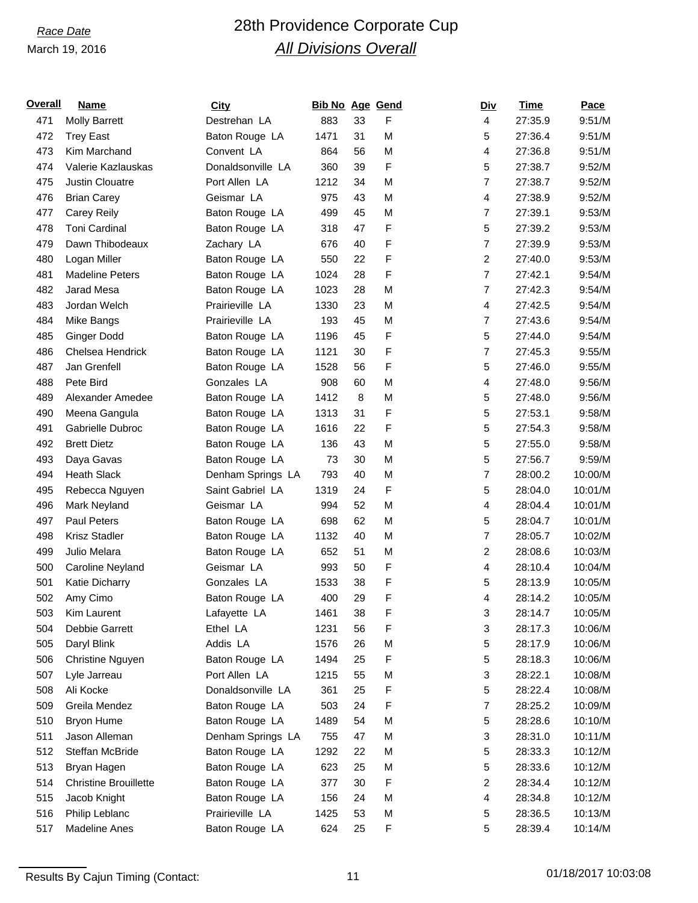*Race Date*

March 19, 2016

# 28th Providence Corporate Cup

## *All Divisions Overall*

| Overall | Name | City | Bib No | Age | Gend | Div | Time | Pace |
|---|---|---|---|---|---|---|---|---|
| 471 | Molly Barrett | Destrehan LA | 883 | 33 | F | 4 | 27:35.9 | 9:51/M |
| 472 | Trey East | Baton Rouge LA | 1471 | 31 | M | 5 | 27:36.4 | 9:51/M |
| 473 | Kim Marchand | Convent LA | 864 | 56 | M | 4 | 27:36.8 | 9:51/M |
| 474 | Valerie Kazlauskas | Donaldsonville LA | 360 | 39 | F | 5 | 27:38.7 | 9:52/M |
| 475 | Justin Clouatre | Port Allen LA | 1212 | 34 | M | 7 | 27:38.7 | 9:52/M |
| 476 | Brian Carey | Geismar LA | 975 | 43 | M | 4 | 27:38.9 | 9:52/M |
| 477 | Carey Reily | Baton Rouge LA | 499 | 45 | M | 7 | 27:39.1 | 9:53/M |
| 478 | Toni Cardinal | Baton Rouge LA | 318 | 47 | F | 5 | 27:39.2 | 9:53/M |
| 479 | Dawn Thibodeaux | Zachary LA | 676 | 40 | F | 7 | 27:39.9 | 9:53/M |
| 480 | Logan Miller | Baton Rouge LA | 550 | 22 | F | 2 | 27:40.0 | 9:53/M |
| 481 | Madeline Peters | Baton Rouge LA | 1024 | 28 | F | 7 | 27:42.1 | 9:54/M |
| 482 | Jarad Mesa | Baton Rouge LA | 1023 | 28 | M | 7 | 27:42.3 | 9:54/M |
| 483 | Jordan Welch | Prairieville LA | 1330 | 23 | M | 4 | 27:42.5 | 9:54/M |
| 484 | Mike Bangs | Prairieville LA | 193 | 45 | M | 7 | 27:43.6 | 9:54/M |
| 485 | Ginger Dodd | Baton Rouge LA | 1196 | 45 | F | 5 | 27:44.0 | 9:54/M |
| 486 | Chelsea Hendrick | Baton Rouge LA | 1121 | 30 | F | 7 | 27:45.3 | 9:55/M |
| 487 | Jan Grenfell | Baton Rouge LA | 1528 | 56 | F | 5 | 27:46.0 | 9:55/M |
| 488 | Pete Bird | Gonzales LA | 908 | 60 | M | 4 | 27:48.0 | 9:56/M |
| 489 | Alexander Amedee | Baton Rouge LA | 1412 | 8 | M | 5 | 27:48.0 | 9:56/M |
| 490 | Meena Gangula | Baton Rouge LA | 1313 | 31 | F | 5 | 27:53.1 | 9:58/M |
| 491 | Gabrielle Dubroc | Baton Rouge LA | 1616 | 22 | F | 5 | 27:54.3 | 9:58/M |
| 492 | Brett Dietz | Baton Rouge LA | 136 | 43 | M | 5 | 27:55.0 | 9:58/M |
| 493 | Daya Gavas | Baton Rouge LA | 73 | 30 | M | 5 | 27:56.7 | 9:59/M |
| 494 | Heath Slack | Denham Springs LA | 793 | 40 | M | 7 | 28:00.2 | 10:00/M |
| 495 | Rebecca Nguyen | Saint Gabriel LA | 1319 | 24 | F | 5 | 28:04.0 | 10:01/M |
| 496 | Mark Neyland | Geismar LA | 994 | 52 | M | 4 | 28:04.4 | 10:01/M |
| 497 | Paul Peters | Baton Rouge LA | 698 | 62 | M | 5 | 28:04.7 | 10:01/M |
| 498 | Krisz Stadler | Baton Rouge LA | 1132 | 40 | M | 7 | 28:05.7 | 10:02/M |
| 499 | Julio Melara | Baton Rouge LA | 652 | 51 | M | 2 | 28:08.6 | 10:03/M |
| 500 | Caroline Neyland | Geismar LA | 993 | 50 | F | 4 | 28:10.4 | 10:04/M |
| 501 | Katie Dicharry | Gonzales LA | 1533 | 38 | F | 5 | 28:13.9 | 10:05/M |
| 502 | Amy Cimo | Baton Rouge LA | 400 | 29 | F | 4 | 28:14.2 | 10:05/M |
| 503 | Kim Laurent | Lafayette LA | 1461 | 38 | F | 3 | 28:14.7 | 10:05/M |
| 504 | Debbie Garrett | Ethel LA | 1231 | 56 | F | 3 | 28:17.3 | 10:06/M |
| 505 | Daryl Blink | Addis LA | 1576 | 26 | M | 5 | 28:17.9 | 10:06/M |
| 506 | Christine Nguyen | Baton Rouge LA | 1494 | 25 | F | 5 | 28:18.3 | 10:06/M |
| 507 | Lyle Jarreau | Port Allen LA | 1215 | 55 | M | 3 | 28:22.1 | 10:08/M |
| 508 | Ali Kocke | Donaldsonville LA | 361 | 25 | F | 5 | 28:22.4 | 10:08/M |
| 509 | Greila Mendez | Baton Rouge LA | 503 | 24 | F | 7 | 28:25.2 | 10:09/M |
| 510 | Bryon Hume | Baton Rouge LA | 1489 | 54 | M | 5 | 28:28.6 | 10:10/M |
| 511 | Jason Alleman | Denham Springs LA | 755 | 47 | M | 3 | 28:31.0 | 10:11/M |
| 512 | Steffan McBride | Baton Rouge LA | 1292 | 22 | M | 5 | 28:33.3 | 10:12/M |
| 513 | Bryan Hagen | Baton Rouge LA | 623 | 25 | M | 5 | 28:33.6 | 10:12/M |
| 514 | Christine Brouillette | Baton Rouge LA | 377 | 30 | F | 2 | 28:34.4 | 10:12/M |
| 515 | Jacob Knight | Baton Rouge LA | 156 | 24 | M | 4 | 28:34.8 | 10:12/M |
| 516 | Philip Leblanc | Prairieville LA | 1425 | 53 | M | 5 | 28:36.5 | 10:13/M |
| 517 | Madeline Anes | Baton Rouge LA | 624 | 25 | F | 5 | 28:39.4 | 10:14/M |

Results By Cajun Timing (Contact:

01/18/2017 10:03:08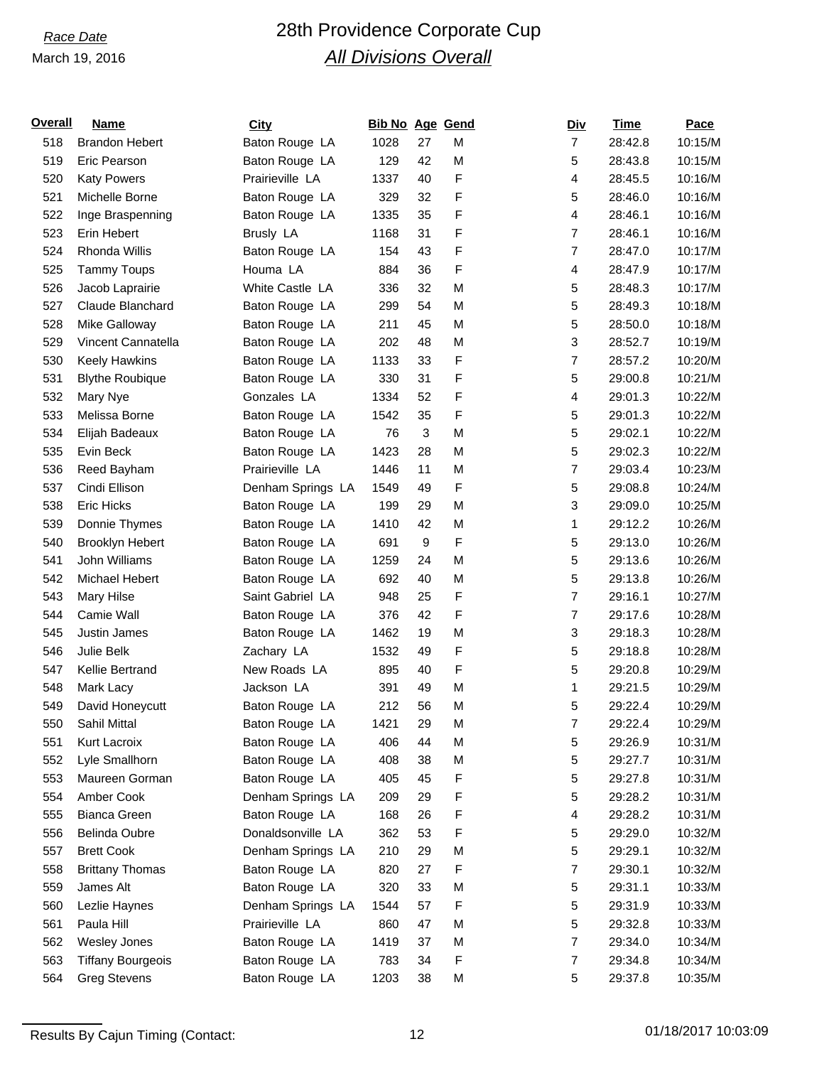*Race Date*

March 19, 2016

# 28th Providence Corporate Cup

## *All Divisions Overall*

| Overall | Name | City | Bib No | Age | Gend | Div | Time | Pace |
|---|---|---|---|---|---|---|---|---|
| 518 | Brandon Hebert | Baton Rouge LA | 1028 | 27 | M | 7 | 28:42.8 | 10:15/M |
| 519 | Eric Pearson | Baton Rouge LA | 129 | 42 | M | 5 | 28:43.8 | 10:15/M |
| 520 | Katy Powers | Prairieville LA | 1337 | 40 | F | 4 | 28:45.5 | 10:16/M |
| 521 | Michelle Borne | Baton Rouge LA | 329 | 32 | F | 5 | 28:46.0 | 10:16/M |
| 522 | Inge Braspenning | Baton Rouge LA | 1335 | 35 | F | 4 | 28:46.1 | 10:16/M |
| 523 | Erin Hebert | Brusly LA | 1168 | 31 | F | 7 | 28:46.1 | 10:16/M |
| 524 | Rhonda Willis | Baton Rouge LA | 154 | 43 | F | 7 | 28:47.0 | 10:17/M |
| 525 | Tammy Toups | Houma LA | 884 | 36 | F | 4 | 28:47.9 | 10:17/M |
| 526 | Jacob Laprairie | White Castle LA | 336 | 32 | M | 5 | 28:48.3 | 10:17/M |
| 527 | Claude Blanchard | Baton Rouge LA | 299 | 54 | M | 5 | 28:49.3 | 10:18/M |
| 528 | Mike Galloway | Baton Rouge LA | 211 | 45 | M | 5 | 28:50.0 | 10:18/M |
| 529 | Vincent Cannatella | Baton Rouge LA | 202 | 48 | M | 3 | 28:52.7 | 10:19/M |
| 530 | Keely Hawkins | Baton Rouge LA | 1133 | 33 | F | 7 | 28:57.2 | 10:20/M |
| 531 | Blythe Roubique | Baton Rouge LA | 330 | 31 | F | 5 | 29:00.8 | 10:21/M |
| 532 | Mary Nye | Gonzales LA | 1334 | 52 | F | 4 | 29:01.3 | 10:22/M |
| 533 | Melissa Borne | Baton Rouge LA | 1542 | 35 | F | 5 | 29:01.3 | 10:22/M |
| 534 | Elijah Badeaux | Baton Rouge LA | 76 | 3 | M | 5 | 29:02.1 | 10:22/M |
| 535 | Evin Beck | Baton Rouge LA | 1423 | 28 | M | 5 | 29:02.3 | 10:22/M |
| 536 | Reed Bayham | Prairieville LA | 1446 | 11 | M | 7 | 29:03.4 | 10:23/M |
| 537 | Cindi Ellison | Denham Springs LA | 1549 | 49 | F | 5 | 29:08.8 | 10:24/M |
| 538 | Eric Hicks | Baton Rouge LA | 199 | 29 | M | 3 | 29:09.0 | 10:25/M |
| 539 | Donnie Thymes | Baton Rouge LA | 1410 | 42 | M | 1 | 29:12.2 | 10:26/M |
| 540 | Brooklyn Hebert | Baton Rouge LA | 691 | 9 | F | 5 | 29:13.0 | 10:26/M |
| 541 | John Williams | Baton Rouge LA | 1259 | 24 | M | 5 | 29:13.6 | 10:26/M |
| 542 | Michael Hebert | Baton Rouge LA | 692 | 40 | M | 5 | 29:13.8 | 10:26/M |
| 543 | Mary Hilse | Saint Gabriel LA | 948 | 25 | F | 7 | 29:16.1 | 10:27/M |
| 544 | Camie Wall | Baton Rouge LA | 376 | 42 | F | 7 | 29:17.6 | 10:28/M |
| 545 | Justin James | Baton Rouge LA | 1462 | 19 | M | 3 | 29:18.3 | 10:28/M |
| 546 | Julie Belk | Zachary LA | 1532 | 49 | F | 5 | 29:18.8 | 10:28/M |
| 547 | Kellie Bertrand | New Roads LA | 895 | 40 | F | 5 | 29:20.8 | 10:29/M |
| 548 | Mark Lacy | Jackson LA | 391 | 49 | M | 1 | 29:21.5 | 10:29/M |
| 549 | David Honeycutt | Baton Rouge LA | 212 | 56 | M | 5 | 29:22.4 | 10:29/M |
| 550 | Sahil Mittal | Baton Rouge LA | 1421 | 29 | M | 7 | 29:22.4 | 10:29/M |
| 551 | Kurt Lacroix | Baton Rouge LA | 406 | 44 | M | 5 | 29:26.9 | 10:31/M |
| 552 | Lyle Smallhorn | Baton Rouge LA | 408 | 38 | M | 5 | 29:27.7 | 10:31/M |
| 553 | Maureen Gorman | Baton Rouge LA | 405 | 45 | F | 5 | 29:27.8 | 10:31/M |
| 554 | Amber Cook | Denham Springs LA | 209 | 29 | F | 5 | 29:28.2 | 10:31/M |
| 555 | Bianca Green | Baton Rouge LA | 168 | 26 | F | 4 | 29:28.2 | 10:31/M |
| 556 | Belinda Oubre | Donaldsonville LA | 362 | 53 | F | 5 | 29:29.0 | 10:32/M |
| 557 | Brett Cook | Denham Springs LA | 210 | 29 | M | 5 | 29:29.1 | 10:32/M |
| 558 | Brittany Thomas | Baton Rouge LA | 820 | 27 | F | 7 | 29:30.1 | 10:32/M |
| 559 | James Alt | Baton Rouge LA | 320 | 33 | M | 5 | 29:31.1 | 10:33/M |
| 560 | Lezlie Haynes | Denham Springs LA | 1544 | 57 | F | 5 | 29:31.9 | 10:33/M |
| 561 | Paula Hill | Prairieville LA | 860 | 47 | M | 5 | 29:32.8 | 10:33/M |
| 562 | Wesley Jones | Baton Rouge LA | 1419 | 37 | M | 7 | 29:34.0 | 10:34/M |
| 563 | Tiffany Bourgeois | Baton Rouge LA | 783 | 34 | F | 7 | 29:34.8 | 10:34/M |
| 564 | Greg Stevens | Baton Rouge LA | 1203 | 38 | M | 5 | 29:37.8 | 10:35/M |

Results By Cajun Timing (Contact: 01/18/2017 10:03:09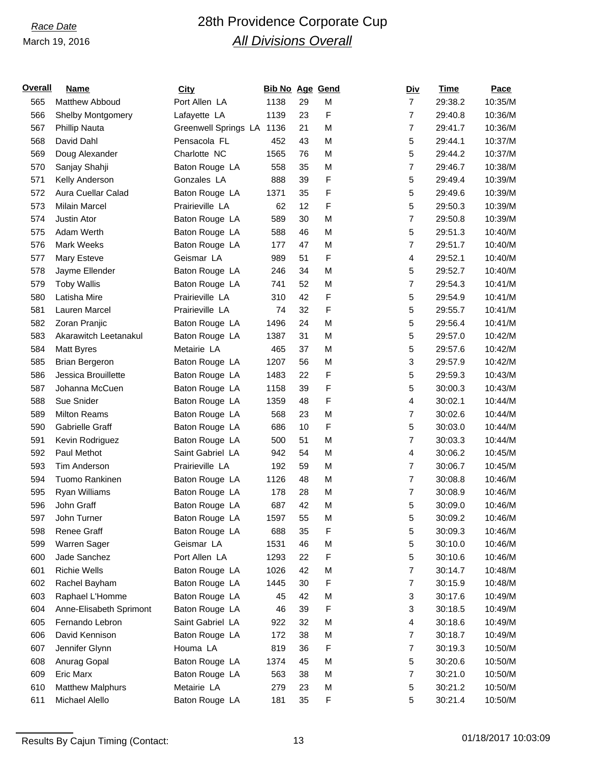Race Date
March 19, 2016

# 28th Providence Corporate Cup
## *All Divisions Overall*

| Overall | Name | City | Bib No | Age | Gend | Div | Time | Pace |
|---|---|---|---|---|---|---|---|---|
| 565 | Matthew Abboud | Port Allen LA | 1138 | 29 | M | 7 | 29:38.2 | 10:35/M |
| 566 | Shelby Montgomery | Lafayette LA | 1139 | 23 | F | 7 | 29:40.8 | 10:36/M |
| 567 | Phillip Nauta | Greenwell Springs LA | 1136 | 21 | M | 7 | 29:41.7 | 10:36/M |
| 568 | David Dahl | Pensacola FL | 452 | 43 | M | 5 | 29:44.1 | 10:37/M |
| 569 | Doug Alexander | Charlotte NC | 1565 | 76 | M | 5 | 29:44.2 | 10:37/M |
| 570 | Sanjay Shahji | Baton Rouge LA | 558 | 35 | M | 7 | 29:46.7 | 10:38/M |
| 571 | Kelly Anderson | Gonzales LA | 888 | 39 | F | 5 | 29:49.4 | 10:39/M |
| 572 | Aura Cuellar Calad | Baton Rouge LA | 1371 | 35 | F | 5 | 29:49.6 | 10:39/M |
| 573 | Milain Marcel | Prairieville LA | 62 | 12 | F | 5 | 29:50.3 | 10:39/M |
| 574 | Justin Ator | Baton Rouge LA | 589 | 30 | M | 7 | 29:50.8 | 10:39/M |
| 575 | Adam Werth | Baton Rouge LA | 588 | 46 | M | 5 | 29:51.3 | 10:40/M |
| 576 | Mark Weeks | Baton Rouge LA | 177 | 47 | M | 7 | 29:51.7 | 10:40/M |
| 577 | Mary Esteve | Geismar LA | 989 | 51 | F | 4 | 29:52.1 | 10:40/M |
| 578 | Jayme Ellender | Baton Rouge LA | 246 | 34 | M | 5 | 29:52.7 | 10:40/M |
| 579 | Toby Wallis | Baton Rouge LA | 741 | 52 | M | 7 | 29:54.3 | 10:41/M |
| 580 | Latisha Mire | Prairieville LA | 310 | 42 | F | 5 | 29:54.9 | 10:41/M |
| 581 | Lauren Marcel | Prairieville LA | 74 | 32 | F | 5 | 29:55.7 | 10:41/M |
| 582 | Zoran Pranjic | Baton Rouge LA | 1496 | 24 | M | 5 | 29:56.4 | 10:41/M |
| 583 | Akarawitch Leetanakul | Baton Rouge LA | 1387 | 31 | M | 5 | 29:57.0 | 10:42/M |
| 584 | Matt Byres | Metairie LA | 465 | 37 | M | 5 | 29:57.6 | 10:42/M |
| 585 | Brian Bergeron | Baton Rouge LA | 1207 | 56 | M | 3 | 29:57.9 | 10:42/M |
| 586 | Jessica Brouillette | Baton Rouge LA | 1483 | 22 | F | 5 | 29:59.3 | 10:43/M |
| 587 | Johanna McCuen | Baton Rouge LA | 1158 | 39 | F | 5 | 30:00.3 | 10:43/M |
| 588 | Sue Snider | Baton Rouge LA | 1359 | 48 | F | 4 | 30:02.1 | 10:44/M |
| 589 | Milton Reams | Baton Rouge LA | 568 | 23 | M | 7 | 30:02.6 | 10:44/M |
| 590 | Gabrielle Graff | Baton Rouge LA | 686 | 10 | F | 5 | 30:03.0 | 10:44/M |
| 591 | Kevin Rodriguez | Baton Rouge LA | 500 | 51 | M | 7 | 30:03.3 | 10:44/M |
| 592 | Paul Methot | Saint Gabriel LA | 942 | 54 | M | 4 | 30:06.2 | 10:45/M |
| 593 | Tim Anderson | Prairieville LA | 192 | 59 | M | 7 | 30:06.7 | 10:45/M |
| 594 | Tuomo Rankinen | Baton Rouge LA | 1126 | 48 | M | 7 | 30:08.8 | 10:46/M |
| 595 | Ryan Williams | Baton Rouge LA | 178 | 28 | M | 7 | 30:08.9 | 10:46/M |
| 596 | John Graff | Baton Rouge LA | 687 | 42 | M | 5 | 30:09.0 | 10:46/M |
| 597 | John Turner | Baton Rouge LA | 1597 | 55 | M | 5 | 30:09.2 | 10:46/M |
| 598 | Renee Graff | Baton Rouge LA | 688 | 35 | F | 5 | 30:09.3 | 10:46/M |
| 599 | Warren Sager | Geismar LA | 1531 | 46 | M | 5 | 30:10.0 | 10:46/M |
| 600 | Jade Sanchez | Port Allen LA | 1293 | 22 | F | 5 | 30:10.6 | 10:46/M |
| 601 | Richie Wells | Baton Rouge LA | 1026 | 42 | M | 7 | 30:14.7 | 10:48/M |
| 602 | Rachel Bayham | Baton Rouge LA | 1445 | 30 | F | 7 | 30:15.9 | 10:48/M |
| 603 | Raphael L'Homme | Baton Rouge LA | 45 | 42 | M | 3 | 30:17.6 | 10:49/M |
| 604 | Anne-Elisabeth Sprimont | Baton Rouge LA | 46 | 39 | F | 3 | 30:18.5 | 10:49/M |
| 605 | Fernando Lebron | Saint Gabriel LA | 922 | 32 | M | 4 | 30:18.6 | 10:49/M |
| 606 | David Kennison | Baton Rouge LA | 172 | 38 | M | 7 | 30:18.7 | 10:49/M |
| 607 | Jennifer Glynn | Houma LA | 819 | 36 | F | 7 | 30:19.3 | 10:50/M |
| 608 | Anurag Gopal | Baton Rouge LA | 1374 | 45 | M | 5 | 30:20.6 | 10:50/M |
| 609 | Eric Marx | Baton Rouge LA | 563 | 38 | M | 7 | 30:21.0 | 10:50/M |
| 610 | Matthew Malphurs | Metairie LA | 279 | 23 | M | 5 | 30:21.2 | 10:50/M |
| 611 | Michael Alello | Baton Rouge LA | 181 | 35 | F | 5 | 30:21.4 | 10:50/M |

Results By Cajun Timing (Contact: 01/18/2017 10:03:09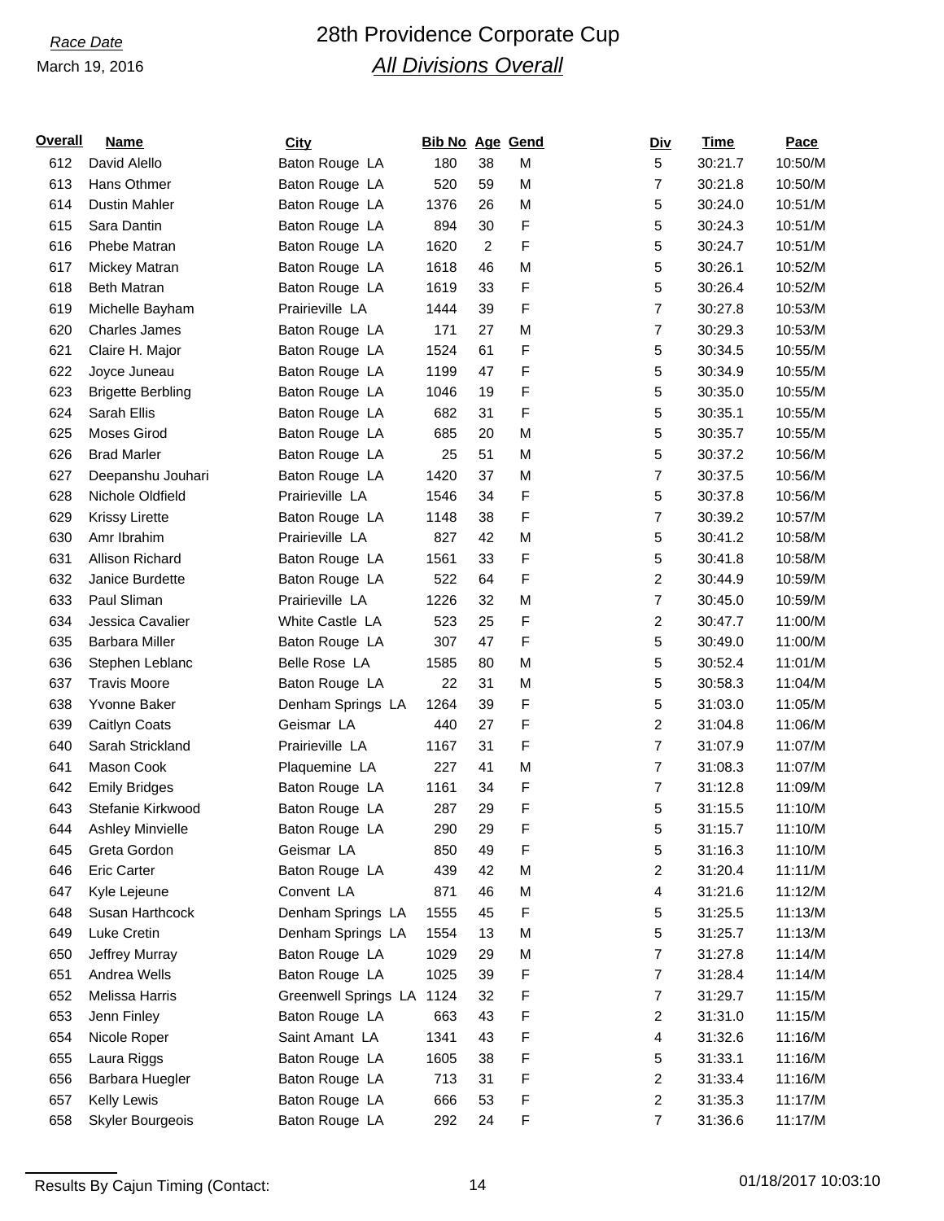*Race Date*

March 19, 2016

# 28th Providence Corporate Cup

## *All Divisions Overall*

| Overall | Name | City | Bib No | Age | Gend | Div | Time | Pace |
|---|---|---|---|---|---|---|---|---|
| 612 | David Alello | Baton Rouge LA | 180 | 38 | M | 5 | 30:21.7 | 10:50/M |
| 613 | Hans Othmer | Baton Rouge LA | 520 | 59 | M | 7 | 30:21.8 | 10:50/M |
| 614 | Dustin Mahler | Baton Rouge LA | 1376 | 26 | M | 5 | 30:24.0 | 10:51/M |
| 615 | Sara Dantin | Baton Rouge LA | 894 | 30 | F | 5 | 30:24.3 | 10:51/M |
| 616 | Phebe Matran | Baton Rouge LA | 1620 | 2 | F | 5 | 30:24.7 | 10:51/M |
| 617 | Mickey Matran | Baton Rouge LA | 1618 | 46 | M | 5 | 30:26.1 | 10:52/M |
| 618 | Beth Matran | Baton Rouge LA | 1619 | 33 | F | 5 | 30:26.4 | 10:52/M |
| 619 | Michelle Bayham | Prairieville LA | 1444 | 39 | F | 7 | 30:27.8 | 10:53/M |
| 620 | Charles James | Baton Rouge LA | 171 | 27 | M | 7 | 30:29.3 | 10:53/M |
| 621 | Claire H. Major | Baton Rouge LA | 1524 | 61 | F | 5 | 30:34.5 | 10:55/M |
| 622 | Joyce Juneau | Baton Rouge LA | 1199 | 47 | F | 5 | 30:34.9 | 10:55/M |
| 623 | Brigette Berbling | Baton Rouge LA | 1046 | 19 | F | 5 | 30:35.0 | 10:55/M |
| 624 | Sarah Ellis | Baton Rouge LA | 682 | 31 | F | 5 | 30:35.1 | 10:55/M |
| 625 | Moses Girod | Baton Rouge LA | 685 | 20 | M | 5 | 30:35.7 | 10:55/M |
| 626 | Brad Marler | Baton Rouge LA | 25 | 51 | M | 5 | 30:37.2 | 10:56/M |
| 627 | Deepanshu Jouhari | Baton Rouge LA | 1420 | 37 | M | 7 | 30:37.5 | 10:56/M |
| 628 | Nichole Oldfield | Prairieville LA | 1546 | 34 | F | 5 | 30:37.8 | 10:56/M |
| 629 | Krissy Lirette | Baton Rouge LA | 1148 | 38 | F | 7 | 30:39.2 | 10:57/M |
| 630 | Amr Ibrahim | Prairieville LA | 827 | 42 | M | 5 | 30:41.2 | 10:58/M |
| 631 | Allison Richard | Baton Rouge LA | 1561 | 33 | F | 5 | 30:41.8 | 10:58/M |
| 632 | Janice Burdette | Baton Rouge LA | 522 | 64 | F | 2 | 30:44.9 | 10:59/M |
| 633 | Paul Sliman | Prairieville LA | 1226 | 32 | M | 7 | 30:45.0 | 10:59/M |
| 634 | Jessica Cavalier | White Castle LA | 523 | 25 | F | 2 | 30:47.7 | 11:00/M |
| 635 | Barbara Miller | Baton Rouge LA | 307 | 47 | F | 5 | 30:49.0 | 11:00/M |
| 636 | Stephen Leblanc | Belle Rose LA | 1585 | 80 | M | 5 | 30:52.4 | 11:01/M |
| 637 | Travis Moore | Baton Rouge LA | 22 | 31 | M | 5 | 30:58.3 | 11:04/M |
| 638 | Yvonne Baker | Denham Springs LA | 1264 | 39 | F | 5 | 31:03.0 | 11:05/M |
| 639 | Caitlyn Coats | Geismar LA | 440 | 27 | F | 2 | 31:04.8 | 11:06/M |
| 640 | Sarah Strickland | Prairieville LA | 1167 | 31 | F | 7 | 31:07.9 | 11:07/M |
| 641 | Mason Cook | Plaquemine LA | 227 | 41 | M | 7 | 31:08.3 | 11:07/M |
| 642 | Emily Bridges | Baton Rouge LA | 1161 | 34 | F | 7 | 31:12.8 | 11:09/M |
| 643 | Stefanie Kirkwood | Baton Rouge LA | 287 | 29 | F | 5 | 31:15.5 | 11:10/M |
| 644 | Ashley Minvielle | Baton Rouge LA | 290 | 29 | F | 5 | 31:15.7 | 11:10/M |
| 645 | Greta Gordon | Geismar LA | 850 | 49 | F | 5 | 31:16.3 | 11:10/M |
| 646 | Eric Carter | Baton Rouge LA | 439 | 42 | M | 2 | 31:20.4 | 11:11/M |
| 647 | Kyle Lejeune | Convent LA | 871 | 46 | M | 4 | 31:21.6 | 11:12/M |
| 648 | Susan Harthcock | Denham Springs LA | 1555 | 45 | F | 5 | 31:25.5 | 11:13/M |
| 649 | Luke Cretin | Denham Springs LA | 1554 | 13 | M | 5 | 31:25.7 | 11:13/M |
| 650 | Jeffrey Murray | Baton Rouge LA | 1029 | 29 | M | 7 | 31:27.8 | 11:14/M |
| 651 | Andrea Wells | Baton Rouge LA | 1025 | 39 | F | 7 | 31:28.4 | 11:14/M |
| 652 | Melissa Harris | Greenwell Springs LA | 1124 | 32 | F | 7 | 31:29.7 | 11:15/M |
| 653 | Jenn Finley | Baton Rouge LA | 663 | 43 | F | 2 | 31:31.0 | 11:15/M |
| 654 | Nicole Roper | Saint Amant LA | 1341 | 43 | F | 4 | 31:32.6 | 11:16/M |
| 655 | Laura Riggs | Baton Rouge LA | 1605 | 38 | F | 5 | 31:33.1 | 11:16/M |
| 656 | Barbara Huegler | Baton Rouge LA | 713 | 31 | F | 2 | 31:33.4 | 11:16/M |
| 657 | Kelly Lewis | Baton Rouge LA | 666 | 53 | F | 2 | 31:35.3 | 11:17/M |
| 658 | Skyler Bourgeois | Baton Rouge LA | 292 | 24 | F | 7 | 31:36.6 | 11:17/M |

Results By Cajun Timing (Contact:

01/18/2017 10:03:10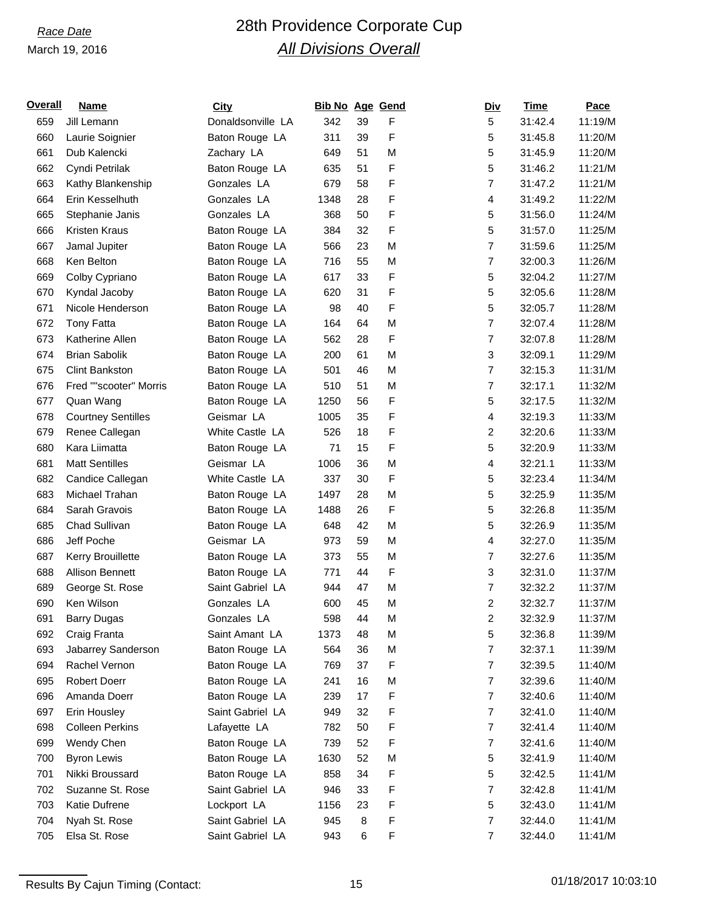*Race Date*
March 19, 2016

# 28th Providence Corporate Cup
## *All Divisions Overall*

| Overall | Name | City | Bib No | Age | Gend | Div | Time | Pace |
|---|---|---|---|---|---|---|---|---|
| 659 | Jill Lemann | Donaldsonville LA | 342 | 39 | F | 5 | 31:42.4 | 11:19/M |
| 660 | Laurie Soignier | Baton Rouge LA | 311 | 39 | F | 5 | 31:45.8 | 11:20/M |
| 661 | Dub Kalencki | Zachary LA | 649 | 51 | M | 5 | 31:45.9 | 11:20/M |
| 662 | Cyndi Petrilak | Baton Rouge LA | 635 | 51 | F | 5 | 31:46.2 | 11:21/M |
| 663 | Kathy Blankenship | Gonzales LA | 679 | 58 | F | 7 | 31:47.2 | 11:21/M |
| 664 | Erin Kesselhuth | Gonzales LA | 1348 | 28 | F | 4 | 31:49.2 | 11:22/M |
| 665 | Stephanie Janis | Gonzales LA | 368 | 50 | F | 5 | 31:56.0 | 11:24/M |
| 666 | Kristen Kraus | Baton Rouge LA | 384 | 32 | F | 5 | 31:57.0 | 11:25/M |
| 667 | Jamal Jupiter | Baton Rouge LA | 566 | 23 | M | 7 | 31:59.6 | 11:25/M |
| 668 | Ken Belton | Baton Rouge LA | 716 | 55 | M | 7 | 32:00.3 | 11:26/M |
| 669 | Colby Cypriano | Baton Rouge LA | 617 | 33 | F | 5 | 32:04.2 | 11:27/M |
| 670 | Kyndal Jacoby | Baton Rouge LA | 620 | 31 | F | 5 | 32:05.6 | 11:28/M |
| 671 | Nicole Henderson | Baton Rouge LA | 98 | 40 | F | 5 | 32:05.7 | 11:28/M |
| 672 | Tony Fatta | Baton Rouge LA | 164 | 64 | M | 7 | 32:07.4 | 11:28/M |
| 673 | Katherine Allen | Baton Rouge LA | 562 | 28 | F | 7 | 32:07.8 | 11:28/M |
| 674 | Brian Sabolik | Baton Rouge LA | 200 | 61 | M | 3 | 32:09.1 | 11:29/M |
| 675 | Clint Bankston | Baton Rouge LA | 501 | 46 | M | 7 | 32:15.3 | 11:31/M |
| 676 | Fred ""scooter" Morris | Baton Rouge LA | 510 | 51 | M | 7 | 32:17.1 | 11:32/M |
| 677 | Quan Wang | Baton Rouge LA | 1250 | 56 | F | 5 | 32:17.5 | 11:32/M |
| 678 | Courtney Sentilles | Geismar LA | 1005 | 35 | F | 4 | 32:19.3 | 11:33/M |
| 679 | Renee Callegan | White Castle LA | 526 | 18 | F | 2 | 32:20.6 | 11:33/M |
| 680 | Kara Liimatta | Baton Rouge LA | 71 | 15 | F | 5 | 32:20.9 | 11:33/M |
| 681 | Matt Sentilles | Geismar LA | 1006 | 36 | M | 4 | 32:21.1 | 11:33/M |
| 682 | Candice Callegan | White Castle LA | 337 | 30 | F | 5 | 32:23.4 | 11:34/M |
| 683 | Michael Trahan | Baton Rouge LA | 1497 | 28 | M | 5 | 32:25.9 | 11:35/M |
| 684 | Sarah Gravois | Baton Rouge LA | 1488 | 26 | F | 5 | 32:26.8 | 11:35/M |
| 685 | Chad Sullivan | Baton Rouge LA | 648 | 42 | M | 5 | 32:26.9 | 11:35/M |
| 686 | Jeff Poche | Geismar LA | 973 | 59 | M | 4 | 32:27.0 | 11:35/M |
| 687 | Kerry Brouillette | Baton Rouge LA | 373 | 55 | M | 7 | 32:27.6 | 11:35/M |
| 688 | Allison Bennett | Baton Rouge LA | 771 | 44 | F | 3 | 32:31.0 | 11:37/M |
| 689 | George St. Rose | Saint Gabriel LA | 944 | 47 | M | 7 | 32:32.2 | 11:37/M |
| 690 | Ken Wilson | Gonzales LA | 600 | 45 | M | 2 | 32:32.7 | 11:37/M |
| 691 | Barry Dugas | Gonzales LA | 598 | 44 | M | 2 | 32:32.9 | 11:37/M |
| 692 | Craig Franta | Saint Amant LA | 1373 | 48 | M | 5 | 32:36.8 | 11:39/M |
| 693 | Jabarrey Sanderson | Baton Rouge LA | 564 | 36 | M | 7 | 32:37.1 | 11:39/M |
| 694 | Rachel Vernon | Baton Rouge LA | 769 | 37 | F | 7 | 32:39.5 | 11:40/M |
| 695 | Robert Doerr | Baton Rouge LA | 241 | 16 | M | 7 | 32:39.6 | 11:40/M |
| 696 | Amanda Doerr | Baton Rouge LA | 239 | 17 | F | 7 | 32:40.6 | 11:40/M |
| 697 | Erin Housley | Saint Gabriel LA | 949 | 32 | F | 7 | 32:41.0 | 11:40/M |
| 698 | Colleen Perkins | Lafayette LA | 782 | 50 | F | 7 | 32:41.4 | 11:40/M |
| 699 | Wendy Chen | Baton Rouge LA | 739 | 52 | F | 7 | 32:41.6 | 11:40/M |
| 700 | Byron Lewis | Baton Rouge LA | 1630 | 52 | M | 5 | 32:41.9 | 11:40/M |
| 701 | Nikki Broussard | Baton Rouge LA | 858 | 34 | F | 5 | 32:42.5 | 11:41/M |
| 702 | Suzanne St. Rose | Saint Gabriel LA | 946 | 33 | F | 7 | 32:42.8 | 11:41/M |
| 703 | Katie Dufrene | Lockport LA | 1156 | 23 | F | 5 | 32:43.0 | 11:41/M |
| 704 | Nyah St. Rose | Saint Gabriel LA | 945 | 8 | F | 7 | 32:44.0 | 11:41/M |
| 705 | Elsa St. Rose | Saint Gabriel LA | 943 | 6 | F | 7 | 32:44.0 | 11:41/M |

Results By Cajun Timing (Contact:

01/18/2017 10:03:10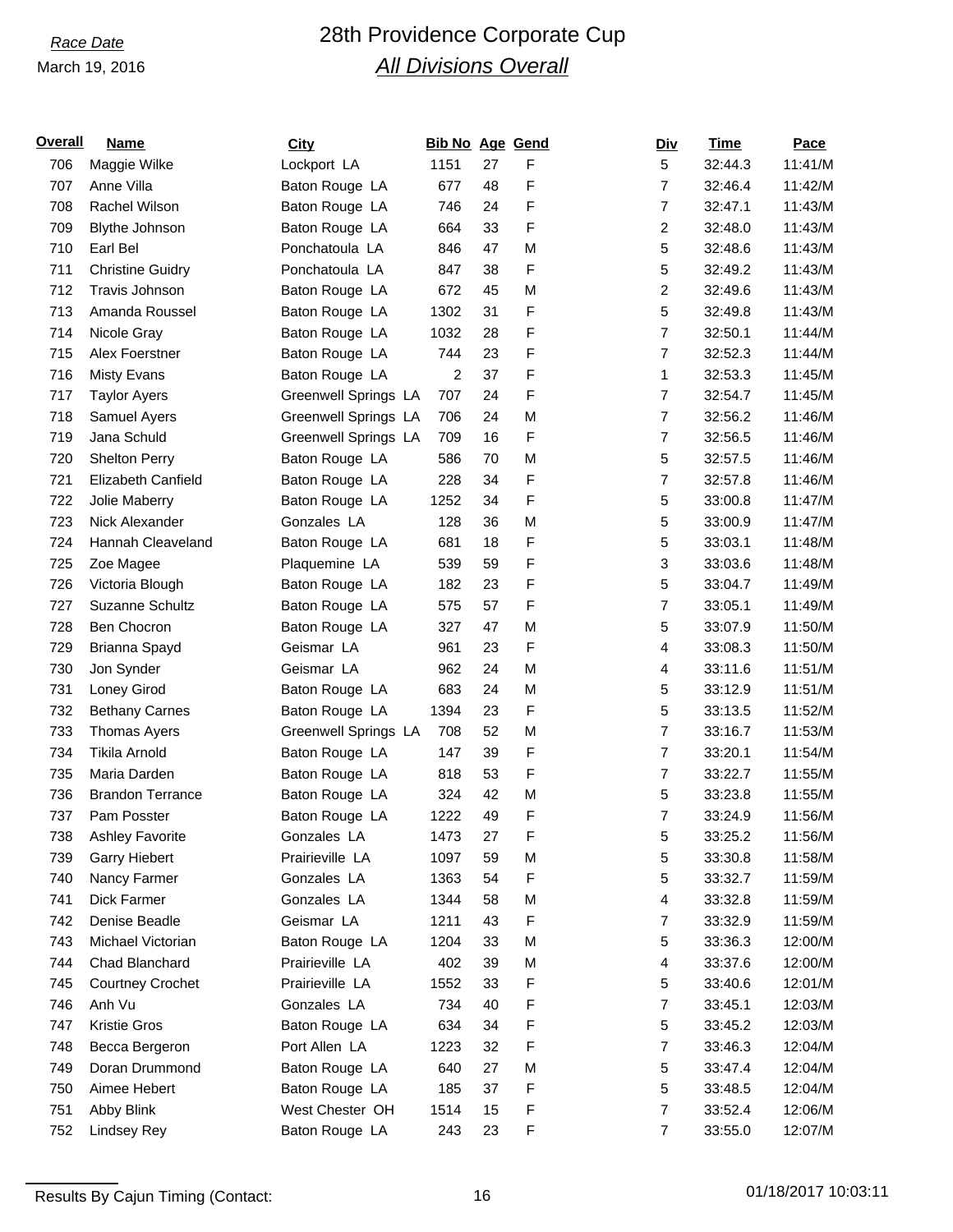*Race Date*
March 19, 2016

# 28th Providence Corporate Cup
## *All Divisions Overall*

| Overall | Name | City | Bib No | Age | Gend | Div | Time | Pace |
|---|---|---|---|---|---|---|---|---|
| 706 | Maggie Wilke | Lockport LA | 1151 | 27 | F | 5 | 32:44.3 | 11:41/M |
| 707 | Anne Villa | Baton Rouge LA | 677 | 48 | F | 7 | 32:46.4 | 11:42/M |
| 708 | Rachel Wilson | Baton Rouge LA | 746 | 24 | F | 7 | 32:47.1 | 11:43/M |
| 709 | Blythe Johnson | Baton Rouge LA | 664 | 33 | F | 2 | 32:48.0 | 11:43/M |
| 710 | Earl Bel | Ponchatoula LA | 846 | 47 | M | 5 | 32:48.6 | 11:43/M |
| 711 | Christine Guidry | Ponchatoula LA | 847 | 38 | F | 5 | 32:49.2 | 11:43/M |
| 712 | Travis Johnson | Baton Rouge LA | 672 | 45 | M | 2 | 32:49.6 | 11:43/M |
| 713 | Amanda Roussel | Baton Rouge LA | 1302 | 31 | F | 5 | 32:49.8 | 11:43/M |
| 714 | Nicole Gray | Baton Rouge LA | 1032 | 28 | F | 7 | 32:50.1 | 11:44/M |
| 715 | Alex Foerstner | Baton Rouge LA | 744 | 23 | F | 7 | 32:52.3 | 11:44/M |
| 716 | Misty Evans | Baton Rouge LA | 2 | 37 | F | 1 | 32:53.3 | 11:45/M |
| 717 | Taylor Ayers | Greenwell Springs LA | 707 | 24 | F | 7 | 32:54.7 | 11:45/M |
| 718 | Samuel Ayers | Greenwell Springs LA | 706 | 24 | M | 7 | 32:56.2 | 11:46/M |
| 719 | Jana Schuld | Greenwell Springs LA | 709 | 16 | F | 7 | 32:56.5 | 11:46/M |
| 720 | Shelton Perry | Baton Rouge LA | 586 | 70 | M | 5 | 32:57.5 | 11:46/M |
| 721 | Elizabeth Canfield | Baton Rouge LA | 228 | 34 | F | 7 | 32:57.8 | 11:46/M |
| 722 | Jolie Maberry | Baton Rouge LA | 1252 | 34 | F | 5 | 33:00.8 | 11:47/M |
| 723 | Nick Alexander | Gonzales LA | 128 | 36 | M | 5 | 33:00.9 | 11:47/M |
| 724 | Hannah Cleaveland | Baton Rouge LA | 681 | 18 | F | 5 | 33:03.1 | 11:48/M |
| 725 | Zoe Magee | Plaquemine LA | 539 | 59 | F | 3 | 33:03.6 | 11:48/M |
| 726 | Victoria Blough | Baton Rouge LA | 182 | 23 | F | 5 | 33:04.7 | 11:49/M |
| 727 | Suzanne Schultz | Baton Rouge LA | 575 | 57 | F | 7 | 33:05.1 | 11:49/M |
| 728 | Ben Chocron | Baton Rouge LA | 327 | 47 | M | 5 | 33:07.9 | 11:50/M |
| 729 | Brianna Spayd | Geismar LA | 961 | 23 | F | 4 | 33:08.3 | 11:50/M |
| 730 | Jon Synder | Geismar LA | 962 | 24 | M | 4 | 33:11.6 | 11:51/M |
| 731 | Loney Girod | Baton Rouge LA | 683 | 24 | M | 5 | 33:12.9 | 11:51/M |
| 732 | Bethany Carnes | Baton Rouge LA | 1394 | 23 | F | 5 | 33:13.5 | 11:52/M |
| 733 | Thomas Ayers | Greenwell Springs LA | 708 | 52 | M | 7 | 33:16.7 | 11:53/M |
| 734 | Tikila Arnold | Baton Rouge LA | 147 | 39 | F | 7 | 33:20.1 | 11:54/M |
| 735 | Maria Darden | Baton Rouge LA | 818 | 53 | F | 7 | 33:22.7 | 11:55/M |
| 736 | Brandon Terrance | Baton Rouge LA | 324 | 42 | M | 5 | 33:23.8 | 11:55/M |
| 737 | Pam Posster | Baton Rouge LA | 1222 | 49 | F | 7 | 33:24.9 | 11:56/M |
| 738 | Ashley Favorite | Gonzales LA | 1473 | 27 | F | 5 | 33:25.2 | 11:56/M |
| 739 | Garry Hiebert | Prairieville LA | 1097 | 59 | M | 5 | 33:30.8 | 11:58/M |
| 740 | Nancy Farmer | Gonzales LA | 1363 | 54 | F | 5 | 33:32.7 | 11:59/M |
| 741 | Dick Farmer | Gonzales LA | 1344 | 58 | M | 4 | 33:32.8 | 11:59/M |
| 742 | Denise Beadle | Geismar LA | 1211 | 43 | F | 7 | 33:32.9 | 11:59/M |
| 743 | Michael Victorian | Baton Rouge LA | 1204 | 33 | M | 5 | 33:36.3 | 12:00/M |
| 744 | Chad Blanchard | Prairieville LA | 402 | 39 | M | 4 | 33:37.6 | 12:00/M |
| 745 | Courtney Crochet | Prairieville LA | 1552 | 33 | F | 5 | 33:40.6 | 12:01/M |
| 746 | Anh Vu | Gonzales LA | 734 | 40 | F | 7 | 33:45.1 | 12:03/M |
| 747 | Kristie Gros | Baton Rouge LA | 634 | 34 | F | 5 | 33:45.2 | 12:03/M |
| 748 | Becca Bergeron | Port Allen LA | 1223 | 32 | F | 7 | 33:46.3 | 12:04/M |
| 749 | Doran Drummond | Baton Rouge LA | 640 | 27 | M | 5 | 33:47.4 | 12:04/M |
| 750 | Aimee Hebert | Baton Rouge LA | 185 | 37 | F | 5 | 33:48.5 | 12:04/M |
| 751 | Abby Blink | West Chester OH | 1514 | 15 | F | 7 | 33:52.4 | 12:06/M |
| 752 | Lindsey Rey | Baton Rouge LA | 243 | 23 | F | 7 | 33:55.0 | 12:07/M |

Results By Cajun Timing (Contact: 01/18/2017 10:03:11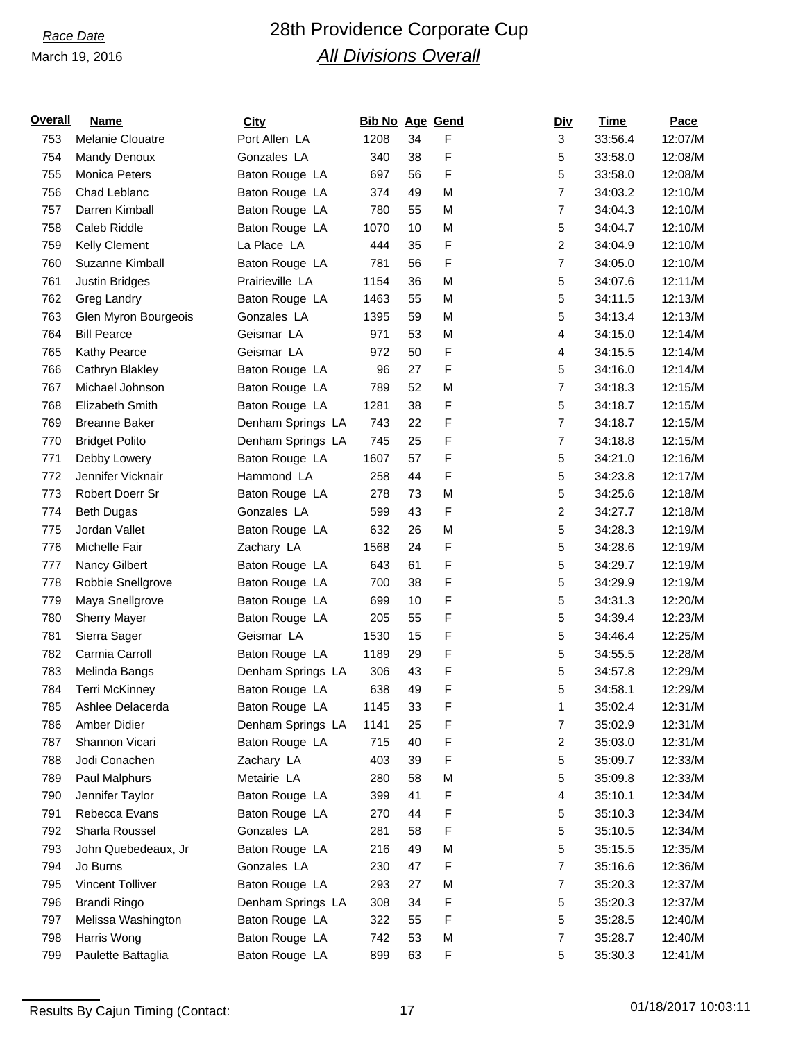Race Date

March 19, 2016

# 28th Providence Corporate Cup

## *All Divisions Overall*

| Overall | Name | City | Bib No | Age | Gend | Div | Time | Pace |
|---|---|---|---|---|---|---|---|---|
| 753 | Melanie Clouatre | Port Allen LA | 1208 | 34 | F | 3 | 33:56.4 | 12:07/M |
| 754 | Mandy Denoux | Gonzales LA | 340 | 38 | F | 5 | 33:58.0 | 12:08/M |
| 755 | Monica Peters | Baton Rouge LA | 697 | 56 | F | 5 | 33:58.0 | 12:08/M |
| 756 | Chad Leblanc | Baton Rouge LA | 374 | 49 | M | 7 | 34:03.2 | 12:10/M |
| 757 | Darren Kimball | Baton Rouge LA | 780 | 55 | M | 7 | 34:04.3 | 12:10/M |
| 758 | Caleb Riddle | Baton Rouge LA | 1070 | 10 | M | 5 | 34:04.7 | 12:10/M |
| 759 | Kelly Clement | La Place LA | 444 | 35 | F | 2 | 34:04.9 | 12:10/M |
| 760 | Suzanne Kimball | Baton Rouge LA | 781 | 56 | F | 7 | 34:05.0 | 12:10/M |
| 761 | Justin Bridges | Prairieville LA | 1154 | 36 | M | 5 | 34:07.6 | 12:11/M |
| 762 | Greg Landry | Baton Rouge LA | 1463 | 55 | M | 5 | 34:11.5 | 12:13/M |
| 763 | Glen Myron Bourgeois | Gonzales LA | 1395 | 59 | M | 5 | 34:13.4 | 12:13/M |
| 764 | Bill Pearce | Geismar LA | 971 | 53 | M | 4 | 34:15.0 | 12:14/M |
| 765 | Kathy Pearce | Geismar LA | 972 | 50 | F | 4 | 34:15.5 | 12:14/M |
| 766 | Cathryn Blakley | Baton Rouge LA | 96 | 27 | F | 5 | 34:16.0 | 12:14/M |
| 767 | Michael Johnson | Baton Rouge LA | 789 | 52 | M | 7 | 34:18.3 | 12:15/M |
| 768 | Elizabeth Smith | Baton Rouge LA | 1281 | 38 | F | 5 | 34:18.7 | 12:15/M |
| 769 | Breanne Baker | Denham Springs LA | 743 | 22 | F | 7 | 34:18.7 | 12:15/M |
| 770 | Bridget Polito | Denham Springs LA | 745 | 25 | F | 7 | 34:18.8 | 12:15/M |
| 771 | Debby Lowery | Baton Rouge LA | 1607 | 57 | F | 5 | 34:21.0 | 12:16/M |
| 772 | Jennifer Vicknair | Hammond LA | 258 | 44 | F | 5 | 34:23.8 | 12:17/M |
| 773 | Robert Doerr Sr | Baton Rouge LA | 278 | 73 | M | 5 | 34:25.6 | 12:18/M |
| 774 | Beth Dugas | Gonzales LA | 599 | 43 | F | 2 | 34:27.7 | 12:18/M |
| 775 | Jordan Vallet | Baton Rouge LA | 632 | 26 | M | 5 | 34:28.3 | 12:19/M |
| 776 | Michelle Fair | Zachary LA | 1568 | 24 | F | 5 | 34:28.6 | 12:19/M |
| 777 | Nancy Gilbert | Baton Rouge LA | 643 | 61 | F | 5 | 34:29.7 | 12:19/M |
| 778 | Robbie Snellgrove | Baton Rouge LA | 700 | 38 | F | 5 | 34:29.9 | 12:19/M |
| 779 | Maya Snellgrove | Baton Rouge LA | 699 | 10 | F | 5 | 34:31.3 | 12:20/M |
| 780 | Sherry Mayer | Baton Rouge LA | 205 | 55 | F | 5 | 34:39.4 | 12:23/M |
| 781 | Sierra Sager | Geismar LA | 1530 | 15 | F | 5 | 34:46.4 | 12:25/M |
| 782 | Carmia Carroll | Baton Rouge LA | 1189 | 29 | F | 5 | 34:55.5 | 12:28/M |
| 783 | Melinda Bangs | Denham Springs LA | 306 | 43 | F | 5 | 34:57.8 | 12:29/M |
| 784 | Terri McKinney | Baton Rouge LA | 638 | 49 | F | 5 | 34:58.1 | 12:29/M |
| 785 | Ashlee Delacerda | Baton Rouge LA | 1145 | 33 | F | 1 | 35:02.4 | 12:31/M |
| 786 | Amber Didier | Denham Springs LA | 1141 | 25 | F | 7 | 35:02.9 | 12:31/M |
| 787 | Shannon Vicari | Baton Rouge LA | 715 | 40 | F | 2 | 35:03.0 | 12:31/M |
| 788 | Jodi Conachen | Zachary LA | 403 | 39 | F | 5 | 35:09.7 | 12:33/M |
| 789 | Paul Malphurs | Metairie LA | 280 | 58 | M | 5 | 35:09.8 | 12:33/M |
| 790 | Jennifer Taylor | Baton Rouge LA | 399 | 41 | F | 4 | 35:10.1 | 12:34/M |
| 791 | Rebecca Evans | Baton Rouge LA | 270 | 44 | F | 5 | 35:10.3 | 12:34/M |
| 792 | Sharla Roussel | Gonzales LA | 281 | 58 | F | 5 | 35:10.5 | 12:34/M |
| 793 | John Quebedeaux, Jr | Baton Rouge LA | 216 | 49 | M | 5 | 35:15.5 | 12:35/M |
| 794 | Jo Burns | Gonzales LA | 230 | 47 | F | 7 | 35:16.6 | 12:36/M |
| 795 | Vincent Tolliver | Baton Rouge LA | 293 | 27 | M | 7 | 35:20.3 | 12:37/M |
| 796 | Brandi Ringo | Denham Springs LA | 308 | 34 | F | 5 | 35:20.3 | 12:37/M |
| 797 | Melissa Washington | Baton Rouge LA | 322 | 55 | F | 5 | 35:28.5 | 12:40/M |
| 798 | Harris Wong | Baton Rouge LA | 742 | 53 | M | 7 | 35:28.7 | 12:40/M |
| 799 | Paulette Battaglia | Baton Rouge LA | 899 | 63 | F | 5 | 35:30.3 | 12:41/M |

Results By Cajun Timing (Contact:

01/18/2017 10:03:11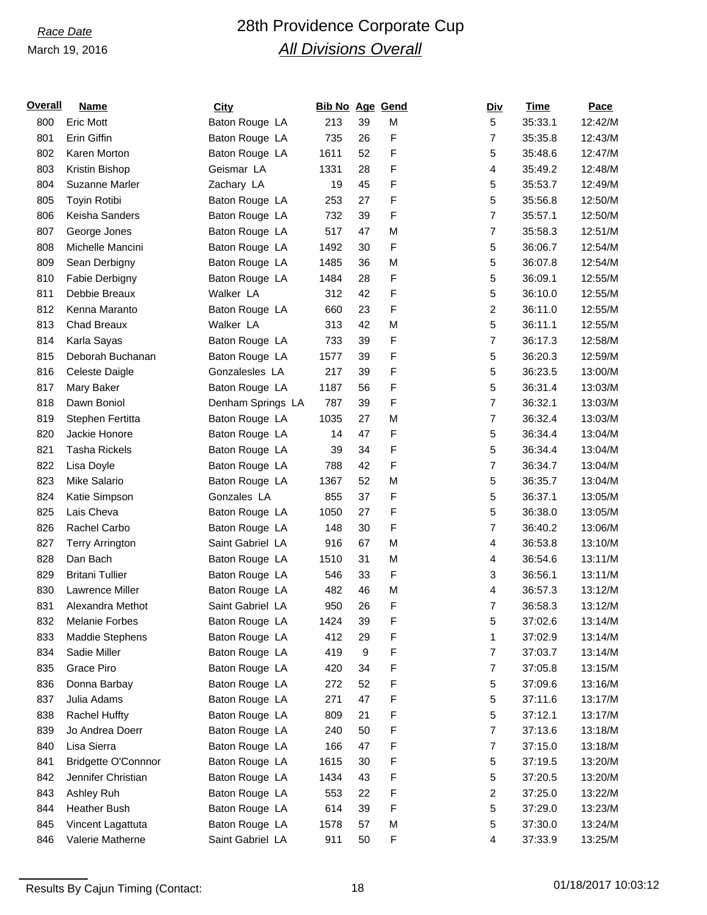*Race Date*

March 19, 2016

# 28th Providence Corporate Cup

## *All Divisions Overall*

| Overall | Name | City | Bib No | Age | Gend | Div | Time | Pace |
|---|---|---|---|---|---|---|---|---|
| 800 | Eric Mott | Baton Rouge LA | 213 | 39 | M | 5 | 35:33.1 | 12:42/M |
| 801 | Erin Giffin | Baton Rouge LA | 735 | 26 | F | 7 | 35:35.8 | 12:43/M |
| 802 | Karen Morton | Baton Rouge LA | 1611 | 52 | F | 5 | 35:48.6 | 12:47/M |
| 803 | Kristin Bishop | Geismar LA | 1331 | 28 | F | 4 | 35:49.2 | 12:48/M |
| 804 | Suzanne Marler | Zachary LA | 19 | 45 | F | 5 | 35:53.7 | 12:49/M |
| 805 | Toyin Rotibi | Baton Rouge LA | 253 | 27 | F | 5 | 35:56.8 | 12:50/M |
| 806 | Keisha Sanders | Baton Rouge LA | 732 | 39 | F | 7 | 35:57.1 | 12:50/M |
| 807 | George Jones | Baton Rouge LA | 517 | 47 | M | 7 | 35:58.3 | 12:51/M |
| 808 | Michelle Mancini | Baton Rouge LA | 1492 | 30 | F | 5 | 36:06.7 | 12:54/M |
| 809 | Sean Derbigny | Baton Rouge LA | 1485 | 36 | M | 5 | 36:07.8 | 12:54/M |
| 810 | Fabie Derbigny | Baton Rouge LA | 1484 | 28 | F | 5 | 36:09.1 | 12:55/M |
| 811 | Debbie Breaux | Walker LA | 312 | 42 | F | 5 | 36:10.0 | 12:55/M |
| 812 | Kenna Maranto | Baton Rouge LA | 660 | 23 | F | 2 | 36:11.0 | 12:55/M |
| 813 | Chad Breaux | Walker LA | 313 | 42 | M | 5 | 36:11.1 | 12:55/M |
| 814 | Karla Sayas | Baton Rouge LA | 733 | 39 | F | 7 | 36:17.3 | 12:58/M |
| 815 | Deborah Buchanan | Baton Rouge LA | 1577 | 39 | F | 5 | 36:20.3 | 12:59/M |
| 816 | Celeste Daigle | Gonzalesles LA | 217 | 39 | F | 5 | 36:23.5 | 13:00/M |
| 817 | Mary Baker | Baton Rouge LA | 1187 | 56 | F | 5 | 36:31.4 | 13:03/M |
| 818 | Dawn Boniol | Denham Springs LA | 787 | 39 | F | 7 | 36:32.1 | 13:03/M |
| 819 | Stephen Fertitta | Baton Rouge LA | 1035 | 27 | M | 7 | 36:32.4 | 13:03/M |
| 820 | Jackie Honore | Baton Rouge LA | 14 | 47 | F | 5 | 36:34.4 | 13:04/M |
| 821 | Tasha Rickels | Baton Rouge LA | 39 | 34 | F | 5 | 36:34.4 | 13:04/M |
| 822 | Lisa Doyle | Baton Rouge LA | 788 | 42 | F | 7 | 36:34.7 | 13:04/M |
| 823 | Mike Salario | Baton Rouge LA | 1367 | 52 | M | 5 | 36:35.7 | 13:04/M |
| 824 | Katie Simpson | Gonzales LA | 855 | 37 | F | 5 | 36:37.1 | 13:05/M |
| 825 | Lais Cheva | Baton Rouge LA | 1050 | 27 | F | 5 | 36:38.0 | 13:05/M |
| 826 | Rachel Carbo | Baton Rouge LA | 148 | 30 | F | 7 | 36:40.2 | 13:06/M |
| 827 | Terry Arrington | Saint Gabriel LA | 916 | 67 | M | 4 | 36:53.8 | 13:10/M |
| 828 | Dan Bach | Baton Rouge LA | 1510 | 31 | M | 4 | 36:54.6 | 13:11/M |
| 829 | Britani Tullier | Baton Rouge LA | 546 | 33 | F | 3 | 36:56.1 | 13:11/M |
| 830 | Lawrence Miller | Baton Rouge LA | 482 | 46 | M | 4 | 36:57.3 | 13:12/M |
| 831 | Alexandra Methot | Saint Gabriel LA | 950 | 26 | F | 7 | 36:58.3 | 13:12/M |
| 832 | Melanie Forbes | Baton Rouge LA | 1424 | 39 | F | 5 | 37:02.6 | 13:14/M |
| 833 | Maddie Stephens | Baton Rouge LA | 412 | 29 | F | 1 | 37:02.9 | 13:14/M |
| 834 | Sadie Miller | Baton Rouge LA | 419 | 9 | F | 7 | 37:03.7 | 13:14/M |
| 835 | Grace Piro | Baton Rouge LA | 420 | 34 | F | 7 | 37:05.8 | 13:15/M |
| 836 | Donna Barbay | Baton Rouge LA | 272 | 52 | F | 5 | 37:09.6 | 13:16/M |
| 837 | Julia Adams | Baton Rouge LA | 271 | 47 | F | 5 | 37:11.6 | 13:17/M |
| 838 | Rachel Huffty | Baton Rouge LA | 809 | 21 | F | 5 | 37:12.1 | 13:17/M |
| 839 | Jo Andrea Doerr | Baton Rouge LA | 240 | 50 | F | 7 | 37:13.6 | 13:18/M |
| 840 | Lisa Sierra | Baton Rouge LA | 166 | 47 | F | 7 | 37:15.0 | 13:18/M |
| 841 | Bridgette O'Connnor | Baton Rouge LA | 1615 | 30 | F | 5 | 37:19.5 | 13:20/M |
| 842 | Jennifer Christian | Baton Rouge LA | 1434 | 43 | F | 5 | 37:20.5 | 13:20/M |
| 843 | Ashley Ruh | Baton Rouge LA | 553 | 22 | F | 2 | 37:25.0 | 13:22/M |
| 844 | Heather Bush | Baton Rouge LA | 614 | 39 | F | 5 | 37:29.0 | 13:23/M |
| 845 | Vincent Lagattuta | Baton Rouge LA | 1578 | 57 | M | 5 | 37:30.0 | 13:24/M |
| 846 | Valerie Matherne | Saint Gabriel LA | 911 | 50 | F | 4 | 37:33.9 | 13:25/M |

Results By Cajun Timing (Contact: 01/18/2017 10:03:12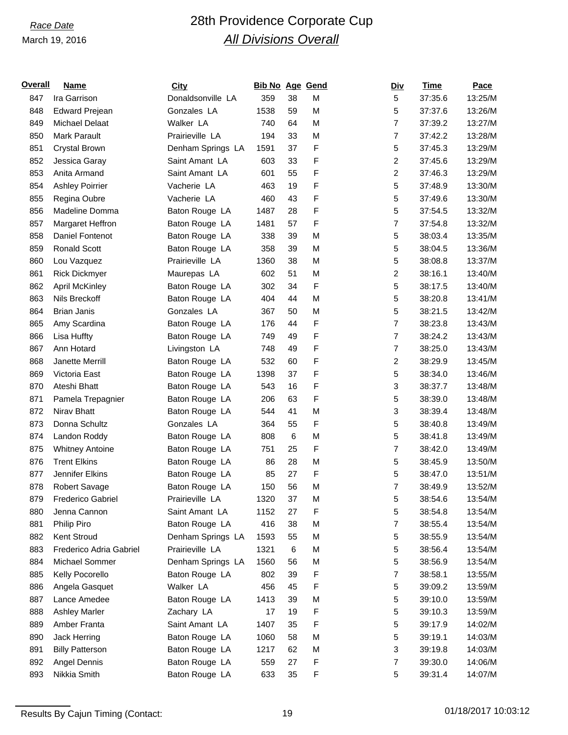*Race Date*

March 19, 2016

# 28th Providence Corporate Cup

## *All Divisions Overall*

| Overall | Name | City | Bib No | Age | Gend | Div | Time | Pace |
|---|---|---|---|---|---|---|---|---|
| 847 | Ira Garrison | Donaldsonville LA | 359 | 38 | M | 5 | 37:35.6 | 13:25/M |
| 848 | Edward Prejean | Gonzales LA | 1538 | 59 | M | 5 | 37:37.6 | 13:26/M |
| 849 | Michael Delaat | Walker LA | 740 | 64 | M | 7 | 37:39.2 | 13:27/M |
| 850 | Mark Parault | Prairieville LA | 194 | 33 | M | 7 | 37:42.2 | 13:28/M |
| 851 | Crystal Brown | Denham Springs LA | 1591 | 37 | F | 5 | 37:45.3 | 13:29/M |
| 852 | Jessica Garay | Saint Amant LA | 603 | 33 | F | 2 | 37:45.6 | 13:29/M |
| 853 | Anita Armand | Saint Amant LA | 601 | 55 | F | 2 | 37:46.3 | 13:29/M |
| 854 | Ashley Poirrier | Vacherie LA | 463 | 19 | F | 5 | 37:48.9 | 13:30/M |
| 855 | Regina Oubre | Vacherie LA | 460 | 43 | F | 5 | 37:49.6 | 13:30/M |
| 856 | Madeline Domma | Baton Rouge LA | 1487 | 28 | F | 5 | 37:54.5 | 13:32/M |
| 857 | Margaret Heffron | Baton Rouge LA | 1481 | 57 | F | 7 | 37:54.8 | 13:32/M |
| 858 | Daniel Fontenot | Baton Rouge LA | 338 | 39 | M | 5 | 38:03.4 | 13:35/M |
| 859 | Ronald Scott | Baton Rouge LA | 358 | 39 | M | 5 | 38:04.5 | 13:36/M |
| 860 | Lou Vazquez | Prairieville LA | 1360 | 38 | M | 5 | 38:08.8 | 13:37/M |
| 861 | Rick Dickmyer | Maurepas LA | 602 | 51 | M | 2 | 38:16.1 | 13:40/M |
| 862 | April McKinley | Baton Rouge LA | 302 | 34 | F | 5 | 38:17.5 | 13:40/M |
| 863 | Nils Breckoff | Baton Rouge LA | 404 | 44 | M | 5 | 38:20.8 | 13:41/M |
| 864 | Brian Janis | Gonzales LA | 367 | 50 | M | 5 | 38:21.5 | 13:42/M |
| 865 | Amy Scardina | Baton Rouge LA | 176 | 44 | F | 7 | 38:23.8 | 13:43/M |
| 866 | Lisa Huffty | Baton Rouge LA | 749 | 49 | F | 7 | 38:24.2 | 13:43/M |
| 867 | Ann Hotard | Livingston LA | 748 | 49 | F | 7 | 38:25.0 | 13:43/M |
| 868 | Janette Merrill | Baton Rouge LA | 532 | 60 | F | 2 | 38:29.9 | 13:45/M |
| 869 | Victoria East | Baton Rouge LA | 1398 | 37 | F | 5 | 38:34.0 | 13:46/M |
| 870 | Ateshi Bhatt | Baton Rouge LA | 543 | 16 | F | 3 | 38:37.7 | 13:48/M |
| 871 | Pamela Trepagnier | Baton Rouge LA | 206 | 63 | F | 5 | 38:39.0 | 13:48/M |
| 872 | Nirav Bhatt | Baton Rouge LA | 544 | 41 | M | 3 | 38:39.4 | 13:48/M |
| 873 | Donna Schultz | Gonzales LA | 364 | 55 | F | 5 | 38:40.8 | 13:49/M |
| 874 | Landon Roddy | Baton Rouge LA | 808 | 6 | M | 5 | 38:41.8 | 13:49/M |
| 875 | Whitney Antoine | Baton Rouge LA | 751 | 25 | F | 7 | 38:42.0 | 13:49/M |
| 876 | Trent Elkins | Baton Rouge LA | 86 | 28 | M | 5 | 38:45.9 | 13:50/M |
| 877 | Jennifer Elkins | Baton Rouge LA | 85 | 27 | F | 5 | 38:47.0 | 13:51/M |
| 878 | Robert Savage | Baton Rouge LA | 150 | 56 | M | 7 | 38:49.9 | 13:52/M |
| 879 | Frederico Gabriel | Prairieville LA | 1320 | 37 | M | 5 | 38:54.6 | 13:54/M |
| 880 | Jenna Cannon | Saint Amant LA | 1152 | 27 | F | 5 | 38:54.8 | 13:54/M |
| 881 | Philip Piro | Baton Rouge LA | 416 | 38 | M | 7 | 38:55.4 | 13:54/M |
| 882 | Kent Stroud | Denham Springs LA | 1593 | 55 | M | 5 | 38:55.9 | 13:54/M |
| 883 | Frederico Adria Gabriel | Prairieville LA | 1321 | 6 | M | 5 | 38:56.4 | 13:54/M |
| 884 | Michael Sommer | Denham Springs LA | 1560 | 56 | M | 5 | 38:56.9 | 13:54/M |
| 885 | Kelly Pocorello | Baton Rouge LA | 802 | 39 | F | 7 | 38:58.1 | 13:55/M |
| 886 | Angela Gasquet | Walker LA | 456 | 45 | F | 5 | 39:09.2 | 13:59/M |
| 887 | Lance Amedee | Baton Rouge LA | 1413 | 39 | M | 5 | 39:10.0 | 13:59/M |
| 888 | Ashley Marler | Zachary LA | 17 | 19 | F | 5 | 39:10.3 | 13:59/M |
| 889 | Amber Franta | Saint Amant LA | 1407 | 35 | F | 5 | 39:17.9 | 14:02/M |
| 890 | Jack Herring | Baton Rouge LA | 1060 | 58 | M | 5 | 39:19.1 | 14:03/M |
| 891 | Billy Patterson | Baton Rouge LA | 1217 | 62 | M | 3 | 39:19.8 | 14:03/M |
| 892 | Angel Dennis | Baton Rouge LA | 559 | 27 | F | 7 | 39:30.0 | 14:06/M |
| 893 | Nikkia Smith | Baton Rouge LA | 633 | 35 | F | 5 | 39:31.4 | 14:07/M |

Results By Cajun Timing (Contact: 01/18/2017 10:03:12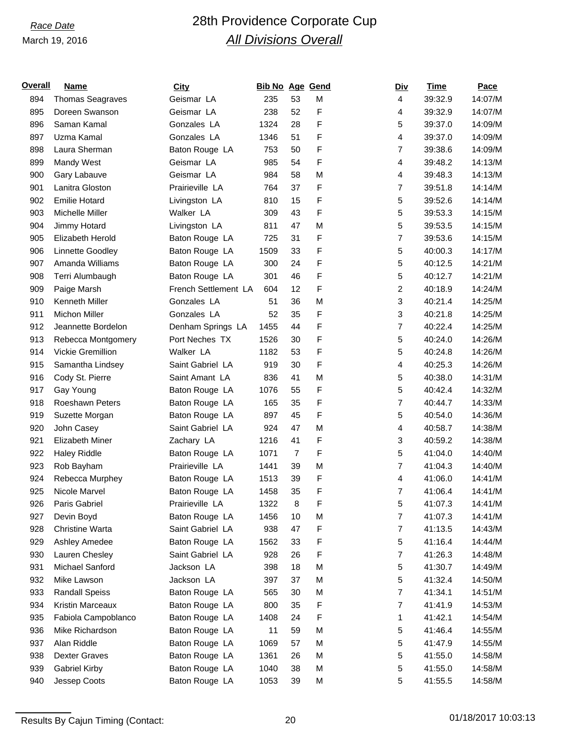*Race Date*

March 19, 2016

# 28th Providence Corporate Cup

## *All Divisions Overall*

| Overall | Name | City | Bib No | Age | Gend | Div | Time | Pace |
|---|---|---|---|---|---|---|---|---|
| 894 | Thomas Seagraves | Geismar LA | 235 | 53 | M | 4 | 39:32.9 | 14:07/M |
| 895 | Doreen Swanson | Geismar LA | 238 | 52 | F | 4 | 39:32.9 | 14:07/M |
| 896 | Saman Kamal | Gonzales LA | 1324 | 28 | F | 5 | 39:37.0 | 14:09/M |
| 897 | Uzma Kamal | Gonzales LA | 1346 | 51 | F | 4 | 39:37.0 | 14:09/M |
| 898 | Laura Sherman | Baton Rouge LA | 753 | 50 | F | 7 | 39:38.6 | 14:09/M |
| 899 | Mandy West | Geismar LA | 985 | 54 | F | 4 | 39:48.2 | 14:13/M |
| 900 | Gary Labauve | Geismar LA | 984 | 58 | M | 4 | 39:48.3 | 14:13/M |
| 901 | Lanitra Gloston | Prairieville LA | 764 | 37 | F | 7 | 39:51.8 | 14:14/M |
| 902 | Emilie Hotard | Livingston LA | 810 | 15 | F | 5 | 39:52.6 | 14:14/M |
| 903 | Michelle Miller | Walker LA | 309 | 43 | F | 5 | 39:53.3 | 14:15/M |
| 904 | Jimmy Hotard | Livingston LA | 811 | 47 | M | 5 | 39:53.5 | 14:15/M |
| 905 | Elizabeth Herold | Baton Rouge LA | 725 | 31 | F | 7 | 39:53.6 | 14:15/M |
| 906 | Linnette Goodley | Baton Rouge LA | 1509 | 33 | F | 5 | 40:00.3 | 14:17/M |
| 907 | Amanda Williams | Baton Rouge LA | 300 | 24 | F | 5 | 40:12.5 | 14:21/M |
| 908 | Terri Alumbaugh | Baton Rouge LA | 301 | 46 | F | 5 | 40:12.7 | 14:21/M |
| 909 | Paige Marsh | French Settlement LA | 604 | 12 | F | 2 | 40:18.9 | 14:24/M |
| 910 | Kenneth Miller | Gonzales LA | 51 | 36 | M | 3 | 40:21.4 | 14:25/M |
| 911 | Michon Miller | Gonzales LA | 52 | 35 | F | 3 | 40:21.8 | 14:25/M |
| 912 | Jeannette Bordelon | Denham Springs LA | 1455 | 44 | F | 7 | 40:22.4 | 14:25/M |
| 913 | Rebecca Montgomery | Port Neches TX | 1526 | 30 | F | 5 | 40:24.0 | 14:26/M |
| 914 | Vickie Gremillion | Walker LA | 1182 | 53 | F | 5 | 40:24.8 | 14:26/M |
| 915 | Samantha Lindsey | Saint Gabriel LA | 919 | 30 | F | 4 | 40:25.3 | 14:26/M |
| 916 | Cody St. Pierre | Saint Amant LA | 836 | 41 | M | 5 | 40:38.0 | 14:31/M |
| 917 | Gay Young | Baton Rouge LA | 1076 | 55 | F | 5 | 40:42.4 | 14:32/M |
| 918 | Roeshawn Peters | Baton Rouge LA | 165 | 35 | F | 7 | 40:44.7 | 14:33/M |
| 919 | Suzette Morgan | Baton Rouge LA | 897 | 45 | F | 5 | 40:54.0 | 14:36/M |
| 920 | John Casey | Saint Gabriel LA | 924 | 47 | M | 4 | 40:58.7 | 14:38/M |
| 921 | Elizabeth Miner | Zachary LA | 1216 | 41 | F | 3 | 40:59.2 | 14:38/M |
| 922 | Haley Riddle | Baton Rouge LA | 1071 | 7 | F | 5 | 41:04.0 | 14:40/M |
| 923 | Rob Bayham | Prairieville LA | 1441 | 39 | M | 7 | 41:04.3 | 14:40/M |
| 924 | Rebecca Murphey | Baton Rouge LA | 1513 | 39 | F | 4 | 41:06.0 | 14:41/M |
| 925 | Nicole Marvel | Baton Rouge LA | 1458 | 35 | F | 7 | 41:06.4 | 14:41/M |
| 926 | Paris Gabriel | Prairieville LA | 1322 | 8 | F | 5 | 41:07.3 | 14:41/M |
| 927 | Devin Boyd | Baton Rouge LA | 1456 | 10 | M | 7 | 41:07.3 | 14:41/M |
| 928 | Christine Warta | Saint Gabriel LA | 938 | 47 | F | 7 | 41:13.5 | 14:43/M |
| 929 | Ashley Amedee | Baton Rouge LA | 1562 | 33 | F | 5 | 41:16.4 | 14:44/M |
| 930 | Lauren Chesley | Saint Gabriel LA | 928 | 26 | F | 7 | 41:26.3 | 14:48/M |
| 931 | Michael Sanford | Jackson LA | 398 | 18 | M | 5 | 41:30.7 | 14:49/M |
| 932 | Mike Lawson | Jackson LA | 397 | 37 | M | 5 | 41:32.4 | 14:50/M |
| 933 | Randall Speiss | Baton Rouge LA | 565 | 30 | M | 7 | 41:34.1 | 14:51/M |
| 934 | Kristin Marceaux | Baton Rouge LA | 800 | 35 | F | 7 | 41:41.9 | 14:53/M |
| 935 | Fabiola Campoblanco | Baton Rouge LA | 1408 | 24 | F | 1 | 41:42.1 | 14:54/M |
| 936 | Mike Richardson | Baton Rouge LA | 11 | 59 | M | 5 | 41:46.4 | 14:55/M |
| 937 | Alan Riddle | Baton Rouge LA | 1069 | 57 | M | 5 | 41:47.9 | 14:55/M |
| 938 | Dexter Graves | Baton Rouge LA | 1361 | 26 | M | 5 | 41:55.0 | 14:58/M |
| 939 | Gabriel Kirby | Baton Rouge LA | 1040 | 38 | M | 5 | 41:55.0 | 14:58/M |
| 940 | Jessep Coots | Baton Rouge LA | 1053 | 39 | M | 5 | 41:55.5 | 14:58/M |

Results By Cajun Timing (Contact: 01/18/2017 10:03:13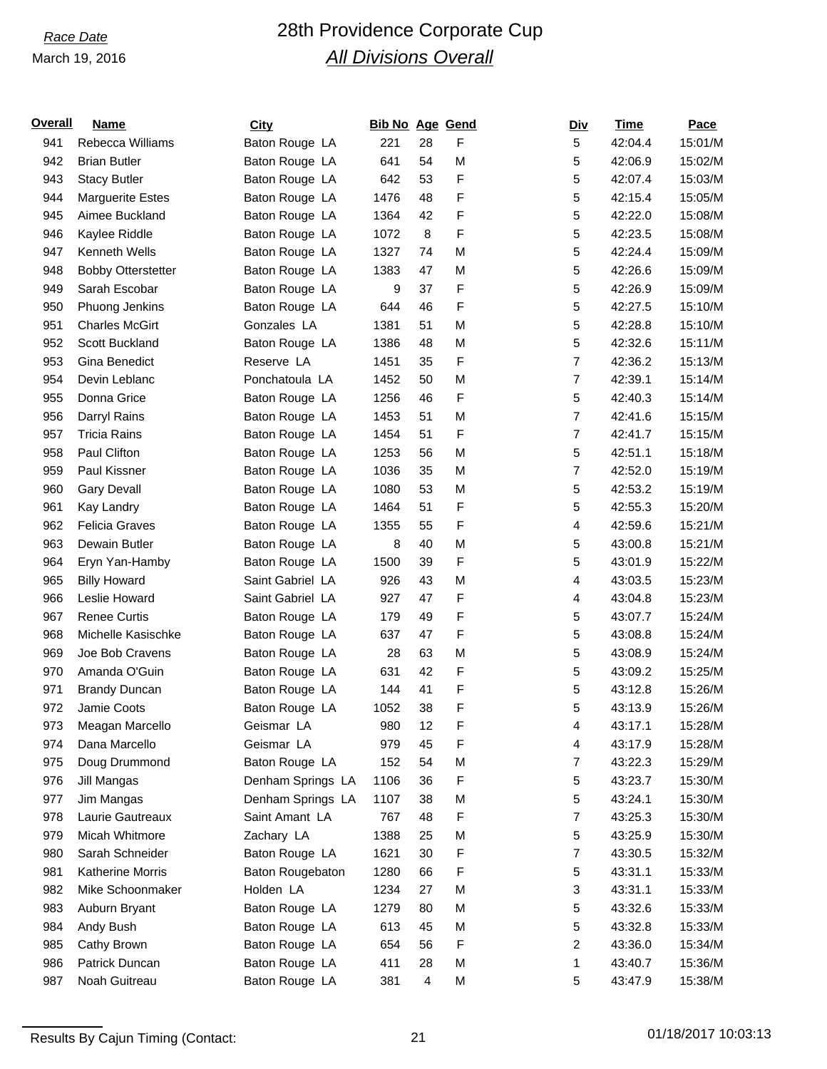Race Date

March 19, 2016

# 28th Providence Corporate Cup

## *All Divisions Overall*

| Overall | Name | City | Bib No | Age | Gend | Div | Time | Pace |
|---|---|---|---|---|---|---|---|---|
| 941 | Rebecca Williams | Baton Rouge LA | 221 | 28 | F | 5 | 42:04.4 | 15:01/M |
| 942 | Brian Butler | Baton Rouge LA | 641 | 54 | M | 5 | 42:06.9 | 15:02/M |
| 943 | Stacy Butler | Baton Rouge LA | 642 | 53 | F | 5 | 42:07.4 | 15:03/M |
| 944 | Marguerite Estes | Baton Rouge LA | 1476 | 48 | F | 5 | 42:15.4 | 15:05/M |
| 945 | Aimee Buckland | Baton Rouge LA | 1364 | 42 | F | 5 | 42:22.0 | 15:08/M |
| 946 | Kaylee Riddle | Baton Rouge LA | 1072 | 8 | F | 5 | 42:23.5 | 15:08/M |
| 947 | Kenneth Wells | Baton Rouge LA | 1327 | 74 | M | 5 | 42:24.4 | 15:09/M |
| 948 | Bobby Otterstetter | Baton Rouge LA | 1383 | 47 | M | 5 | 42:26.6 | 15:09/M |
| 949 | Sarah Escobar | Baton Rouge LA | 9 | 37 | F | 5 | 42:26.9 | 15:09/M |
| 950 | Phuong Jenkins | Baton Rouge LA | 644 | 46 | F | 5 | 42:27.5 | 15:10/M |
| 951 | Charles McGirt | Gonzales LA | 1381 | 51 | M | 5 | 42:28.8 | 15:10/M |
| 952 | Scott Buckland | Baton Rouge LA | 1386 | 48 | M | 5 | 42:32.6 | 15:11/M |
| 953 | Gina Benedict | Reserve LA | 1451 | 35 | F | 7 | 42:36.2 | 15:13/M |
| 954 | Devin Leblanc | Ponchatoula LA | 1452 | 50 | M | 7 | 42:39.1 | 15:14/M |
| 955 | Donna Grice | Baton Rouge LA | 1256 | 46 | F | 5 | 42:40.3 | 15:14/M |
| 956 | Darryl Rains | Baton Rouge LA | 1453 | 51 | M | 7 | 42:41.6 | 15:15/M |
| 957 | Tricia Rains | Baton Rouge LA | 1454 | 51 | F | 7 | 42:41.7 | 15:15/M |
| 958 | Paul Clifton | Baton Rouge LA | 1253 | 56 | M | 5 | 42:51.1 | 15:18/M |
| 959 | Paul Kissner | Baton Rouge LA | 1036 | 35 | M | 7 | 42:52.0 | 15:19/M |
| 960 | Gary Devall | Baton Rouge LA | 1080 | 53 | M | 5 | 42:53.2 | 15:19/M |
| 961 | Kay Landry | Baton Rouge LA | 1464 | 51 | F | 5 | 42:55.3 | 15:20/M |
| 962 | Felicia Graves | Baton Rouge LA | 1355 | 55 | F | 4 | 42:59.6 | 15:21/M |
| 963 | Dewain Butler | Baton Rouge LA | 8 | 40 | M | 5 | 43:00.8 | 15:21/M |
| 964 | Eryn Yan-Hamby | Baton Rouge LA | 1500 | 39 | F | 5 | 43:01.9 | 15:22/M |
| 965 | Billy Howard | Saint Gabriel LA | 926 | 43 | M | 4 | 43:03.5 | 15:23/M |
| 966 | Leslie Howard | Saint Gabriel LA | 927 | 47 | F | 4 | 43:04.8 | 15:23/M |
| 967 | Renee Curtis | Baton Rouge LA | 179 | 49 | F | 5 | 43:07.7 | 15:24/M |
| 968 | Michelle Kasischke | Baton Rouge LA | 637 | 47 | F | 5 | 43:08.8 | 15:24/M |
| 969 | Joe Bob Cravens | Baton Rouge LA | 28 | 63 | M | 5 | 43:08.9 | 15:24/M |
| 970 | Amanda O'Guin | Baton Rouge LA | 631 | 42 | F | 5 | 43:09.2 | 15:25/M |
| 971 | Brandy Duncan | Baton Rouge LA | 144 | 41 | F | 5 | 43:12.8 | 15:26/M |
| 972 | Jamie Coots | Baton Rouge LA | 1052 | 38 | F | 5 | 43:13.9 | 15:26/M |
| 973 | Meagan Marcello | Geismar LA | 980 | 12 | F | 4 | 43:17.1 | 15:28/M |
| 974 | Dana Marcello | Geismar LA | 979 | 45 | F | 4 | 43:17.9 | 15:28/M |
| 975 | Doug Drummond | Baton Rouge LA | 152 | 54 | M | 7 | 43:22.3 | 15:29/M |
| 976 | Jill Mangas | Denham Springs LA | 1106 | 36 | F | 5 | 43:23.7 | 15:30/M |
| 977 | Jim Mangas | Denham Springs LA | 1107 | 38 | M | 5 | 43:24.1 | 15:30/M |
| 978 | Laurie Gautreaux | Saint Amant LA | 767 | 48 | F | 7 | 43:25.3 | 15:30/M |
| 979 | Micah Whitmore | Zachary LA | 1388 | 25 | M | 5 | 43:25.9 | 15:30/M |
| 980 | Sarah Schneider | Baton Rouge LA | 1621 | 30 | F | 7 | 43:30.5 | 15:32/M |
| 981 | Katherine Morris | Baton Rougebaton | 1280 | 66 | F | 5 | 43:31.1 | 15:33/M |
| 982 | Mike Schoonmaker | Holden LA | 1234 | 27 | M | 3 | 43:31.1 | 15:33/M |
| 983 | Auburn Bryant | Baton Rouge LA | 1279 | 80 | M | 5 | 43:32.6 | 15:33/M |
| 984 | Andy Bush | Baton Rouge LA | 613 | 45 | M | 5 | 43:32.8 | 15:33/M |
| 985 | Cathy Brown | Baton Rouge LA | 654 | 56 | F | 2 | 43:36.0 | 15:34/M |
| 986 | Patrick Duncan | Baton Rouge LA | 411 | 28 | M | 1 | 43:40.7 | 15:36/M |
| 987 | Noah Guitreau | Baton Rouge LA | 381 | 4 | M | 5 | 43:47.9 | 15:38/M |

Results By Cajun Timing (Contact: 01/18/2017 10:03:13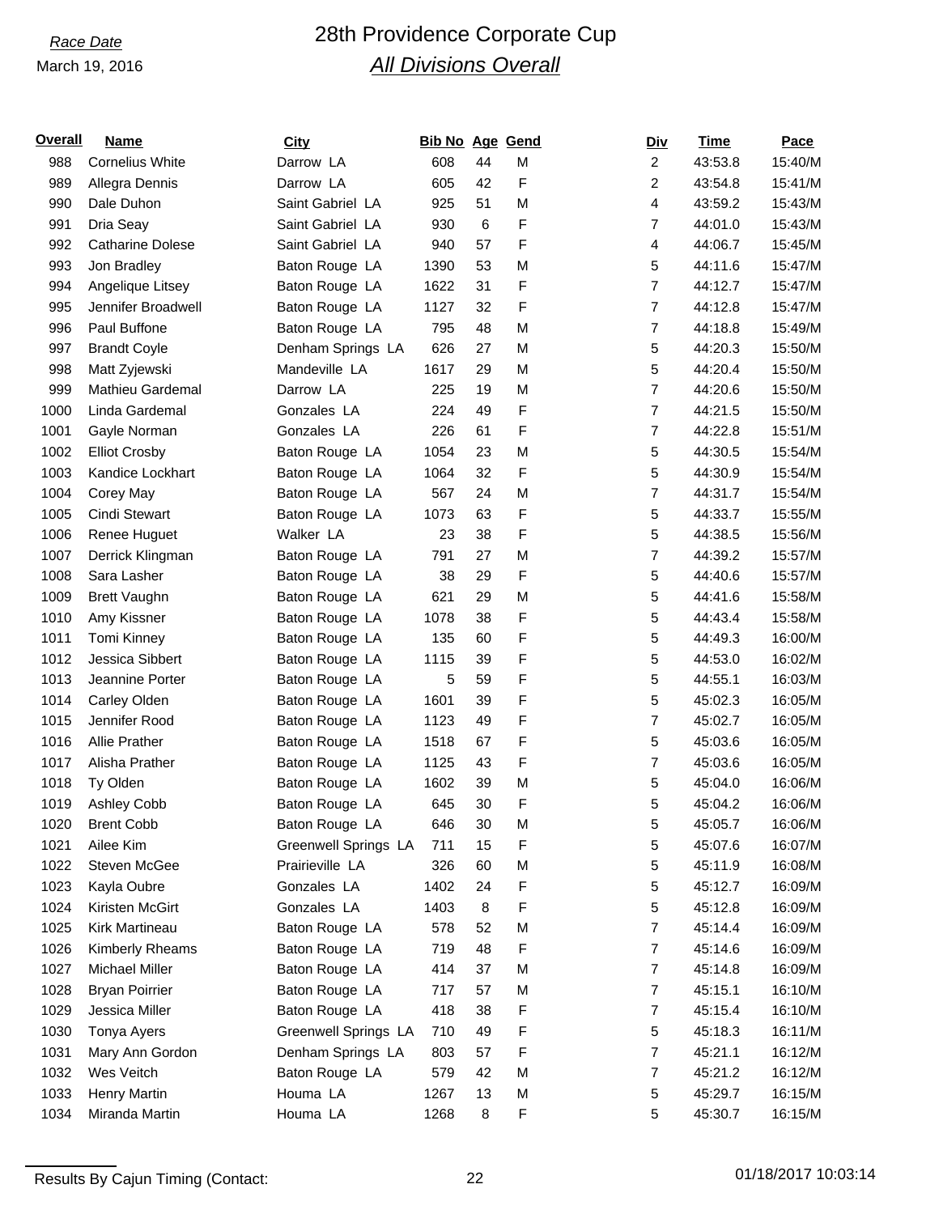*Race Date*

March 19, 2016

# 28th Providence Corporate Cup

## *All Divisions Overall*

| Overall | Name | City | Bib No | Age | Gend | Div | Time | Pace |
|---|---|---|---|---|---|---|---|---|
| 988 | Cornelius White | Darrow LA | 608 | 44 | M | 2 | 43:53.8 | 15:40/M |
| 989 | Allegra Dennis | Darrow LA | 605 | 42 | F | 2 | 43:54.8 | 15:41/M |
| 990 | Dale Duhon | Saint Gabriel LA | 925 | 51 | M | 4 | 43:59.2 | 15:43/M |
| 991 | Dria Seay | Saint Gabriel LA | 930 | 6 | F | 7 | 44:01.0 | 15:43/M |
| 992 | Catharine Dolese | Saint Gabriel LA | 940 | 57 | F | 4 | 44:06.7 | 15:45/M |
| 993 | Jon Bradley | Baton Rouge LA | 1390 | 53 | M | 5 | 44:11.6 | 15:47/M |
| 994 | Angelique Litsey | Baton Rouge LA | 1622 | 31 | F | 7 | 44:12.7 | 15:47/M |
| 995 | Jennifer Broadwell | Baton Rouge LA | 1127 | 32 | F | 7 | 44:12.8 | 15:47/M |
| 996 | Paul Buffone | Baton Rouge LA | 795 | 48 | M | 7 | 44:18.8 | 15:49/M |
| 997 | Brandt Coyle | Denham Springs LA | 626 | 27 | M | 5 | 44:20.3 | 15:50/M |
| 998 | Matt Zyjewski | Mandeville LA | 1617 | 29 | M | 5 | 44:20.4 | 15:50/M |
| 999 | Mathieu Gardemal | Darrow LA | 225 | 19 | M | 7 | 44:20.6 | 15:50/M |
| 1000 | Linda Gardemal | Gonzales LA | 224 | 49 | F | 7 | 44:21.5 | 15:50/M |
| 1001 | Gayle Norman | Gonzales LA | 226 | 61 | F | 7 | 44:22.8 | 15:51/M |
| 1002 | Elliot Crosby | Baton Rouge LA | 1054 | 23 | M | 5 | 44:30.5 | 15:54/M |
| 1003 | Kandice Lockhart | Baton Rouge LA | 1064 | 32 | F | 5 | 44:30.9 | 15:54/M |
| 1004 | Corey May | Baton Rouge LA | 567 | 24 | M | 7 | 44:31.7 | 15:54/M |
| 1005 | Cindi Stewart | Baton Rouge LA | 1073 | 63 | F | 5 | 44:33.7 | 15:55/M |
| 1006 | Renee Huguet | Walker LA | 23 | 38 | F | 5 | 44:38.5 | 15:56/M |
| 1007 | Derrick Klingman | Baton Rouge LA | 791 | 27 | M | 7 | 44:39.2 | 15:57/M |
| 1008 | Sara Lasher | Baton Rouge LA | 38 | 29 | F | 5 | 44:40.6 | 15:57/M |
| 1009 | Brett Vaughn | Baton Rouge LA | 621 | 29 | M | 5 | 44:41.6 | 15:58/M |
| 1010 | Amy Kissner | Baton Rouge LA | 1078 | 38 | F | 5 | 44:43.4 | 15:58/M |
| 1011 | Tomi Kinney | Baton Rouge LA | 135 | 60 | F | 5 | 44:49.3 | 16:00/M |
| 1012 | Jessica Sibbert | Baton Rouge LA | 1115 | 39 | F | 5 | 44:53.0 | 16:02/M |
| 1013 | Jeannine Porter | Baton Rouge LA | 5 | 59 | F | 5 | 44:55.1 | 16:03/M |
| 1014 | Carley Olden | Baton Rouge LA | 1601 | 39 | F | 5 | 45:02.3 | 16:05/M |
| 1015 | Jennifer Rood | Baton Rouge LA | 1123 | 49 | F | 7 | 45:02.7 | 16:05/M |
| 1016 | Allie Prather | Baton Rouge LA | 1518 | 67 | F | 5 | 45:03.6 | 16:05/M |
| 1017 | Alisha Prather | Baton Rouge LA | 1125 | 43 | F | 7 | 45:03.6 | 16:05/M |
| 1018 | Ty Olden | Baton Rouge LA | 1602 | 39 | M | 5 | 45:04.0 | 16:06/M |
| 1019 | Ashley Cobb | Baton Rouge LA | 645 | 30 | F | 5 | 45:04.2 | 16:06/M |
| 1020 | Brent Cobb | Baton Rouge LA | 646 | 30 | M | 5 | 45:05.7 | 16:06/M |
| 1021 | Ailee Kim | Greenwell Springs LA | 711 | 15 | F | 5 | 45:07.6 | 16:07/M |
| 1022 | Steven McGee | Prairieville LA | 326 | 60 | M | 5 | 45:11.9 | 16:08/M |
| 1023 | Kayla Oubre | Gonzales LA | 1402 | 24 | F | 5 | 45:12.7 | 16:09/M |
| 1024 | Kiristen McGirt | Gonzales LA | 1403 | 8 | F | 5 | 45:12.8 | 16:09/M |
| 1025 | Kirk Martineau | Baton Rouge LA | 578 | 52 | M | 7 | 45:14.4 | 16:09/M |
| 1026 | Kimberly Rheams | Baton Rouge LA | 719 | 48 | F | 7 | 45:14.6 | 16:09/M |
| 1027 | Michael Miller | Baton Rouge LA | 414 | 37 | M | 7 | 45:14.8 | 16:09/M |
| 1028 | Bryan Poirrier | Baton Rouge LA | 717 | 57 | M | 7 | 45:15.1 | 16:10/M |
| 1029 | Jessica Miller | Baton Rouge LA | 418 | 38 | F | 7 | 45:15.4 | 16:10/M |
| 1030 | Tonya Ayers | Greenwell Springs LA | 710 | 49 | F | 5 | 45:18.3 | 16:11/M |
| 1031 | Mary Ann Gordon | Denham Springs LA | 803 | 57 | F | 7 | 45:21.1 | 16:12/M |
| 1032 | Wes Veitch | Baton Rouge LA | 579 | 42 | M | 7 | 45:21.2 | 16:12/M |
| 1033 | Henry Martin | Houma LA | 1267 | 13 | M | 5 | 45:29.7 | 16:15/M |
| 1034 | Miranda Martin | Houma LA | 1268 | 8 | F | 5 | 45:30.7 | 16:15/M |

Results By Cajun Timing (Contact: 01/18/2017 10:03:14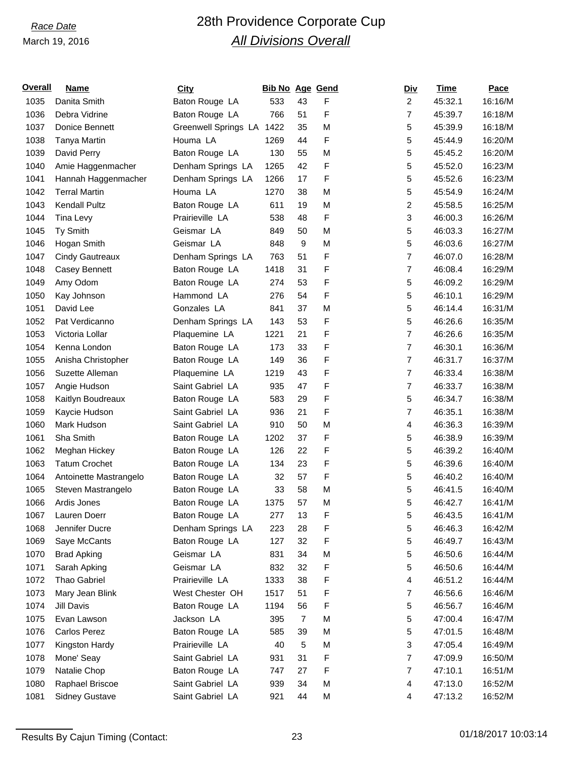*Race Date*

March 19, 2016

# 28th Providence Corporate Cup

## *All Divisions Overall*

| Overall | Name | City | Bib No | Age | Gend | Div | Time | Pace |
|---|---|---|---|---|---|---|---|---|
| 1035 | Danita Smith | Baton Rouge LA | 533 | 43 | F | 2 | 45:32.1 | 16:16/M |
| 1036 | Debra Vidrine | Baton Rouge LA | 766 | 51 | F | 7 | 45:39.7 | 16:18/M |
| 1037 | Donice Bennett | Greenwell Springs LA | 1422 | 35 | M | 5 | 45:39.9 | 16:18/M |
| 1038 | Tanya Martin | Houma LA | 1269 | 44 | F | 5 | 45:44.9 | 16:20/M |
| 1039 | David Perry | Baton Rouge LA | 130 | 55 | M | 5 | 45:45.2 | 16:20/M |
| 1040 | Amie Haggenmacher | Denham Springs LA | 1265 | 42 | F | 5 | 45:52.0 | 16:23/M |
| 1041 | Hannah Haggenmacher | Denham Springs LA | 1266 | 17 | F | 5 | 45:52.6 | 16:23/M |
| 1042 | Terral Martin | Houma LA | 1270 | 38 | M | 5 | 45:54.9 | 16:24/M |
| 1043 | Kendall Pultz | Baton Rouge LA | 611 | 19 | M | 2 | 45:58.5 | 16:25/M |
| 1044 | Tina Levy | Prairieville LA | 538 | 48 | F | 3 | 46:00.3 | 16:26/M |
| 1045 | Ty Smith | Geismar LA | 849 | 50 | M | 5 | 46:03.3 | 16:27/M |
| 1046 | Hogan Smith | Geismar LA | 848 | 9 | M | 5 | 46:03.6 | 16:27/M |
| 1047 | Cindy Gautreaux | Denham Springs LA | 763 | 51 | F | 7 | 46:07.0 | 16:28/M |
| 1048 | Casey Bennett | Baton Rouge LA | 1418 | 31 | F | 7 | 46:08.4 | 16:29/M |
| 1049 | Amy Odom | Baton Rouge LA | 274 | 53 | F | 5 | 46:09.2 | 16:29/M |
| 1050 | Kay Johnson | Hammond LA | 276 | 54 | F | 5 | 46:10.1 | 16:29/M |
| 1051 | David Lee | Gonzales LA | 841 | 37 | M | 5 | 46:14.4 | 16:31/M |
| 1052 | Pat Verdicanno | Denham Springs LA | 143 | 53 | F | 5 | 46:26.6 | 16:35/M |
| 1053 | Victoria Lollar | Plaquemine LA | 1221 | 21 | F | 7 | 46:26.6 | 16:35/M |
| 1054 | Kenna London | Baton Rouge LA | 173 | 33 | F | 7 | 46:30.1 | 16:36/M |
| 1055 | Anisha Christopher | Baton Rouge LA | 149 | 36 | F | 7 | 46:31.7 | 16:37/M |
| 1056 | Suzette Alleman | Plaquemine LA | 1219 | 43 | F | 7 | 46:33.4 | 16:38/M |
| 1057 | Angie Hudson | Saint Gabriel LA | 935 | 47 | F | 7 | 46:33.7 | 16:38/M |
| 1058 | Kaitlyn Boudreaux | Baton Rouge LA | 583 | 29 | F | 5 | 46:34.7 | 16:38/M |
| 1059 | Kaycie Hudson | Saint Gabriel LA | 936 | 21 | F | 7 | 46:35.1 | 16:38/M |
| 1060 | Mark Hudson | Saint Gabriel LA | 910 | 50 | M | 4 | 46:36.3 | 16:39/M |
| 1061 | Sha Smith | Baton Rouge LA | 1202 | 37 | F | 5 | 46:38.9 | 16:39/M |
| 1062 | Meghan Hickey | Baton Rouge LA | 126 | 22 | F | 5 | 46:39.2 | 16:40/M |
| 1063 | Tatum Crochet | Baton Rouge LA | 134 | 23 | F | 5 | 46:39.6 | 16:40/M |
| 1064 | Antoinette Mastrangelo | Baton Rouge LA | 32 | 57 | F | 5 | 46:40.2 | 16:40/M |
| 1065 | Steven Mastrangelo | Baton Rouge LA | 33 | 58 | M | 5 | 46:41.5 | 16:40/M |
| 1066 | Ardis Jones | Baton Rouge LA | 1375 | 57 | M | 5 | 46:42.7 | 16:41/M |
| 1067 | Lauren Doerr | Baton Rouge LA | 277 | 13 | F | 5 | 46:43.5 | 16:41/M |
| 1068 | Jennifer Ducre | Denham Springs LA | 223 | 28 | F | 5 | 46:46.3 | 16:42/M |
| 1069 | Saye McCants | Baton Rouge LA | 127 | 32 | F | 5 | 46:49.7 | 16:43/M |
| 1070 | Brad Apking | Geismar LA | 831 | 34 | M | 5 | 46:50.6 | 16:44/M |
| 1071 | Sarah Apking | Geismar LA | 832 | 32 | F | 5 | 46:50.6 | 16:44/M |
| 1072 | Thao Gabriel | Prairieville LA | 1333 | 38 | F | 4 | 46:51.2 | 16:44/M |
| 1073 | Mary Jean Blink | West Chester OH | 1517 | 51 | F | 7 | 46:56.6 | 16:46/M |
| 1074 | Jill Davis | Baton Rouge LA | 1194 | 56 | F | 5 | 46:56.7 | 16:46/M |
| 1075 | Evan Lawson | Jackson LA | 395 | 7 | M | 5 | 47:00.4 | 16:47/M |
| 1076 | Carlos Perez | Baton Rouge LA | 585 | 39 | M | 5 | 47:01.5 | 16:48/M |
| 1077 | Kingston Hardy | Prairieville LA | 40 | 5 | M | 3 | 47:05.4 | 16:49/M |
| 1078 | Mone' Seay | Saint Gabriel LA | 931 | 31 | F | 7 | 47:09.9 | 16:50/M |
| 1079 | Natalie Chop | Baton Rouge LA | 747 | 27 | F | 7 | 47:10.1 | 16:51/M |
| 1080 | Raphael Briscoe | Saint Gabriel LA | 939 | 34 | M | 4 | 47:13.0 | 16:52/M |
| 1081 | Sidney Gustave | Saint Gabriel LA | 921 | 44 | M | 4 | 47:13.2 | 16:52/M |

Results By Cajun Timing (Contact:

01/18/2017 10:03:14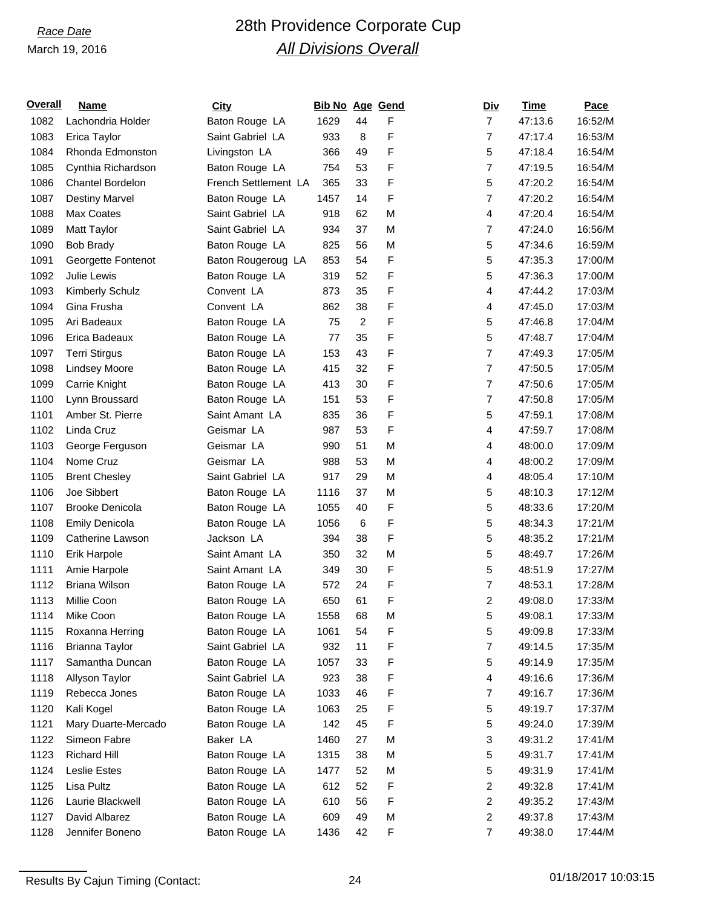*Race Date*

March 19, 2016

# 28th Providence Corporate Cup

## *All Divisions Overall*

| Overall | Name | City | Bib No | Age | Gend | Div | Time | Pace |
|---|---|---|---|---|---|---|---|---|
| 1082 | Lachondria Holder | Baton Rouge LA | 1629 | 44 | F | 7 | 47:13.6 | 16:52/M |
| 1083 | Erica Taylor | Saint Gabriel LA | 933 | 8 | F | 7 | 47:17.4 | 16:53/M |
| 1084 | Rhonda Edmonston | Livingston LA | 366 | 49 | F | 5 | 47:18.4 | 16:54/M |
| 1085 | Cynthia Richardson | Baton Rouge LA | 754 | 53 | F | 7 | 47:19.5 | 16:54/M |
| 1086 | Chantel Bordelon | French Settlement LA | 365 | 33 | F | 5 | 47:20.2 | 16:54/M |
| 1087 | Destiny Marvel | Baton Rouge LA | 1457 | 14 | F | 7 | 47:20.2 | 16:54/M |
| 1088 | Max Coates | Saint Gabriel LA | 918 | 62 | M | 4 | 47:20.4 | 16:54/M |
| 1089 | Matt Taylor | Saint Gabriel LA | 934 | 37 | M | 7 | 47:24.0 | 16:56/M |
| 1090 | Bob Brady | Baton Rouge LA | 825 | 56 | M | 5 | 47:34.6 | 16:59/M |
| 1091 | Georgette Fontenot | Baton Rougeroug LA | 853 | 54 | F | 5 | 47:35.3 | 17:00/M |
| 1092 | Julie Lewis | Baton Rouge LA | 319 | 52 | F | 5 | 47:36.3 | 17:00/M |
| 1093 | Kimberly Schulz | Convent LA | 873 | 35 | F | 4 | 47:44.2 | 17:03/M |
| 1094 | Gina Frusha | Convent LA | 862 | 38 | F | 4 | 47:45.0 | 17:03/M |
| 1095 | Ari Badeaux | Baton Rouge LA | 75 | 2 | F | 5 | 47:46.8 | 17:04/M |
| 1096 | Erica Badeaux | Baton Rouge LA | 77 | 35 | F | 5 | 47:48.7 | 17:04/M |
| 1097 | Terri Stirgus | Baton Rouge LA | 153 | 43 | F | 7 | 47:49.3 | 17:05/M |
| 1098 | Lindsey Moore | Baton Rouge LA | 415 | 32 | F | 7 | 47:50.5 | 17:05/M |
| 1099 | Carrie Knight | Baton Rouge LA | 413 | 30 | F | 7 | 47:50.6 | 17:05/M |
| 1100 | Lynn Broussard | Baton Rouge LA | 151 | 53 | F | 7 | 47:50.8 | 17:05/M |
| 1101 | Amber St. Pierre | Saint Amant LA | 835 | 36 | F | 5 | 47:59.1 | 17:08/M |
| 1102 | Linda Cruz | Geismar LA | 987 | 53 | F | 4 | 47:59.7 | 17:08/M |
| 1103 | George Ferguson | Geismar LA | 990 | 51 | M | 4 | 48:00.0 | 17:09/M |
| 1104 | Nome Cruz | Geismar LA | 988 | 53 | M | 4 | 48:00.2 | 17:09/M |
| 1105 | Brent Chesley | Saint Gabriel LA | 917 | 29 | M | 4 | 48:05.4 | 17:10/M |
| 1106 | Joe Sibbert | Baton Rouge LA | 1116 | 37 | M | 5 | 48:10.3 | 17:12/M |
| 1107 | Brooke Denicola | Baton Rouge LA | 1055 | 40 | F | 5 | 48:33.6 | 17:20/M |
| 1108 | Emily Denicola | Baton Rouge LA | 1056 | 6 | F | 5 | 48:34.3 | 17:21/M |
| 1109 | Catherine Lawson | Jackson LA | 394 | 38 | F | 5 | 48:35.2 | 17:21/M |
| 1110 | Erik Harpole | Saint Amant LA | 350 | 32 | M | 5 | 48:49.7 | 17:26/M |
| 1111 | Amie Harpole | Saint Amant LA | 349 | 30 | F | 5 | 48:51.9 | 17:27/M |
| 1112 | Briana Wilson | Baton Rouge LA | 572 | 24 | F | 7 | 48:53.1 | 17:28/M |
| 1113 | Millie Coon | Baton Rouge LA | 650 | 61 | F | 2 | 49:08.0 | 17:33/M |
| 1114 | Mike Coon | Baton Rouge LA | 1558 | 68 | M | 5 | 49:08.1 | 17:33/M |
| 1115 | Roxanna Herring | Baton Rouge LA | 1061 | 54 | F | 5 | 49:09.8 | 17:33/M |
| 1116 | Brianna Taylor | Saint Gabriel LA | 932 | 11 | F | 7 | 49:14.5 | 17:35/M |
| 1117 | Samantha Duncan | Baton Rouge LA | 1057 | 33 | F | 5 | 49:14.9 | 17:35/M |
| 1118 | Allyson Taylor | Saint Gabriel LA | 923 | 38 | F | 4 | 49:16.6 | 17:36/M |
| 1119 | Rebecca Jones | Baton Rouge LA | 1033 | 46 | F | 7 | 49:16.7 | 17:36/M |
| 1120 | Kali Kogel | Baton Rouge LA | 1063 | 25 | F | 5 | 49:19.7 | 17:37/M |
| 1121 | Mary Duarte-Mercado | Baton Rouge LA | 142 | 45 | F | 5 | 49:24.0 | 17:39/M |
| 1122 | Simeon Fabre | Baker LA | 1460 | 27 | M | 3 | 49:31.2 | 17:41/M |
| 1123 | Richard Hill | Baton Rouge LA | 1315 | 38 | M | 5 | 49:31.7 | 17:41/M |
| 1124 | Leslie Estes | Baton Rouge LA | 1477 | 52 | M | 5 | 49:31.9 | 17:41/M |
| 1125 | Lisa Pultz | Baton Rouge LA | 612 | 52 | F | 2 | 49:32.8 | 17:41/M |
| 1126 | Laurie Blackwell | Baton Rouge LA | 610 | 56 | F | 2 | 49:35.2 | 17:43/M |
| 1127 | David Albarez | Baton Rouge LA | 609 | 49 | M | 2 | 49:37.8 | 17:43/M |
| 1128 | Jennifer Boneno | Baton Rouge LA | 1436 | 42 | F | 7 | 49:38.0 | 17:44/M |

Results By Cajun Timing (Contact: 01/18/2017 10:03:15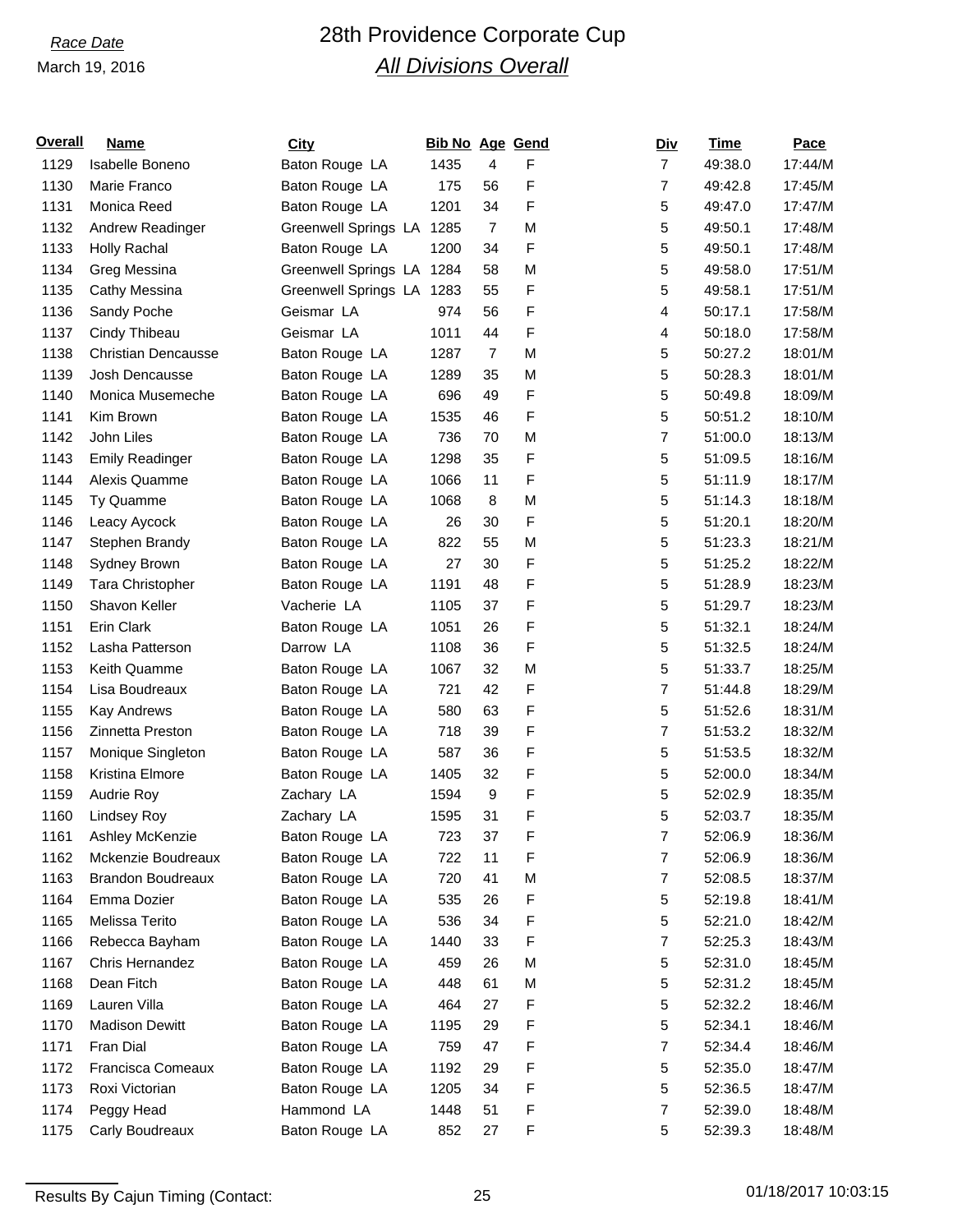*Race Date*

March 19, 2016

# 28th Providence Corporate Cup

## *All Divisions Overall*

| Overall | Name | City | Bib No | Age | Gend | Div | Time | Pace |
|---|---|---|---|---|---|---|---|---|
| 1129 | Isabelle Boneno | Baton Rouge LA | 1435 | 4 | F | 7 | 49:38.0 | 17:44/M |
| 1130 | Marie Franco | Baton Rouge LA | 175 | 56 | F | 7 | 49:42.8 | 17:45/M |
| 1131 | Monica Reed | Baton Rouge LA | 1201 | 34 | F | 5 | 49:47.0 | 17:47/M |
| 1132 | Andrew Readinger | Greenwell Springs LA | 1285 | 7 | M | 5 | 49:50.1 | 17:48/M |
| 1133 | Holly Rachal | Baton Rouge LA | 1200 | 34 | F | 5 | 49:50.1 | 17:48/M |
| 1134 | Greg Messina | Greenwell Springs LA | 1284 | 58 | M | 5 | 49:58.0 | 17:51/M |
| 1135 | Cathy Messina | Greenwell Springs LA | 1283 | 55 | F | 5 | 49:58.1 | 17:51/M |
| 1136 | Sandy Poche | Geismar LA | 974 | 56 | F | 4 | 50:17.1 | 17:58/M |
| 1137 | Cindy Thibeau | Geismar LA | 1011 | 44 | F | 4 | 50:18.0 | 17:58/M |
| 1138 | Christian Dencausse | Baton Rouge LA | 1287 | 7 | M | 5 | 50:27.2 | 18:01/M |
| 1139 | Josh Dencausse | Baton Rouge LA | 1289 | 35 | M | 5 | 50:28.3 | 18:01/M |
| 1140 | Monica Musemeche | Baton Rouge LA | 696 | 49 | F | 5 | 50:49.8 | 18:09/M |
| 1141 | Kim Brown | Baton Rouge LA | 1535 | 46 | F | 5 | 50:51.2 | 18:10/M |
| 1142 | John Liles | Baton Rouge LA | 736 | 70 | M | 7 | 51:00.0 | 18:13/M |
| 1143 | Emily Readinger | Baton Rouge LA | 1298 | 35 | F | 5 | 51:09.5 | 18:16/M |
| 1144 | Alexis Quamme | Baton Rouge LA | 1066 | 11 | F | 5 | 51:11.9 | 18:17/M |
| 1145 | Ty Quamme | Baton Rouge LA | 1068 | 8 | M | 5 | 51:14.3 | 18:18/M |
| 1146 | Leacy Aycock | Baton Rouge LA | 26 | 30 | F | 5 | 51:20.1 | 18:20/M |
| 1147 | Stephen Brandy | Baton Rouge LA | 822 | 55 | M | 5 | 51:23.3 | 18:21/M |
| 1148 | Sydney Brown | Baton Rouge LA | 27 | 30 | F | 5 | 51:25.2 | 18:22/M |
| 1149 | Tara Christopher | Baton Rouge LA | 1191 | 48 | F | 5 | 51:28.9 | 18:23/M |
| 1150 | Shavon Keller | Vacherie LA | 1105 | 37 | F | 5 | 51:29.7 | 18:23/M |
| 1151 | Erin Clark | Baton Rouge LA | 1051 | 26 | F | 5 | 51:32.1 | 18:24/M |
| 1152 | Lasha Patterson | Darrow LA | 1108 | 36 | F | 5 | 51:32.5 | 18:24/M |
| 1153 | Keith Quamme | Baton Rouge LA | 1067 | 32 | M | 5 | 51:33.7 | 18:25/M |
| 1154 | Lisa Boudreaux | Baton Rouge LA | 721 | 42 | F | 7 | 51:44.8 | 18:29/M |
| 1155 | Kay Andrews | Baton Rouge LA | 580 | 63 | F | 5 | 51:52.6 | 18:31/M |
| 1156 | Zinnetta Preston | Baton Rouge LA | 718 | 39 | F | 7 | 51:53.2 | 18:32/M |
| 1157 | Monique Singleton | Baton Rouge LA | 587 | 36 | F | 5 | 51:53.5 | 18:32/M |
| 1158 | Kristina Elmore | Baton Rouge LA | 1405 | 32 | F | 5 | 52:00.0 | 18:34/M |
| 1159 | Audrie Roy | Zachary LA | 1594 | 9 | F | 5 | 52:02.9 | 18:35/M |
| 1160 | Lindsey Roy | Zachary LA | 1595 | 31 | F | 5 | 52:03.7 | 18:35/M |
| 1161 | Ashley McKenzie | Baton Rouge LA | 723 | 37 | F | 7 | 52:06.9 | 18:36/M |
| 1162 | Mckenzie Boudreaux | Baton Rouge LA | 722 | 11 | F | 7 | 52:06.9 | 18:36/M |
| 1163 | Brandon Boudreaux | Baton Rouge LA | 720 | 41 | M | 7 | 52:08.5 | 18:37/M |
| 1164 | Emma Dozier | Baton Rouge LA | 535 | 26 | F | 5 | 52:19.8 | 18:41/M |
| 1165 | Melissa Terito | Baton Rouge LA | 536 | 34 | F | 5 | 52:21.0 | 18:42/M |
| 1166 | Rebecca Bayham | Baton Rouge LA | 1440 | 33 | F | 7 | 52:25.3 | 18:43/M |
| 1167 | Chris Hernandez | Baton Rouge LA | 459 | 26 | M | 5 | 52:31.0 | 18:45/M |
| 1168 | Dean Fitch | Baton Rouge LA | 448 | 61 | M | 5 | 52:31.2 | 18:45/M |
| 1169 | Lauren Villa | Baton Rouge LA | 464 | 27 | F | 5 | 52:32.2 | 18:46/M |
| 1170 | Madison Dewitt | Baton Rouge LA | 1195 | 29 | F | 5 | 52:34.1 | 18:46/M |
| 1171 | Fran Dial | Baton Rouge LA | 759 | 47 | F | 7 | 52:34.4 | 18:46/M |
| 1172 | Francisca Comeaux | Baton Rouge LA | 1192 | 29 | F | 5 | 52:35.0 | 18:47/M |
| 1173 | Roxi Victorian | Baton Rouge LA | 1205 | 34 | F | 5 | 52:36.5 | 18:47/M |
| 1174 | Peggy Head | Hammond LA | 1448 | 51 | F | 7 | 52:39.0 | 18:48/M |
| 1175 | Carly Boudreaux | Baton Rouge LA | 852 | 27 | F | 5 | 52:39.3 | 18:48/M |

Results By Cajun Timing (Contact: 01/18/2017 10:03:15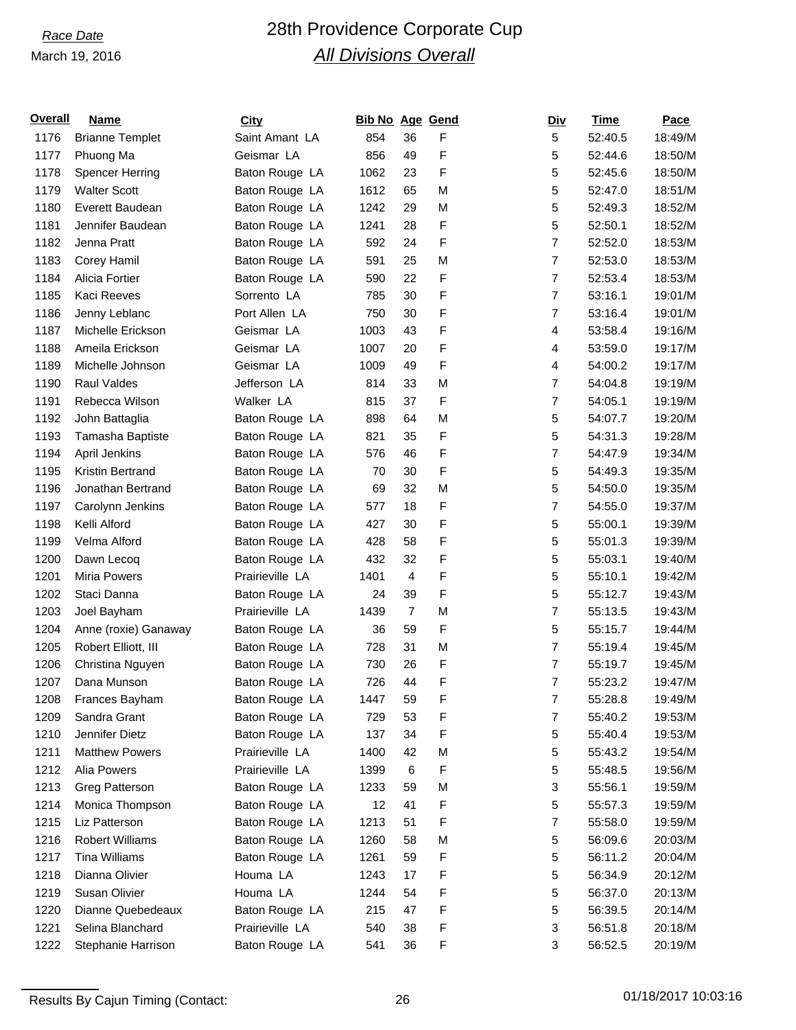*Race Date*
March 19, 2016

# 28th Providence Corporate Cup

## *All Divisions Overall*

| Overall | Name | City | Bib No | Age | Gend | Div | Time | Pace |
|---|---|---|---|---|---|---|---|---|
| 1176 | Brianne Templet | Saint Amant LA | 854 | 36 | F | 5 | 52:40.5 | 18:49/M |
| 1177 | Phuong Ma | Geismar LA | 856 | 49 | F | 5 | 52:44.6 | 18:50/M |
| 1178 | Spencer Herring | Baton Rouge LA | 1062 | 23 | F | 5 | 52:45.6 | 18:50/M |
| 1179 | Walter Scott | Baton Rouge LA | 1612 | 65 | M | 5 | 52:47.0 | 18:51/M |
| 1180 | Everett Baudean | Baton Rouge LA | 1242 | 29 | M | 5 | 52:49.3 | 18:52/M |
| 1181 | Jennifer Baudean | Baton Rouge LA | 1241 | 28 | F | 5 | 52:50.1 | 18:52/M |
| 1182 | Jenna Pratt | Baton Rouge LA | 592 | 24 | F | 7 | 52:52.0 | 18:53/M |
| 1183 | Corey Hamil | Baton Rouge LA | 591 | 25 | M | 7 | 52:53.0 | 18:53/M |
| 1184 | Alicia Fortier | Baton Rouge LA | 590 | 22 | F | 7 | 52:53.4 | 18:53/M |
| 1185 | Kaci Reeves | Sorrento LA | 785 | 30 | F | 7 | 53:16.1 | 19:01/M |
| 1186 | Jenny Leblanc | Port Allen LA | 750 | 30 | F | 7 | 53:16.4 | 19:01/M |
| 1187 | Michelle Erickson | Geismar LA | 1003 | 43 | F | 4 | 53:58.4 | 19:16/M |
| 1188 | Ameila Erickson | Geismar LA | 1007 | 20 | F | 4 | 53:59.0 | 19:17/M |
| 1189 | Michelle Johnson | Geismar LA | 1009 | 49 | F | 4 | 54:00.2 | 19:17/M |
| 1190 | Raul Valdes | Jefferson LA | 814 | 33 | M | 7 | 54:04.8 | 19:19/M |
| 1191 | Rebecca Wilson | Walker LA | 815 | 37 | F | 7 | 54:05.1 | 19:19/M |
| 1192 | John Battaglia | Baton Rouge LA | 898 | 64 | M | 5 | 54:07.7 | 19:20/M |
| 1193 | Tamasha Baptiste | Baton Rouge LA | 821 | 35 | F | 5 | 54:31.3 | 19:28/M |
| 1194 | April Jenkins | Baton Rouge LA | 576 | 46 | F | 7 | 54:47.9 | 19:34/M |
| 1195 | Kristin Bertrand | Baton Rouge LA | 70 | 30 | F | 5 | 54:49.3 | 19:35/M |
| 1196 | Jonathan Bertrand | Baton Rouge LA | 69 | 32 | M | 5 | 54:50.0 | 19:35/M |
| 1197 | Carolynn Jenkins | Baton Rouge LA | 577 | 18 | F | 7 | 54:55.0 | 19:37/M |
| 1198 | Kelli Alford | Baton Rouge LA | 427 | 30 | F | 5 | 55:00.1 | 19:39/M |
| 1199 | Velma Alford | Baton Rouge LA | 428 | 58 | F | 5 | 55:01.3 | 19:39/M |
| 1200 | Dawn Lecoq | Baton Rouge LA | 432 | 32 | F | 5 | 55:03.1 | 19:40/M |
| 1201 | Miria Powers | Prairieville LA | 1401 | 4 | F | 5 | 55:10.1 | 19:42/M |
| 1202 | Staci Danna | Baton Rouge LA | 24 | 39 | F | 5 | 55:12.7 | 19:43/M |
| 1203 | Joel Bayham | Prairieville LA | 1439 | 7 | M | 7 | 55:13.5 | 19:43/M |
| 1204 | Anne (roxie) Ganaway | Baton Rouge LA | 36 | 59 | F | 5 | 55:15.7 | 19:44/M |
| 1205 | Robert Elliott, III | Baton Rouge LA | 728 | 31 | M | 7 | 55:19.4 | 19:45/M |
| 1206 | Christina Nguyen | Baton Rouge LA | 730 | 26 | F | 7 | 55:19.7 | 19:45/M |
| 1207 | Dana Munson | Baton Rouge LA | 726 | 44 | F | 7 | 55:23.2 | 19:47/M |
| 1208 | Frances Bayham | Baton Rouge LA | 1447 | 59 | F | 7 | 55:28.8 | 19:49/M |
| 1209 | Sandra Grant | Baton Rouge LA | 729 | 53 | F | 7 | 55:40.2 | 19:53/M |
| 1210 | Jennifer Dietz | Baton Rouge LA | 137 | 34 | F | 5 | 55:40.4 | 19:53/M |
| 1211 | Matthew Powers | Prairieville LA | 1400 | 42 | M | 5 | 55:43.2 | 19:54/M |
| 1212 | Alia Powers | Prairieville LA | 1399 | 6 | F | 5 | 55:48.5 | 19:56/M |
| 1213 | Greg Patterson | Baton Rouge LA | 1233 | 59 | M | 3 | 55:56.1 | 19:59/M |
| 1214 | Monica Thompson | Baton Rouge LA | 12 | 41 | F | 5 | 55:57.3 | 19:59/M |
| 1215 | Liz Patterson | Baton Rouge LA | 1213 | 51 | F | 7 | 55:58.0 | 19:59/M |
| 1216 | Robert Williams | Baton Rouge LA | 1260 | 58 | M | 5 | 56:09.6 | 20:03/M |
| 1217 | Tina Williams | Baton Rouge LA | 1261 | 59 | F | 5 | 56:11.2 | 20:04/M |
| 1218 | Dianna Olivier | Houma LA | 1243 | 17 | F | 5 | 56:34.9 | 20:12/M |
| 1219 | Susan Olivier | Houma LA | 1244 | 54 | F | 5 | 56:37.0 | 20:13/M |
| 1220 | Dianne Quebedeaux | Baton Rouge LA | 215 | 47 | F | 5 | 56:39.5 | 20:14/M |
| 1221 | Selina Blanchard | Prairieville LA | 540 | 38 | F | 3 | 56:51.8 | 20:18/M |
| 1222 | Stephanie Harrison | Baton Rouge LA | 541 | 36 | F | 3 | 56:52.5 | 20:19/M |

Results By Cajun Timing (Contact:    01/18/2017 10:03:16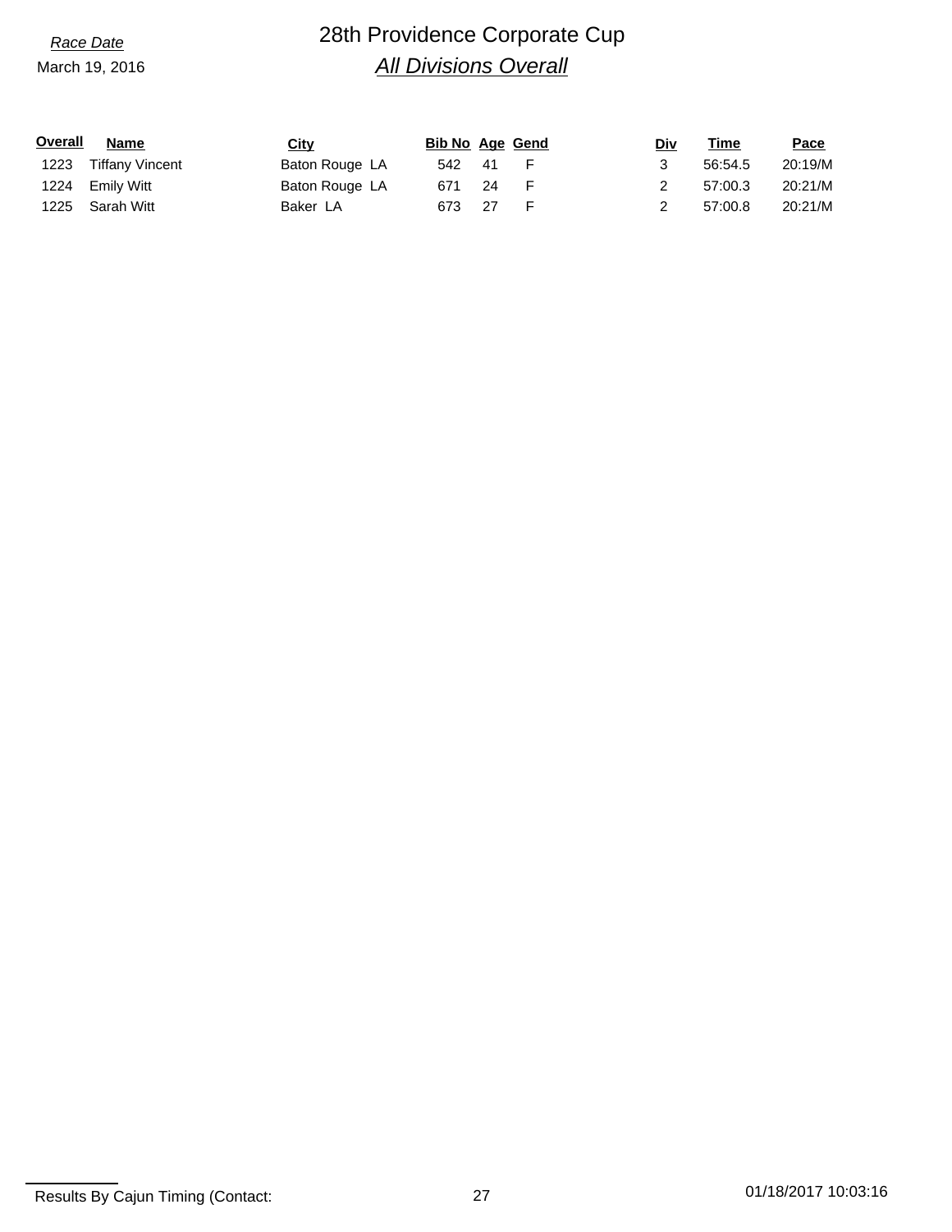*Race Date*

March 19, 2016

# 28th Providence Corporate Cup

## *All Divisions Overall*

| Overall | Name | City | Bib No | Age | Gend | Div | Time | Pace |
|---|---|---|---|---|---|---|---|---|
| 1223 | Tiffany Vincent | Baton Rouge LA | 542 | 41 | F | 3 | 56:54.5 | 20:19/M |
| 1224 | Emily Witt | Baton Rouge LA | 671 | 24 | F | 2 | 57:00.3 | 20:21/M |
| 1225 | Sarah Witt | Baker LA | 673 | 27 | F | 2 | 57:00.8 | 20:21/M |

Results By Cajun Timing (Contact:

01/18/2017 10:03:16